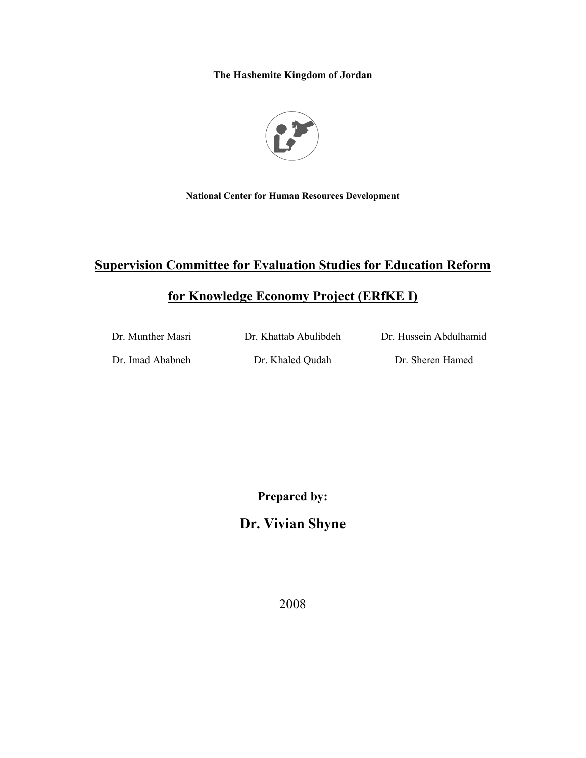**The Hashemite Kingdom of Jordan**

**National Center for Human Resources Development**

# Supervision Committee for Evaluation Studies for Education Reform for Knowledge Economy Project (ERfKE I)

Dr. Munther Masri

Dr. Khattab Abulibdeh

Dr. Hussein Abdulhamid

Dr. Imad Ababneh

Dr. Khaled Qudah

Dr. Sheren Hamed

**Prepared by:**

## Dr. Vivian Shyne

2008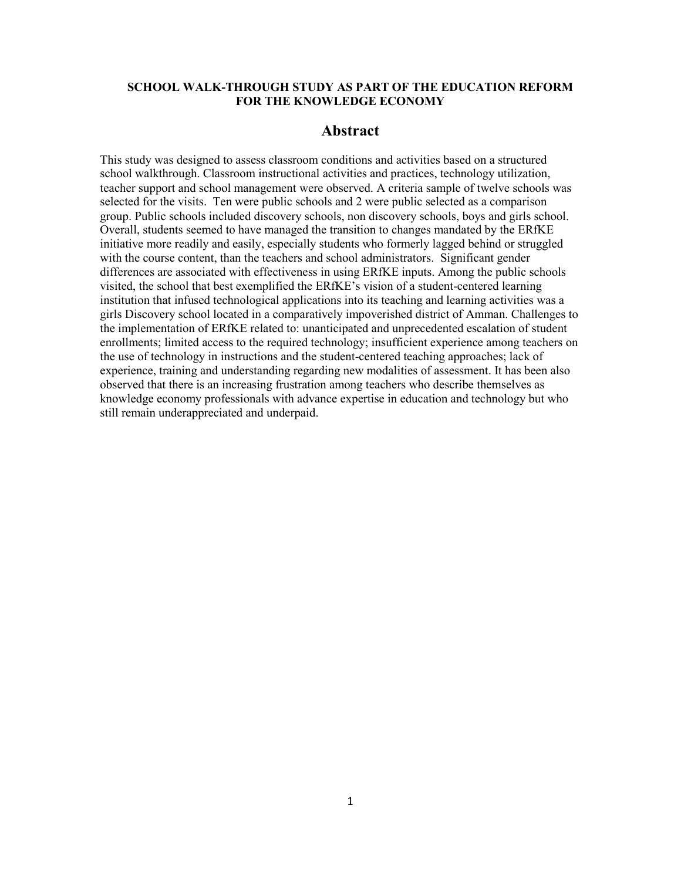**SCHOOL WALK-THROUGH STUDY AS PART OF THE EDUCATION REFORM FOR THE KNOWLEDGE ECONOMY**

# Abstract

This study was designed to assess classroom conditions and activities based on a structured school walkthrough. Classroom instructional activities and practices, technology utilization, teacher support and school management were observed. A criteria sample of twelve schools was selected for the visits. Ten were public schools and 2 were public selected as a comparison group. Public schools included discovery schools, non discovery schools, boys and girls school. Overall, students seemed to have managed the transition to changes mandated by the ERfKE initiative more readily and easily, especially students who formerly lagged behind or struggled with the course content, than the teachers and school administrators. Significant gender differences are associated with effectiveness in using ERfKE inputs. Among the public schools visited, the school that best exemplified the ERfKE's vision of a student-centered learning institution that infused technological applications into its teaching and learning activities was a girls Discovery school located in a comparatively impoverished district of Amman. Challenges to the implementation of ERfKE related to: unanticipated and unprecedented escalation of student enrollments; limited access to the required technology; insufficient experience among teachers on the use of technology in instructions and the student-centered teaching approaches; lack of experience, training and understanding regarding new modalities of assessment. It has been also observed that there is an increasing frustration among teachers who describe themselves as knowledge economy professionals with advance expertise in education and technology but who still remain underappreciated and underpaid.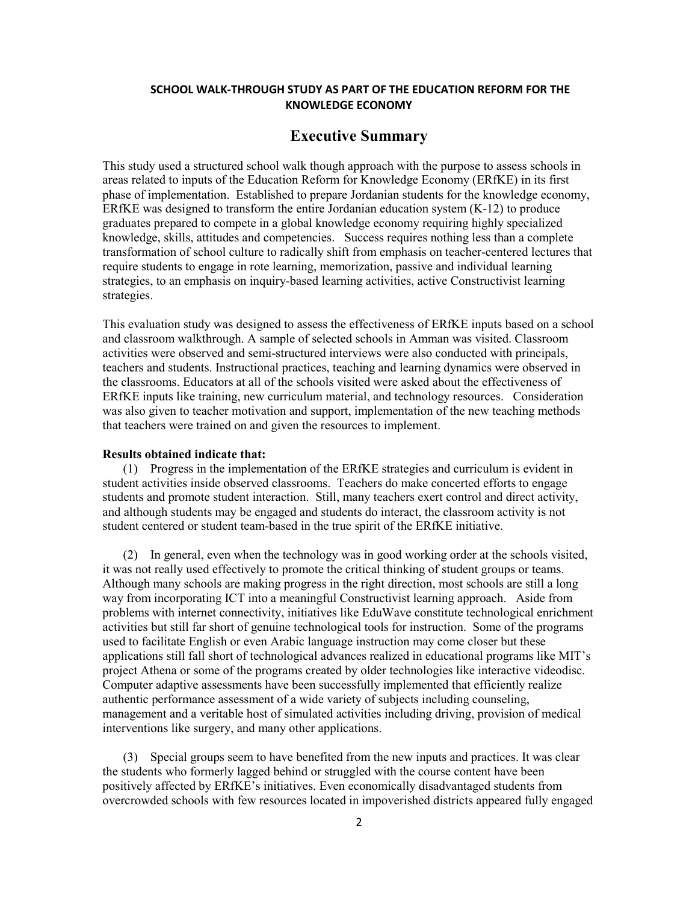**SCHOOL WALK-THROUGH STUDY AS PART OF THE EDUCATION REFORM FOR THE KNOWLEDGE ECONOMY**

# Executive Summary

This study used a structured school walk though approach with the purpose to assess schools in areas related to inputs of the Education Reform for Knowledge Economy (ERfKE) in its first phase of implementation. Established to prepare Jordanian students for the knowledge economy, ERfKE was designed to transform the entire Jordanian education system (K-12) to produce graduates prepared to compete in a global knowledge economy requiring highly specialized knowledge, skills, attitudes and competencies. Success requires nothing less than a complete transformation of school culture to radically shift from emphasis on teacher-centered lectures that require students to engage in rote learning, memorization, passive and individual learning strategies, to an emphasis on inquiry-based learning activities, active Constructivist learning strategies.

This evaluation study was designed to assess the effectiveness of ERfKE inputs based on a school and classroom walkthrough. A sample of selected schools in Amman was visited. Classroom activities were observed and semi-structured interviews were also conducted with principals, teachers and students. Instructional practices, teaching and learning dynamics were observed in the classrooms. Educators at all of the schools visited were asked about the effectiveness of ERfKE inputs like training, new curriculum material, and technology resources. Consideration was also given to teacher motivation and support, implementation of the new teaching methods that teachers were trained on and given the resources to implement.

**Results obtained indicate that:**

(1) Progress in the implementation of the ERfKE strategies and curriculum is evident in student activities inside observed classrooms. Teachers do make concerted efforts to engage students and promote student interaction. Still, many teachers exert control and direct activity, and although students may be engaged and students do interact, the classroom activity is not student centered or student team-based in the true spirit of the ERfKE initiative.

(2) In general, even when the technology was in good working order at the schools visited, it was not really used effectively to promote the critical thinking of student groups or teams. Although many schools are making progress in the right direction, most schools are still a long way from incorporating ICT into a meaningful Constructivist learning approach. Aside from problems with internet connectivity, initiatives like EduWave constitute technological enrichment activities but still far short of genuine technological tools for instruction. Some of the programs used to facilitate English or even Arabic language instruction may come closer but these applications still fall short of technological advances realized in educational programs like MIT's project Athena or some of the programs created by older technologies like interactive videodisc. Computer adaptive assessments have been successfully implemented that efficiently realize authentic performance assessment of a wide variety of subjects including counseling, management and a veritable host of simulated activities including driving, provision of medical interventions like surgery, and many other applications.

(3) Special groups seem to have benefited from the new inputs and practices. It was clear the students who formerly lagged behind or struggled with the course content have been positively affected by ERfKE's initiatives. Even economically disadvantaged students from overcrowded schools with few resources located in impoverished districts appeared fully engaged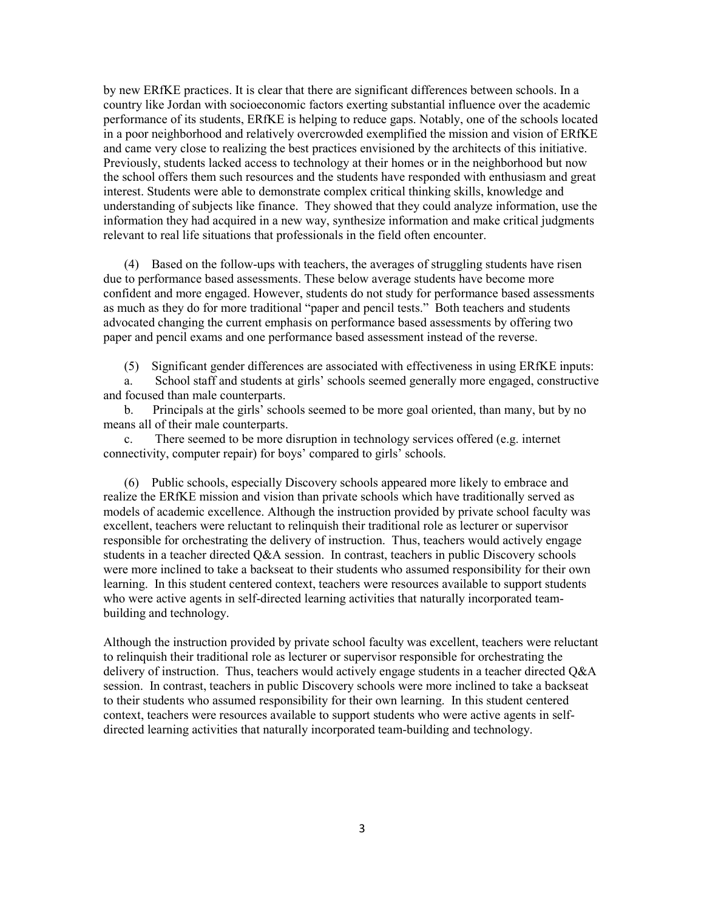by new ERfKE practices. It is clear that there are significant differences between schools. In a country like Jordan with socioeconomic factors exerting substantial influence over the academic performance of its students, ERfKE is helping to reduce gaps. Notably, one of the schools located in a poor neighborhood and relatively overcrowded exemplified the mission and vision of ERfKE and came very close to realizing the best practices envisioned by the architects of this initiative. Previously, students lacked access to technology at their homes or in the neighborhood but now the school offers them such resources and the students have responded with enthusiasm and great interest. Students were able to demonstrate complex critical thinking skills, knowledge and understanding of subjects like finance. They showed that they could analyze information, use the information they had acquired in a new way, synthesize information and make critical judgments relevant to real life situations that professionals in the field often encounter.

(4) Based on the follow-ups with teachers, the averages of struggling students have risen due to performance based assessments. These below average students have become more confident and more engaged. However, students do not study for performance based assessments as much as they do for more traditional "paper and pencil tests." Both teachers and students advocated changing the current emphasis on performance based assessments by offering two paper and pencil exams and one performance based assessment instead of the reverse.

(5) Significant gender differences are associated with effectiveness in using ERfKE inputs:

a. School staff and students at girls' schools seemed generally more engaged, constructive and focused than male counterparts.

b. Principals at the girls' schools seemed to be more goal oriented, than many, but by no means all of their male counterparts.

c. There seemed to be more disruption in technology services offered (e.g. internet connectivity, computer repair) for boys' compared to girls' schools.

(6) Public schools, especially Discovery schools appeared more likely to embrace and realize the ERfKE mission and vision than private schools which have traditionally served as models of academic excellence. Although the instruction provided by private school faculty was excellent, teachers were reluctant to relinquish their traditional role as lecturer or supervisor responsible for orchestrating the delivery of instruction. Thus, teachers would actively engage students in a teacher directed Q&A session. In contrast, teachers in public Discovery schools were more inclined to take a backseat to their students who assumed responsibility for their own learning. In this student centered context, teachers were resources available to support students who were active agents in self-directed learning activities that naturally incorporated team-building and technology.

Although the instruction provided by private school faculty was excellent, teachers were reluctant to relinquish their traditional role as lecturer or supervisor responsible for orchestrating the delivery of instruction. Thus, teachers would actively engage students in a teacher directed Q&A session. In contrast, teachers in public Discovery schools were more inclined to take a backseat to their students who assumed responsibility for their own learning. In this student centered context, teachers were resources available to support students who were active agents in self-directed learning activities that naturally incorporated team-building and technology.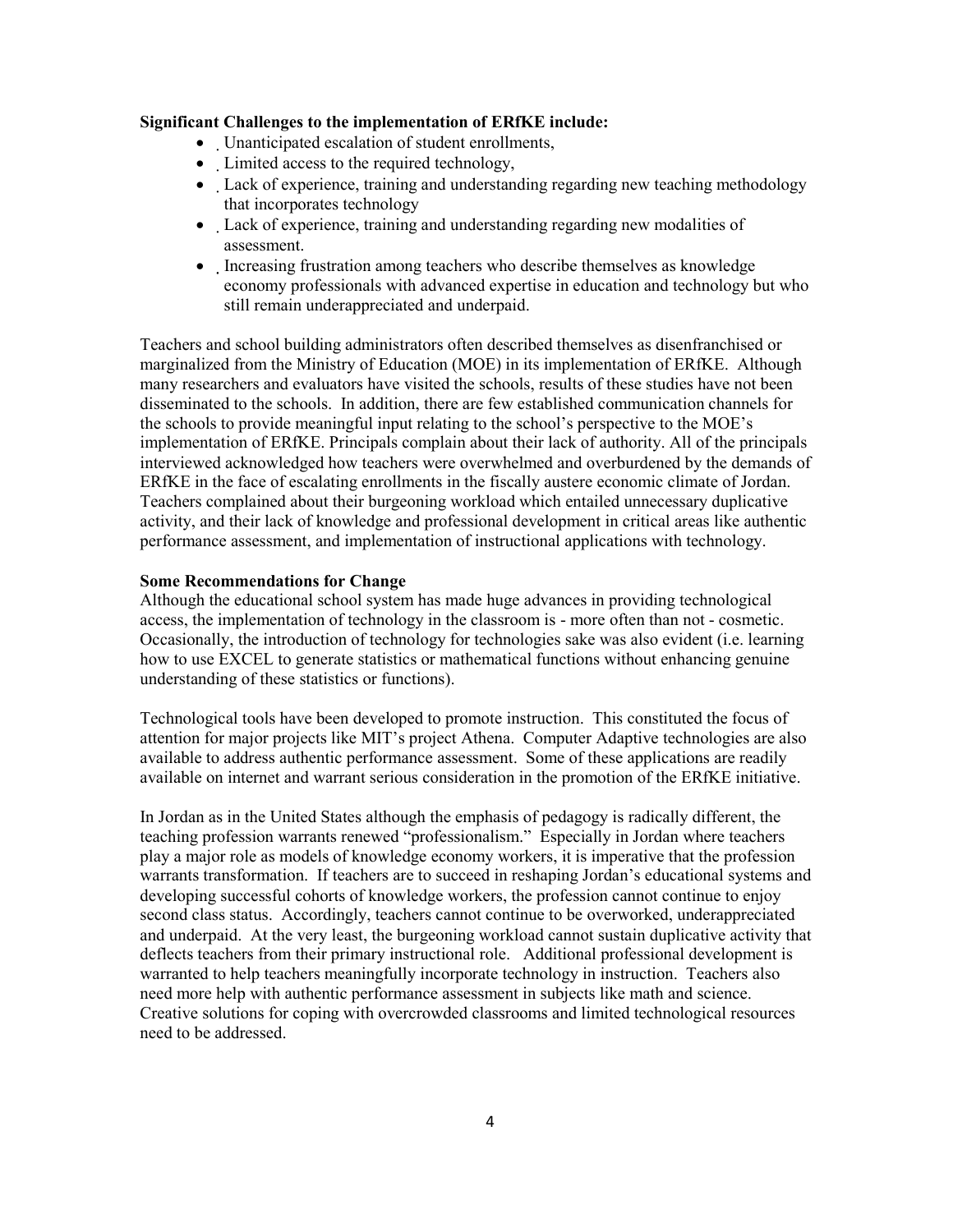**Significant Challenges to the implementation of ERfKE include:**

- Unanticipated escalation of student enrollments,
- Limited access to the required technology,
- Lack of experience, training and understanding regarding new teaching methodology that incorporates technology
- Lack of experience, training and understanding regarding new modalities of assessment.
- Increasing frustration among teachers who describe themselves as knowledge economy professionals with advanced expertise in education and technology but who still remain underappreciated and underpaid.

Teachers and school building administrators often described themselves as disenfranchised or marginalized from the Ministry of Education (MOE) in its implementation of ERfKE. Although many researchers and evaluators have visited the schools, results of these studies have not been disseminated to the schools. In addition, there are few established communication channels for the schools to provide meaningful input relating to the school's perspective to the MOE's implementation of ERfKE. Principals complain about their lack of authority. All of the principals interviewed acknowledged how teachers were overwhelmed and overburdened by the demands of ERfKE in the face of escalating enrollments in the fiscally austere economic climate of Jordan. Teachers complained about their burgeoning workload which entailed unnecessary duplicative activity, and their lack of knowledge and professional development in critical areas like authentic performance assessment, and implementation of instructional applications with technology.

**Some Recommendations for Change**

Although the educational school system has made huge advances in providing technological access, the implementation of technology in the classroom is - more often than not - cosmetic. Occasionally, the introduction of technology for technologies sake was also evident (i.e. learning how to use EXCEL to generate statistics or mathematical functions without enhancing genuine understanding of these statistics or functions).

Technological tools have been developed to promote instruction. This constituted the focus of attention for major projects like MIT's project Athena. Computer Adaptive technologies are also available to address authentic performance assessment. Some of these applications are readily available on internet and warrant serious consideration in the promotion of the ERfKE initiative.

In Jordan as in the United States although the emphasis of pedagogy is radically different, the teaching profession warrants renewed "professionalism." Especially in Jordan where teachers play a major role as models of knowledge economy workers, it is imperative that the profession warrants transformation. If teachers are to succeed in reshaping Jordan's educational systems and developing successful cohorts of knowledge workers, the profession cannot continue to enjoy second class status. Accordingly, teachers cannot continue to be overworked, underappreciated and underpaid. At the very least, the burgeoning workload cannot sustain duplicative activity that deflects teachers from their primary instructional role. Additional professional development is warranted to help teachers meaningfully incorporate technology in instruction. Teachers also need more help with authentic performance assessment in subjects like math and science. Creative solutions for coping with overcrowded classrooms and limited technological resources need to be addressed.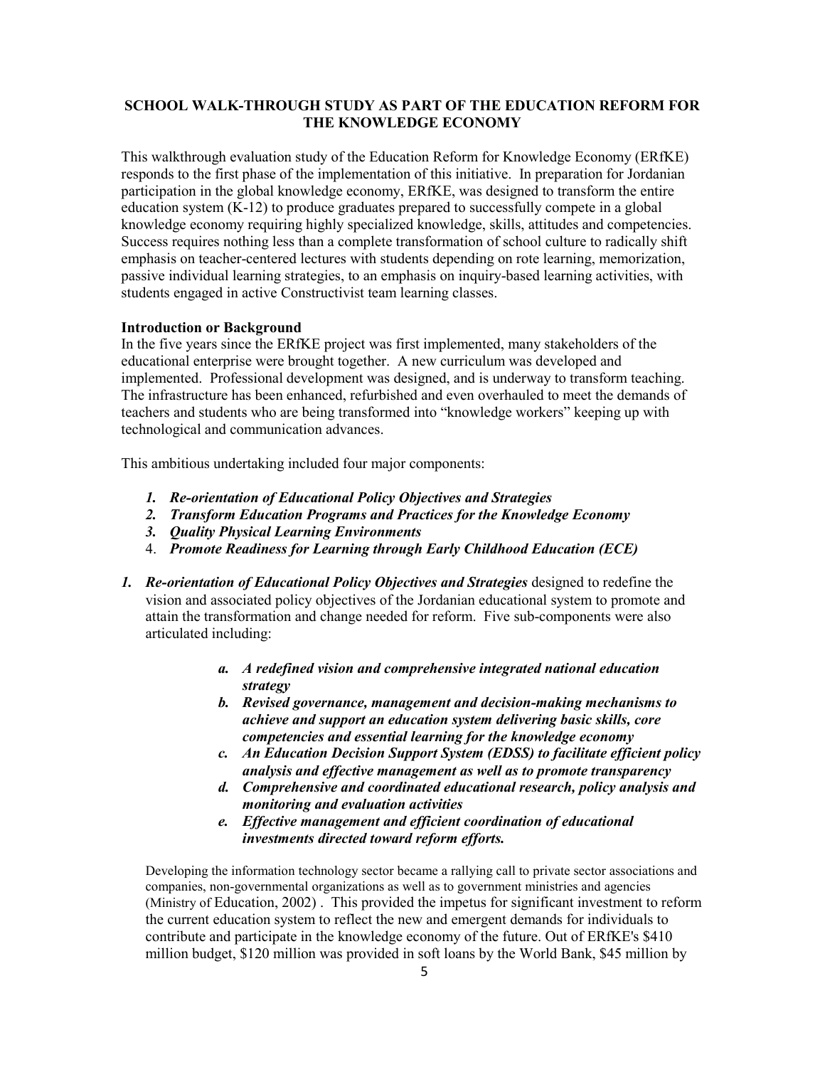## SCHOOL WALK-THROUGH STUDY AS PART OF THE EDUCATION REFORM FOR THE KNOWLEDGE ECONOMY

This walkthrough evaluation study of the Education Reform for Knowledge Economy (ERfKE) responds to the first phase of the implementation of this initiative. In preparation for Jordanian participation in the global knowledge economy, ERfKE, was designed to transform the entire education system (K-12) to produce graduates prepared to successfully compete in a global knowledge economy requiring highly specialized knowledge, skills, attitudes and competencies. Success requires nothing less than a complete transformation of school culture to radically shift emphasis on teacher-centered lectures with students depending on rote learning, memorization, passive individual learning strategies, to an emphasis on inquiry-based learning activities, with students engaged in active Constructivist team learning classes.

### Introduction or Background

In the five years since the ERfKE project was first implemented, many stakeholders of the educational enterprise were brought together. A new curriculum was developed and implemented. Professional development was designed, and is underway to transform teaching. The infrastructure has been enhanced, refurbished and even overhauled to meet the demands of teachers and students who are being transformed into "knowledge workers" keeping up with technological and communication advances.

This ambitious undertaking included four major components:

1. ***Re-orientation of Educational Policy Objectives and Strategies***
2. ***Transform Education Programs and Practices for the Knowledge Economy***
3. ***Quality Physical Learning Environments***
4. ***Promote Readiness for Learning through Early Childhood Education (ECE)***

1. ***Re-orientation of Educational Policy Objectives and Strategies*** designed to redefine the vision and associated policy objectives of the Jordanian educational system to promote and attain the transformation and change needed for reform. Five sub-components were also articulated including:

    a. ***A redefined vision and comprehensive integrated national education strategy***
    b. ***Revised governance, management and decision-making mechanisms to achieve and support an education system delivering basic skills, core competencies and essential learning for the knowledge economy***
    c. ***An Education Decision Support System (EDSS) to facilitate efficient policy analysis and effective management as well as to promote transparency***
    d. ***Comprehensive and coordinated educational research, policy analysis and monitoring and evaluation activities***
    e. ***Effective management and efficient coordination of educational investments directed toward reform efforts.***

Developing the information technology sector became a rallying call to private sector associations and companies, non-governmental organizations as well as to government ministries and agencies (Ministry of Education, 2002) . This provided the impetus for significant investment to reform the current education system to reflect the new and emergent demands for individuals to contribute and participate in the knowledge economy of the future. Out of ERfKE's $410 million budget, $120 million was provided in soft loans by the World Bank, $45 million by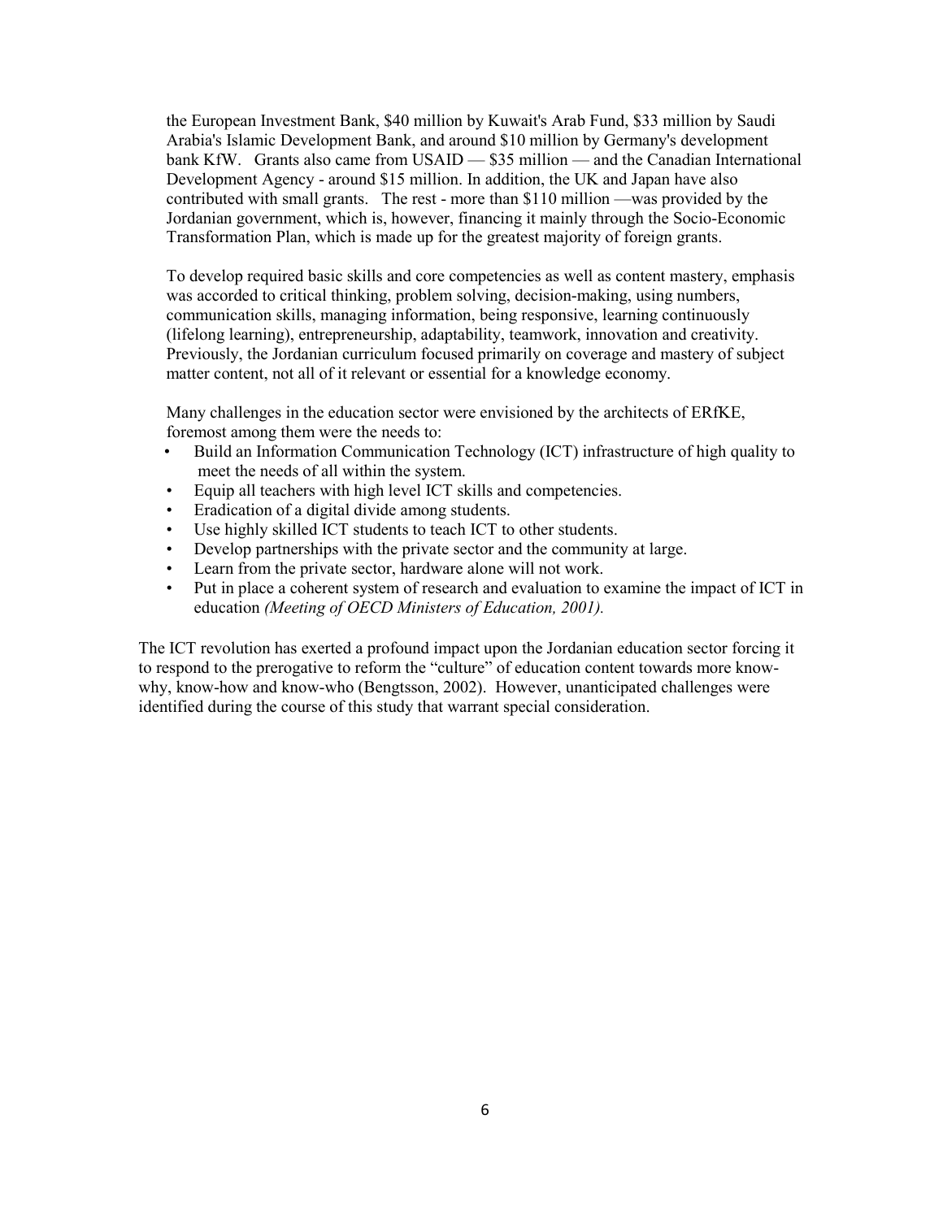the European Investment Bank, $40 million by Kuwait's Arab Fund, $33 million by Saudi Arabia's Islamic Development Bank, and around $10 million by Germany's development bank KfW. Grants also came from USAID — $35 million — and the Canadian International Development Agency - around $15 million. In addition, the UK and Japan have also contributed with small grants. The rest - more than $110 million —was provided by the Jordanian government, which is, however, financing it mainly through the Socio-Economic Transformation Plan, which is made up for the greatest majority of foreign grants.

To develop required basic skills and core competencies as well as content mastery, emphasis was accorded to critical thinking, problem solving, decision-making, using numbers, communication skills, managing information, being responsive, learning continuously (lifelong learning), entrepreneurship, adaptability, teamwork, innovation and creativity. Previously, the Jordanian curriculum focused primarily on coverage and mastery of subject matter content, not all of it relevant or essential for a knowledge economy.

Many challenges in the education sector were envisioned by the architects of ERfKE, foremost among them were the needs to:

- Build an Information Communication Technology (ICT) infrastructure of high quality to meet the needs of all within the system.
- Equip all teachers with high level ICT skills and competencies.
- Eradication of a digital divide among students.
- Use highly skilled ICT students to teach ICT to other students.
- Develop partnerships with the private sector and the community at large.
- Learn from the private sector, hardware alone will not work.
- Put in place a coherent system of research and evaluation to examine the impact of ICT in education *(Meeting of OECD Ministers of Education, 2001).*

The ICT revolution has exerted a profound impact upon the Jordanian education sector forcing it to respond to the prerogative to reform the "culture" of education content towards more know-why, know-how and know-who (Bengtsson, 2002). However, unanticipated challenges were identified during the course of this study that warrant special consideration.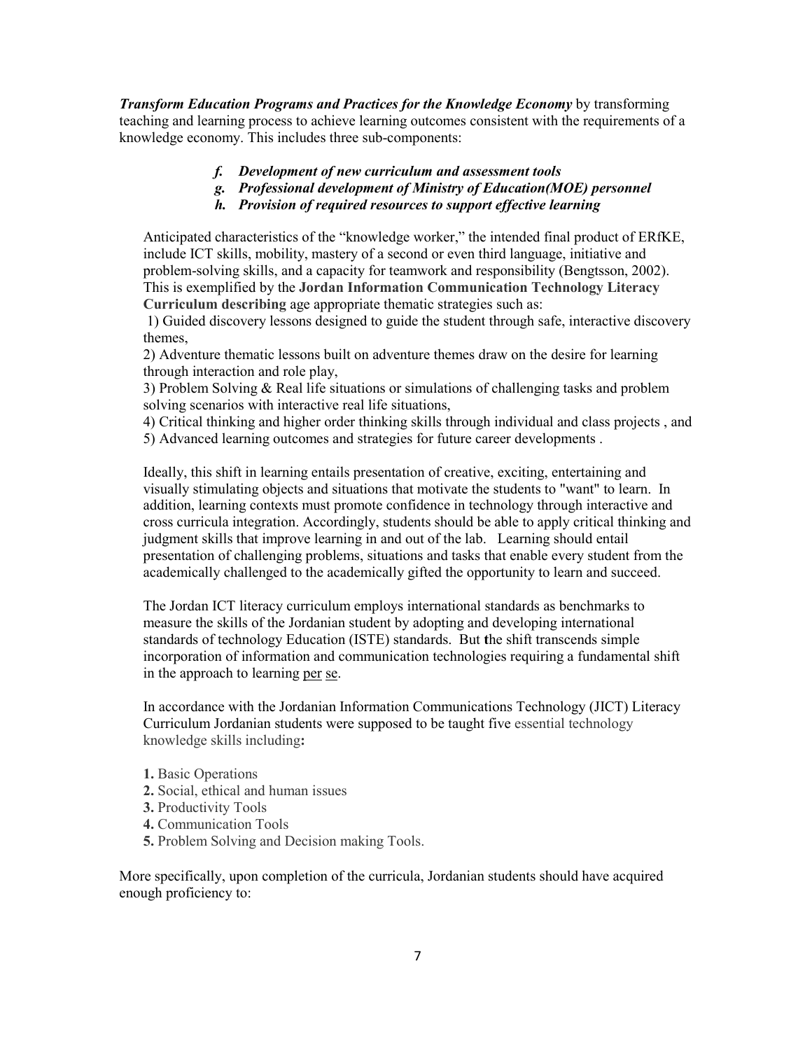***Transform Education Programs and Practices for the Knowledge Economy*** by transforming teaching and learning process to achieve learning outcomes consistent with the requirements of a knowledge economy. This includes three sub-components:

- ***f. Development of new curriculum and assessment tools***
- ***g. Professional development of Ministry of Education(MOE) personnel***
- ***h. Provision of required resources to support effective learning***

Anticipated characteristics of the "knowledge worker," the intended final product of ERfKE, include ICT skills, mobility, mastery of a second or even third language, initiative and problem-solving skills, and a capacity for teamwork and responsibility (Bengtsson, 2002). This is exemplified by the **Jordan Information Communication Technology Literacy Curriculum describing** age appropriate thematic strategies such as:

1) Guided discovery lessons designed to guide the student through safe, interactive discovery themes,
2) Adventure thematic lessons built on adventure themes draw on the desire for learning through interaction and role play,
3) Problem Solving & Real life situations or simulations of challenging tasks and problem solving scenarios with interactive real life situations,
4) Critical thinking and higher order thinking skills through individual and class projects , and
5) Advanced learning outcomes and strategies for future career developments .

Ideally, this shift in learning entails presentation of creative, exciting, entertaining and visually stimulating objects and situations that motivate the students to "want" to learn. In addition, learning contexts must promote confidence in technology through interactive and cross curricula integration. Accordingly, students should be able to apply critical thinking and judgment skills that improve learning in and out of the lab. Learning should entail presentation of challenging problems, situations and tasks that enable every student from the academically challenged to the academically gifted the opportunity to learn and succeed.

The Jordan ICT literacy curriculum employs international standards as benchmarks to measure the skills of the Jordanian student by adopting and developing international standards of technology Education (ISTE) standards. But the shift transcends simple incorporation of information and communication technologies requiring a fundamental shift in the approach to learning per se.

In accordance with the Jordanian Information Communications Technology (JICT) Literacy Curriculum Jordanian students were supposed to be taught five essential technology knowledge skills including**:**

**1.** Basic Operations
**2.** Social, ethical and human issues
**3.** Productivity Tools
**4.** Communication Tools
**5.** Problem Solving and Decision making Tools.

More specifically, upon completion of the curricula, Jordanian students should have acquired enough proficiency to: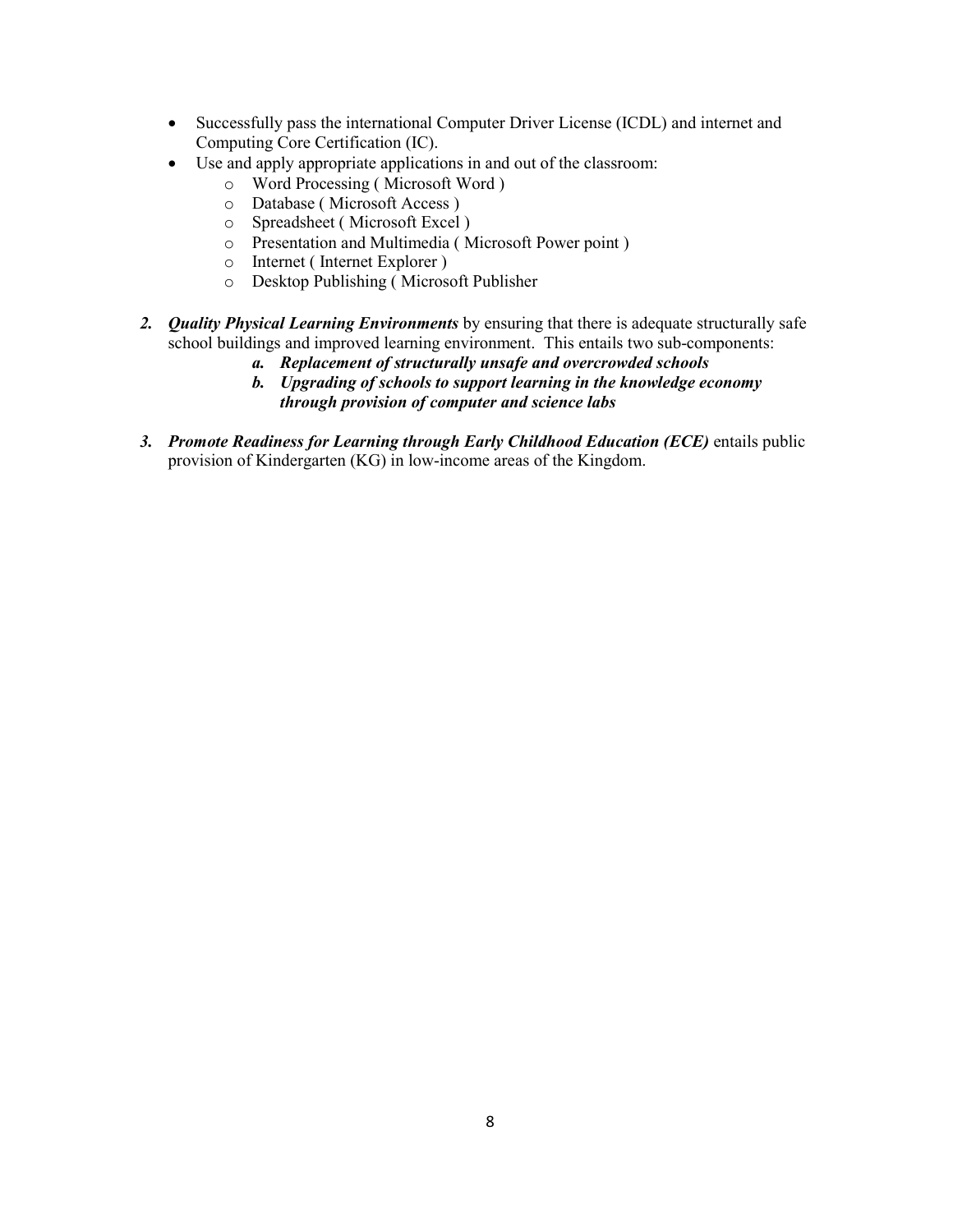- Successfully pass the international Computer Driver License (ICDL) and internet and Computing Core Certification (IC).
- Use and apply appropriate applications in and out of the classroom:
    - Word Processing ( Microsoft Word )
    - Database ( Microsoft Access )
    - Spreadsheet ( Microsoft Excel )
    - Presentation and Multimedia ( Microsoft Power point )
    - Internet ( Internet Explorer )
    - Desktop Publishing ( Microsoft Publisher

2. ***Quality Physical Learning Environments*** by ensuring that there is adequate structurally safe school buildings and improved learning environment. This entails two sub-components:
    a. ***Replacement of structurally unsafe and overcrowded schools***
    b. ***Upgrading of schools to support learning in the knowledge economy through provision of computer and science labs***

3. ***Promote Readiness for Learning through Early Childhood Education (ECE)*** entails public provision of Kindergarten (KG) in low-income areas of the Kingdom.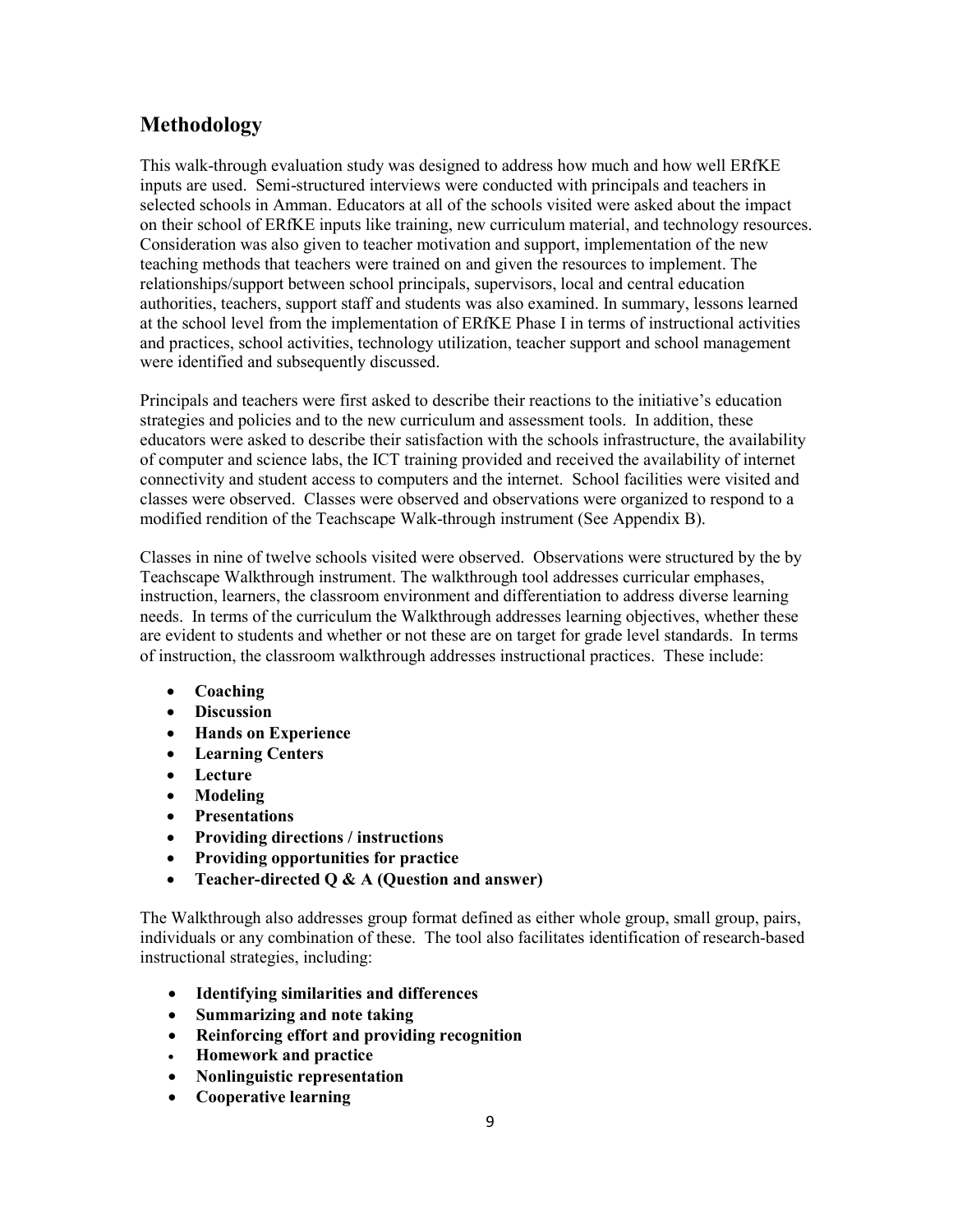## Methodology

This walk-through evaluation study was designed to address how much and how well ERfKE inputs are used. Semi-structured interviews were conducted with principals and teachers in selected schools in Amman. Educators at all of the schools visited were asked about the impact on their school of ERfKE inputs like training, new curriculum material, and technology resources. Consideration was also given to teacher motivation and support, implementation of the new teaching methods that teachers were trained on and given the resources to implement. The relationships/support between school principals, supervisors, local and central education authorities, teachers, support staff and students was also examined. In summary, lessons learned at the school level from the implementation of ERfKE Phase I in terms of instructional activities and practices, school activities, technology utilization, teacher support and school management were identified and subsequently discussed.

Principals and teachers were first asked to describe their reactions to the initiative's education strategies and policies and to the new curriculum and assessment tools. In addition, these educators were asked to describe their satisfaction with the schools infrastructure, the availability of computer and science labs, the ICT training provided and received the availability of internet connectivity and student access to computers and the internet. School facilities were visited and classes were observed. Classes were observed and observations were organized to respond to a modified rendition of the Teachscape Walk-through instrument (See Appendix B).

Classes in nine of twelve schools visited were observed. Observations were structured by the by Teachscape Walkthrough instrument. The walkthrough tool addresses curricular emphases, instruction, learners, the classroom environment and differentiation to address diverse learning needs. In terms of the curriculum the Walkthrough addresses learning objectives, whether these are evident to students and whether or not these are on target for grade level standards. In terms of instruction, the classroom walkthrough addresses instructional practices. These include:

- **Coaching**
- **Discussion**
- **Hands on Experience**
- **Learning Centers**
- **Lecture**
- **Modeling**
- **Presentations**
- **Providing directions / instructions**
- **Providing opportunities for practice**
- **Teacher-directed Q & A (Question and answer)**

The Walkthrough also addresses group format defined as either whole group, small group, pairs, individuals or any combination of these. The tool also facilitates identification of research-based instructional strategies, including:

- **Identifying similarities and differences**
- **Summarizing and note taking**
- **Reinforcing effort and providing recognition**
- **Homework and practice**
- **Nonlinguistic representation**
- **Cooperative learning**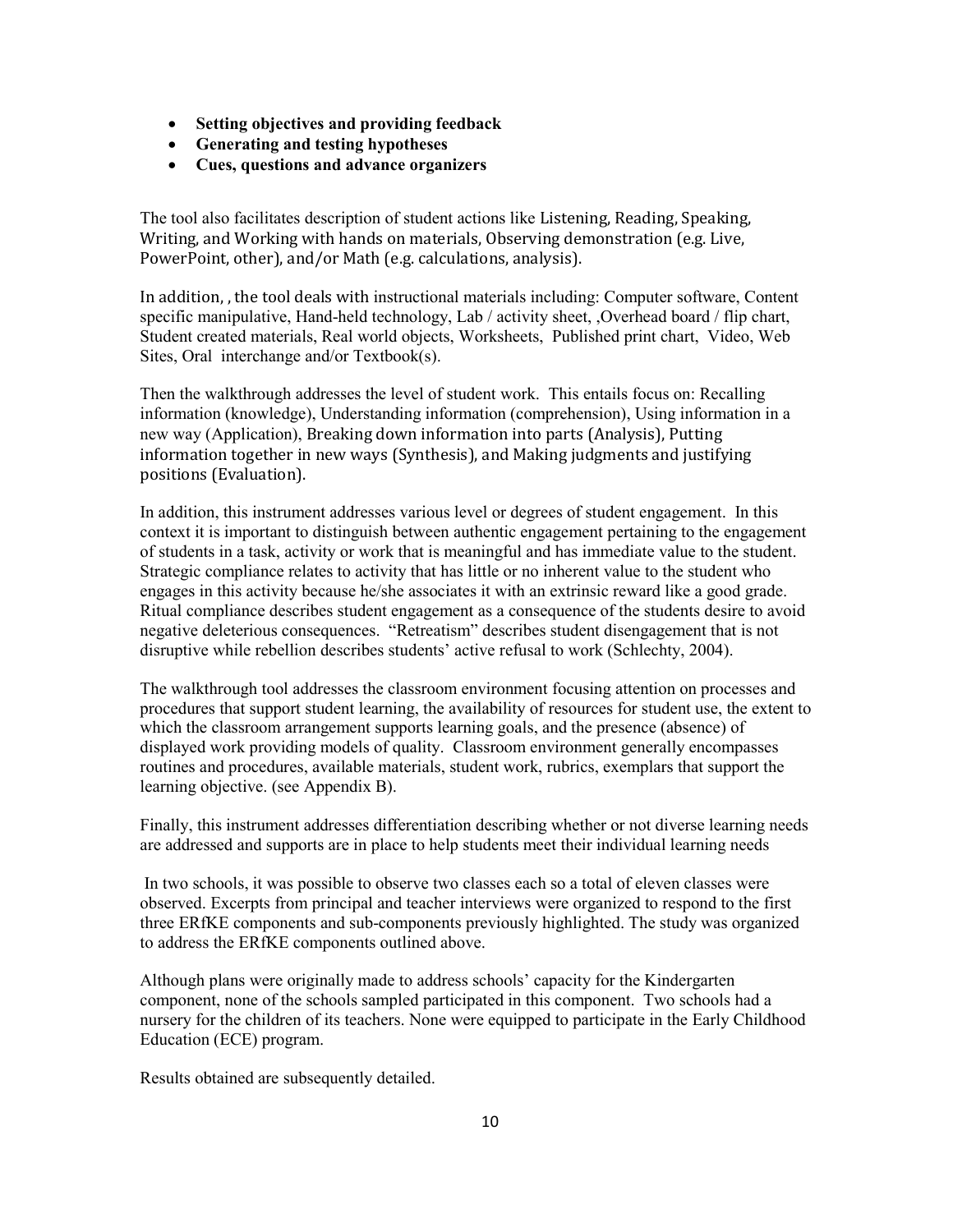- **Setting objectives and providing feedback**
- **Generating and testing hypotheses**
- **Cues, questions and advance organizers**

The tool also facilitates description of student actions like Listening, Reading, Speaking, Writing, and Working with hands on materials, Observing demonstration (e.g. Live, PowerPoint, other), and/or Math (e.g. calculations, analysis).

In addition, , the tool deals with instructional materials including: Computer software, Content specific manipulative, Hand-held technology, Lab / activity sheet, ,Overhead board / flip chart, Student created materials, Real world objects, Worksheets, Published print chart, Video, Web Sites, Oral interchange and/or Textbook(s).

Then the walkthrough addresses the level of student work. This entails focus on: Recalling information (knowledge), Understanding information (comprehension), Using information in a new way (Application), Breaking down information into parts (Analysis), Putting information together in new ways (Synthesis), and Making judgments and justifying positions (Evaluation).

In addition, this instrument addresses various level or degrees of student engagement. In this context it is important to distinguish between authentic engagement pertaining to the engagement of students in a task, activity or work that is meaningful and has immediate value to the student. Strategic compliance relates to activity that has little or no inherent value to the student who engages in this activity because he/she associates it with an extrinsic reward like a good grade. Ritual compliance describes student engagement as a consequence of the students desire to avoid negative deleterious consequences. "Retreatism" describes student disengagement that is not disruptive while rebellion describes students' active refusal to work (Schlechty, 2004).

The walkthrough tool addresses the classroom environment focusing attention on processes and procedures that support student learning, the availability of resources for student use, the extent to which the classroom arrangement supports learning goals, and the presence (absence) of displayed work providing models of quality. Classroom environment generally encompasses routines and procedures, available materials, student work, rubrics, exemplars that support the learning objective. (see Appendix B).

Finally, this instrument addresses differentiation describing whether or not diverse learning needs are addressed and supports are in place to help students meet their individual learning needs

In two schools, it was possible to observe two classes each so a total of eleven classes were observed. Excerpts from principal and teacher interviews were organized to respond to the first three ERfKE components and sub-components previously highlighted. The study was organized to address the ERfKE components outlined above.

Although plans were originally made to address schools' capacity for the Kindergarten component, none of the schools sampled participated in this component. Two schools had a nursery for the children of its teachers. None were equipped to participate in the Early Childhood Education (ECE) program.

Results obtained are subsequently detailed.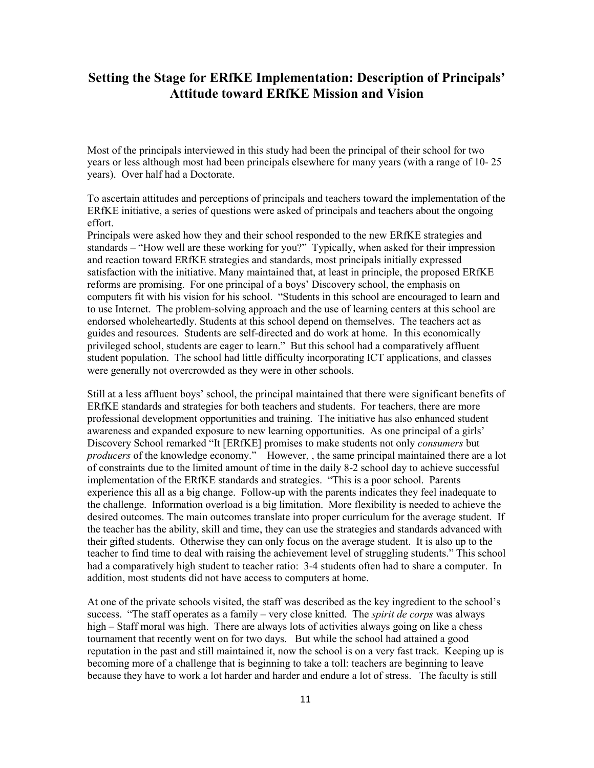## Setting the Stage for ERfKE Implementation: Description of Principals' Attitude toward ERfKE Mission and Vision

Most of the principals interviewed in this study had been the principal of their school for two years or less although most had been principals elsewhere for many years (with a range of 10- 25 years). Over half had a Doctorate.

To ascertain attitudes and perceptions of principals and teachers toward the implementation of the ERfKE initiative, a series of questions were asked of principals and teachers about the ongoing effort.

Principals were asked how they and their school responded to the new ERfKE strategies and standards – "How well are these working for you?" Typically, when asked for their impression and reaction toward ERfKE strategies and standards, most principals initially expressed satisfaction with the initiative. Many maintained that, at least in principle, the proposed ERfKE reforms are promising. For one principal of a boys' Discovery school, the emphasis on computers fit with his vision for his school. "Students in this school are encouraged to learn and to use Internet. The problem-solving approach and the use of learning centers at this school are endorsed wholeheartedly. Students at this school depend on themselves. The teachers act as guides and resources. Students are self-directed and do work at home. In this economically privileged school, students are eager to learn." But this school had a comparatively affluent student population. The school had little difficulty incorporating ICT applications, and classes were generally not overcrowded as they were in other schools.

Still at a less affluent boys' school, the principal maintained that there were significant benefits of ERfKE standards and strategies for both teachers and students. For teachers, there are more professional development opportunities and training. The initiative has also enhanced student awareness and expanded exposure to new learning opportunities. As one principal of a girls' Discovery School remarked "It [ERfKE] promises to make students not only *consumers* but *producers* of the knowledge economy." However, , the same principal maintained there are a lot of constraints due to the limited amount of time in the daily 8-2 school day to achieve successful implementation of the ERfKE standards and strategies. "This is a poor school. Parents experience this all as a big change. Follow-up with the parents indicates they feel inadequate to the challenge. Information overload is a big limitation. More flexibility is needed to achieve the desired outcomes. The main outcomes translate into proper curriculum for the average student. If the teacher has the ability, skill and time, they can use the strategies and standards advanced with their gifted students. Otherwise they can only focus on the average student. It is also up to the teacher to find time to deal with raising the achievement level of struggling students." This school had a comparatively high student to teacher ratio: 3-4 students often had to share a computer. In addition, most students did not have access to computers at home.

At one of the private schools visited, the staff was described as the key ingredient to the school's success. "The staff operates as a family – very close knitted. The *spirit de corps* was always high – Staff moral was high. There are always lots of activities always going on like a chess tournament that recently went on for two days. But while the school had attained a good reputation in the past and still maintained it, now the school is on a very fast track. Keeping up is becoming more of a challenge that is beginning to take a toll: teachers are beginning to leave because they have to work a lot harder and harder and endure a lot of stress. The faculty is still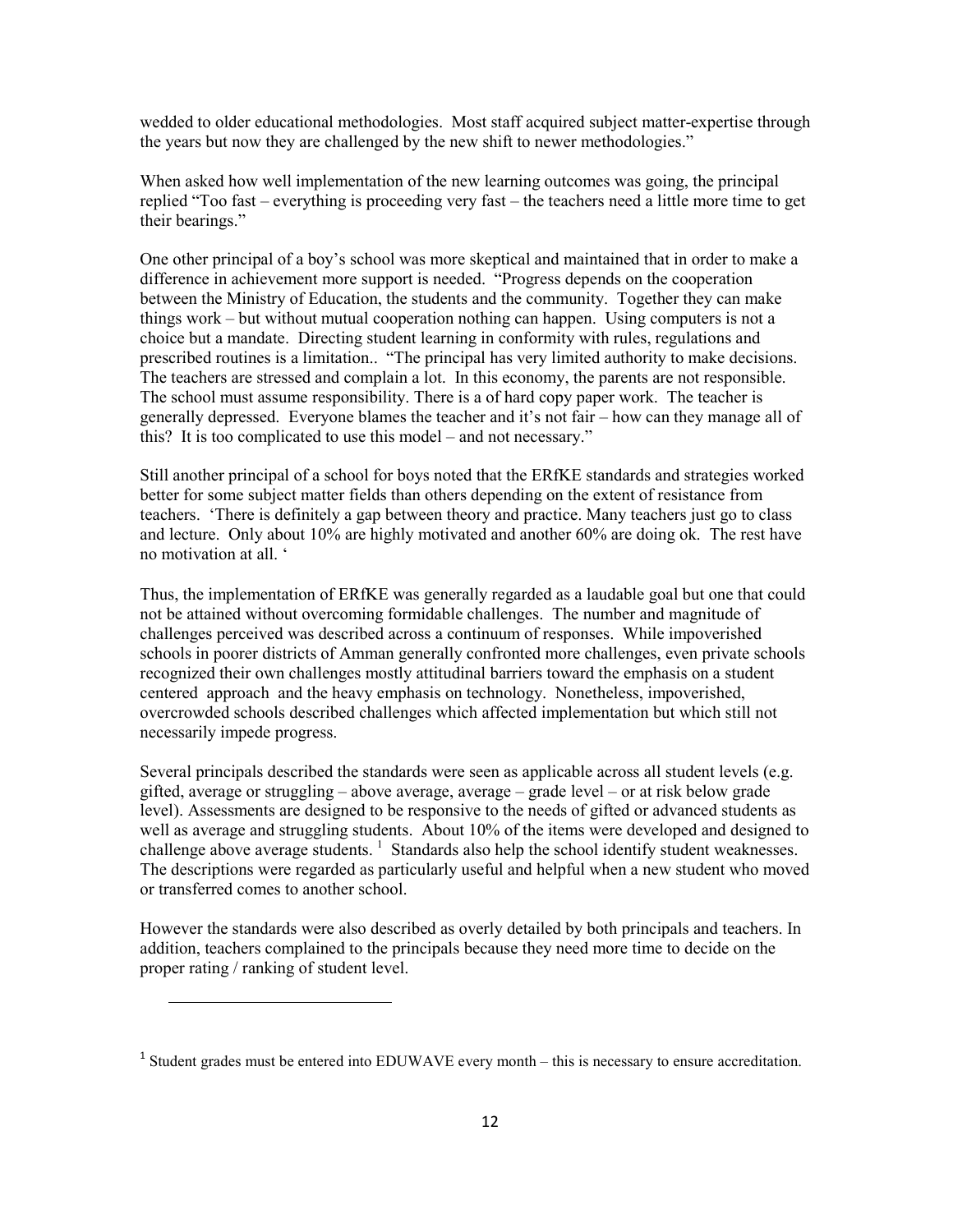wedded to older educational methodologies. Most staff acquired subject matter-expertise through the years but now they are challenged by the new shift to newer methodologies."

When asked how well implementation of the new learning outcomes was going, the principal replied "Too fast – everything is proceeding very fast – the teachers need a little more time to get their bearings."

One other principal of a boy's school was more skeptical and maintained that in order to make a difference in achievement more support is needed. "Progress depends on the cooperation between the Ministry of Education, the students and the community. Together they can make things work – but without mutual cooperation nothing can happen. Using computers is not a choice but a mandate. Directing student learning in conformity with rules, regulations and prescribed routines is a limitation.. "The principal has very limited authority to make decisions. The teachers are stressed and complain a lot. In this economy, the parents are not responsible. The school must assume responsibility. There is a of hard copy paper work. The teacher is generally depressed. Everyone blames the teacher and it's not fair – how can they manage all of this? It is too complicated to use this model – and not necessary."

Still another principal of a school for boys noted that the ERfKE standards and strategies worked better for some subject matter fields than others depending on the extent of resistance from teachers. 'There is definitely a gap between theory and practice. Many teachers just go to class and lecture. Only about 10% are highly motivated and another 60% are doing ok. The rest have no motivation at all. '

Thus, the implementation of ERfKE was generally regarded as a laudable goal but one that could not be attained without overcoming formidable challenges. The number and magnitude of challenges perceived was described across a continuum of responses. While impoverished schools in poorer districts of Amman generally confronted more challenges, even private schools recognized their own challenges mostly attitudinal barriers toward the emphasis on a student centered approach and the heavy emphasis on technology. Nonetheless, impoverished, overcrowded schools described challenges which affected implementation but which still not necessarily impede progress.

Several principals described the standards were seen as applicable across all student levels (e.g. gifted, average or struggling – above average, average – grade level – or at risk below grade level). Assessments are designed to be responsive to the needs of gifted or advanced students as well as average and struggling students. About 10% of the items were developed and designed to challenge above average students. [1] Standards also help the school identify student weaknesses. The descriptions were regarded as particularly useful and helpful when a new student who moved or transferred comes to another school.

However the standards were also described as overly detailed by both principals and teachers. In addition, teachers complained to the principals because they need more time to decide on the proper rating / ranking of student level.

---

[1] Student grades must be entered into EDUWAVE every month – this is necessary to ensure accreditation.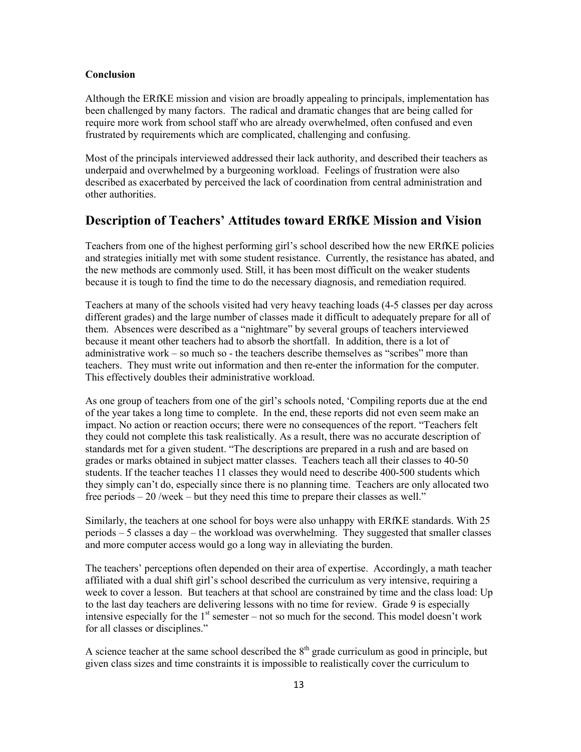**Conclusion**

Although the ERfKE mission and vision are broadly appealing to principals, implementation has been challenged by many factors. The radical and dramatic changes that are being called for require more work from school staff who are already overwhelmed, often confused and even frustrated by requirements which are complicated, challenging and confusing.

Most of the principals interviewed addressed their lack authority, and described their teachers as underpaid and overwhelmed by a burgeoning workload. Feelings of frustration were also described as exacerbated by perceived the lack of coordination from central administration and other authorities.

## Description of Teachers' Attitudes toward ERfKE Mission and Vision

Teachers from one of the highest performing girl's school described how the new ERfKE policies and strategies initially met with some student resistance. Currently, the resistance has abated, and the new methods are commonly used. Still, it has been most difficult on the weaker students because it is tough to find the time to do the necessary diagnosis, and remediation required.

Teachers at many of the schools visited had very heavy teaching loads (4-5 classes per day across different grades) and the large number of classes made it difficult to adequately prepare for all of them. Absences were described as a "nightmare" by several groups of teachers interviewed because it meant other teachers had to absorb the shortfall. In addition, there is a lot of administrative work – so much so - the teachers describe themselves as "scribes" more than teachers. They must write out information and then re-enter the information for the computer. This effectively doubles their administrative workload.

As one group of teachers from one of the girl's schools noted, 'Compiling reports due at the end of the year takes a long time to complete. In the end, these reports did not even seem make an impact. No action or reaction occurs; there were no consequences of the report. "Teachers felt they could not complete this task realistically. As a result, there was no accurate description of standards met for a given student. "The descriptions are prepared in a rush and are based on grades or marks obtained in subject matter classes. Teachers teach all their classes to 40-50 students. If the teacher teaches 11 classes they would need to describe 400-500 students which they simply can't do, especially since there is no planning time. Teachers are only allocated two free periods – 20 /week – but they need this time to prepare their classes as well."

Similarly, the teachers at one school for boys were also unhappy with ERfKE standards. With 25 periods – 5 classes a day – the workload was overwhelming. They suggested that smaller classes and more computer access would go a long way in alleviating the burden.

The teachers' perceptions often depended on their area of expertise. Accordingly, a math teacher affiliated with a dual shift girl's school described the curriculum as very intensive, requiring a week to cover a lesson. But teachers at that school are constrained by time and the class load: Up to the last day teachers are delivering lessons with no time for review. Grade 9 is especially intensive especially for the 1st semester – not so much for the second. This model doesn't work for all classes or disciplines."

A science teacher at the same school described the 8th grade curriculum as good in principle, but given class sizes and time constraints it is impossible to realistically cover the curriculum to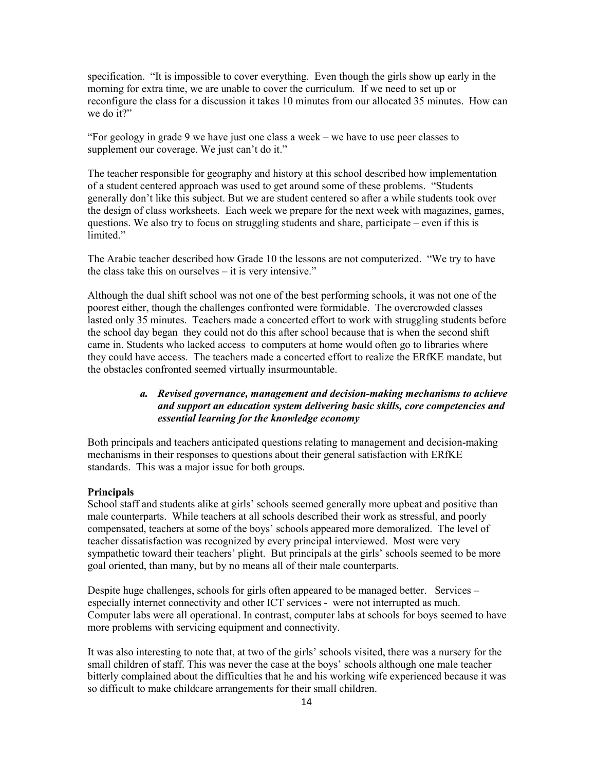specification. "It is impossible to cover everything. Even though the girls show up early in the morning for extra time, we are unable to cover the curriculum. If we need to set up or reconfigure the class for a discussion it takes 10 minutes from our allocated 35 minutes. How can we do it?"

"For geology in grade 9 we have just one class a week – we have to use peer classes to supplement our coverage. We just can't do it."

The teacher responsible for geography and history at this school described how implementation of a student centered approach was used to get around some of these problems. "Students generally don't like this subject. But we are student centered so after a while students took over the design of class worksheets. Each week we prepare for the next week with magazines, games, questions. We also try to focus on struggling students and share, participate – even if this is limited."

The Arabic teacher described how Grade 10 the lessons are not computerized. "We try to have the class take this on ourselves – it is very intensive."

Although the dual shift school was not one of the best performing schools, it was not one of the poorest either, though the challenges confronted were formidable. The overcrowded classes lasted only 35 minutes. Teachers made a concerted effort to work with struggling students before the school day began they could not do this after school because that is when the second shift came in. Students who lacked access to computers at home would often go to libraries where they could have access. The teachers made a concerted effort to realize the ERfKE mandate, but the obstacles confronted seemed virtually insurmountable.

### *a. Revised governance, management and decision-making mechanisms to achieve and support an education system delivering basic skills, core competencies and essential learning for the knowledge economy*

Both principals and teachers anticipated questions relating to management and decision-making mechanisms in their responses to questions about their general satisfaction with ERfKE standards. This was a major issue for both groups.

**Principals**

School staff and students alike at girls' schools seemed generally more upbeat and positive than male counterparts. While teachers at all schools described their work as stressful, and poorly compensated, teachers at some of the boys' schools appeared more demoralized. The level of teacher dissatisfaction was recognized by every principal interviewed. Most were very sympathetic toward their teachers' plight. But principals at the girls' schools seemed to be more goal oriented, than many, but by no means all of their male counterparts.

Despite huge challenges, schools for girls often appeared to be managed better. Services – especially internet connectivity and other ICT services - were not interrupted as much. Computer labs were all operational. In contrast, computer labs at schools for boys seemed to have more problems with servicing equipment and connectivity.

It was also interesting to note that, at two of the girls' schools visited, there was a nursery for the small children of staff. This was never the case at the boys' schools although one male teacher bitterly complained about the difficulties that he and his working wife experienced because it was so difficult to make childcare arrangements for their small children.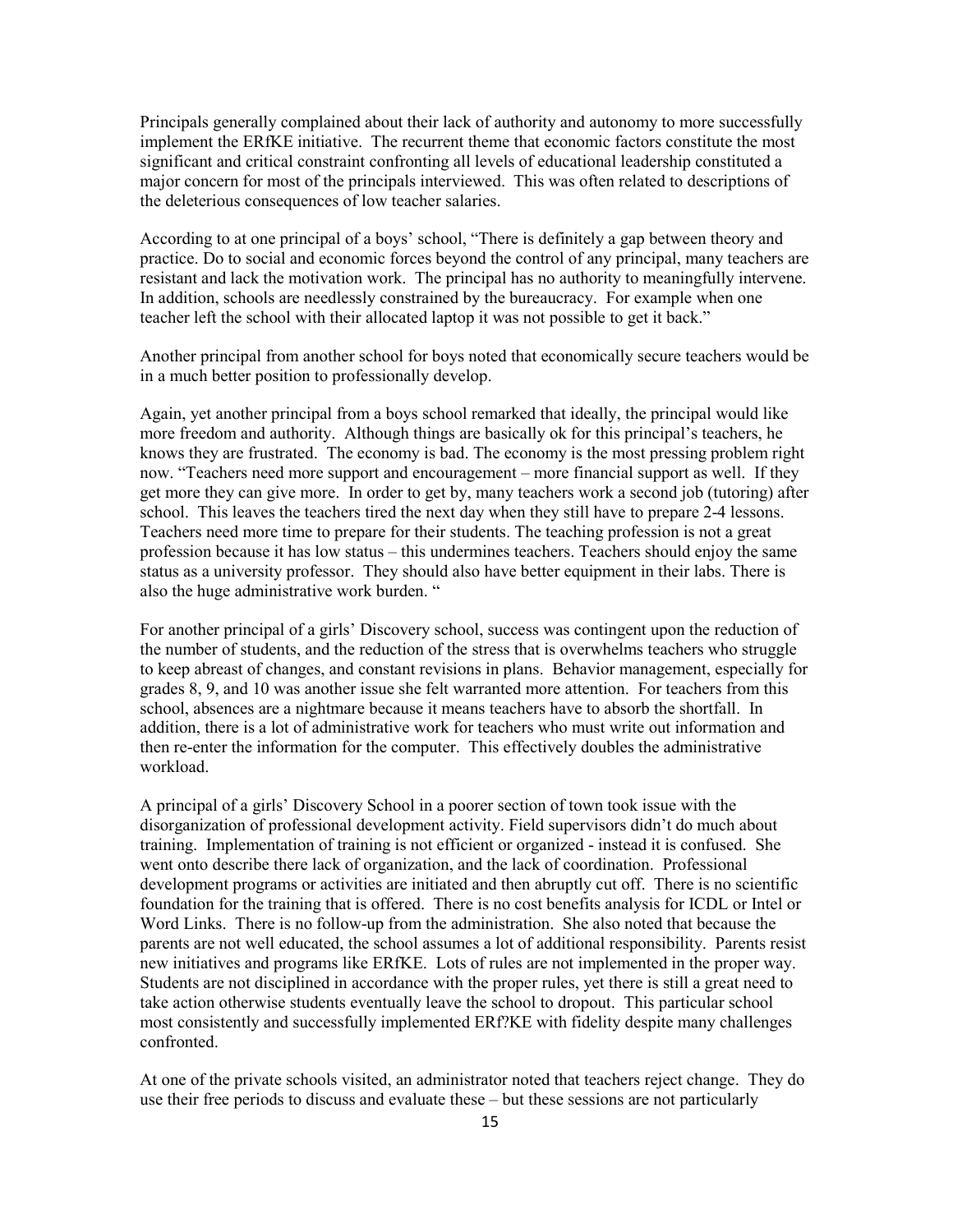Principals generally complained about their lack of authority and autonomy to more successfully implement the ERfKE initiative. The recurrent theme that economic factors constitute the most significant and critical constraint confronting all levels of educational leadership constituted a major concern for most of the principals interviewed. This was often related to descriptions of the deleterious consequences of low teacher salaries.

According to at one principal of a boys' school, "There is definitely a gap between theory and practice. Do to social and economic forces beyond the control of any principal, many teachers are resistant and lack the motivation work. The principal has no authority to meaningfully intervene. In addition, schools are needlessly constrained by the bureaucracy. For example when one teacher left the school with their allocated laptop it was not possible to get it back."

Another principal from another school for boys noted that economically secure teachers would be in a much better position to professionally develop.

Again, yet another principal from a boys school remarked that ideally, the principal would like more freedom and authority. Although things are basically ok for this principal's teachers, he knows they are frustrated. The economy is bad. The economy is the most pressing problem right now. "Teachers need more support and encouragement – more financial support as well. If they get more they can give more. In order to get by, many teachers work a second job (tutoring) after school. This leaves the teachers tired the next day when they still have to prepare 2-4 lessons. Teachers need more time to prepare for their students. The teaching profession is not a great profession because it has low status – this undermines teachers. Teachers should enjoy the same status as a university professor. They should also have better equipment in their labs. There is also the huge administrative work burden. "

For another principal of a girls' Discovery school, success was contingent upon the reduction of the number of students, and the reduction of the stress that is overwhelms teachers who struggle to keep abreast of changes, and constant revisions in plans. Behavior management, especially for grades 8, 9, and 10 was another issue she felt warranted more attention. For teachers from this school, absences are a nightmare because it means teachers have to absorb the shortfall. In addition, there is a lot of administrative work for teachers who must write out information and then re-enter the information for the computer. This effectively doubles the administrative workload.

A principal of a girls' Discovery School in a poorer section of town took issue with the disorganization of professional development activity. Field supervisors didn't do much about training. Implementation of training is not efficient or organized - instead it is confused. She went onto describe there lack of organization, and the lack of coordination. Professional development programs or activities are initiated and then abruptly cut off. There is no scientific foundation for the training that is offered. There is no cost benefits analysis for ICDL or Intel or Word Links. There is no follow-up from the administration. She also noted that because the parents are not well educated, the school assumes a lot of additional responsibility. Parents resist new initiatives and programs like ERfKE. Lots of rules are not implemented in the proper way. Students are not disciplined in accordance with the proper rules, yet there is still a great need to take action otherwise students eventually leave the school to dropout. This particular school most consistently and successfully implemented ERf?KE with fidelity despite many challenges confronted.

At one of the private schools visited, an administrator noted that teachers reject change. They do use their free periods to discuss and evaluate these – but these sessions are not particularly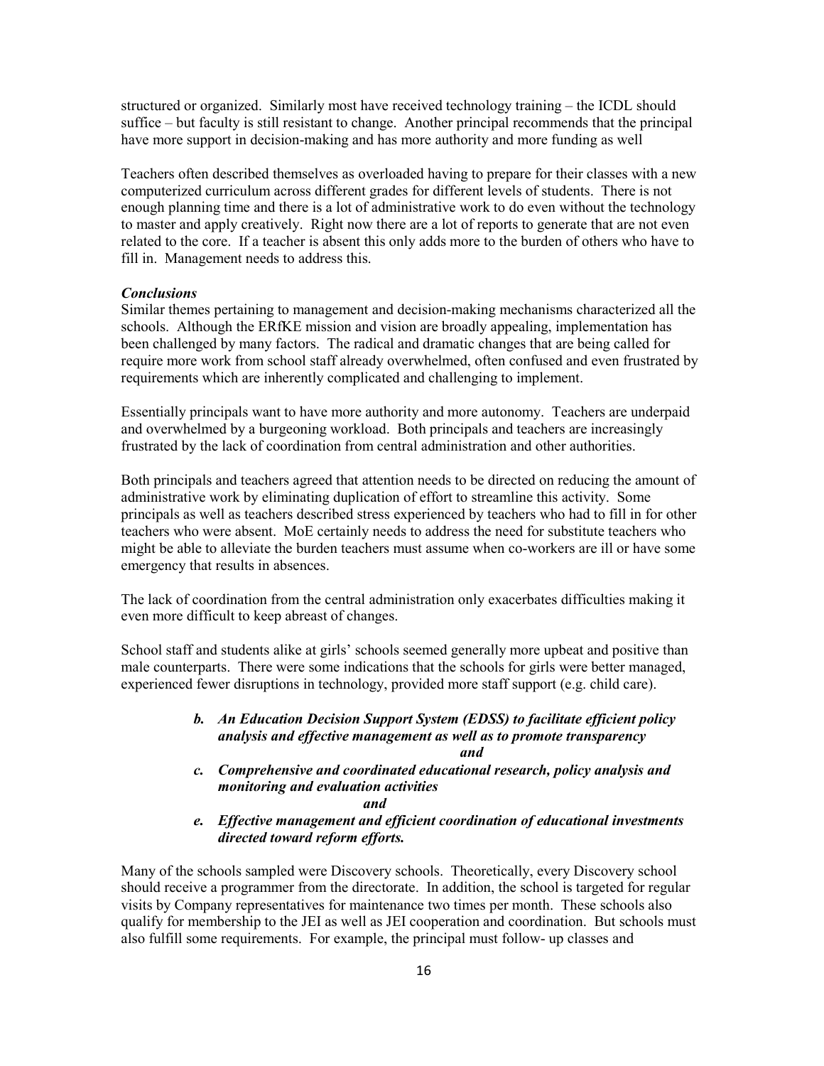structured or organized. Similarly most have received technology training – the ICDL should suffice – but faculty is still resistant to change. Another principal recommends that the principal have more support in decision-making and has more authority and more funding as well

Teachers often described themselves as overloaded having to prepare for their classes with a new computerized curriculum across different grades for different levels of students. There is not enough planning time and there is a lot of administrative work to do even without the technology to master and apply creatively. Right now there are a lot of reports to generate that are not even related to the core. If a teacher is absent this only adds more to the burden of others who have to fill in. Management needs to address this.

***Conclusions***

Similar themes pertaining to management and decision-making mechanisms characterized all the schools. Although the ERfKE mission and vision are broadly appealing, implementation has been challenged by many factors. The radical and dramatic changes that are being called for require more work from school staff already overwhelmed, often confused and even frustrated by requirements which are inherently complicated and challenging to implement.

Essentially principals want to have more authority and more autonomy. Teachers are underpaid and overwhelmed by a burgeoning workload. Both principals and teachers are increasingly frustrated by the lack of coordination from central administration and other authorities.

Both principals and teachers agreed that attention needs to be directed on reducing the amount of administrative work by eliminating duplication of effort to streamline this activity. Some principals as well as teachers described stress experienced by teachers who had to fill in for other teachers who were absent. MoE certainly needs to address the need for substitute teachers who might be able to alleviate the burden teachers must assume when co-workers are ill or have some emergency that results in absences.

The lack of coordination from the central administration only exacerbates difficulties making it even more difficult to keep abreast of changes.

School staff and students alike at girls' schools seemed generally more upbeat and positive than male counterparts. There were some indications that the schools for girls were better managed, experienced fewer disruptions in technology, provided more staff support (e.g. child care).

***b. An Education Decision Support System (EDSS) to facilitate efficient policy analysis and effective management as well as to promote transparency***

***and***

***c. Comprehensive and coordinated educational research, policy analysis and monitoring and evaluation activities***

***and***

***e. Effective management and efficient coordination of educational investments directed toward reform efforts.***

Many of the schools sampled were Discovery schools. Theoretically, every Discovery school should receive a programmer from the directorate. In addition, the school is targeted for regular visits by Company representatives for maintenance two times per month. These schools also qualify for membership to the JEI as well as JEI cooperation and coordination. But schools must also fulfill some requirements. For example, the principal must follow- up classes and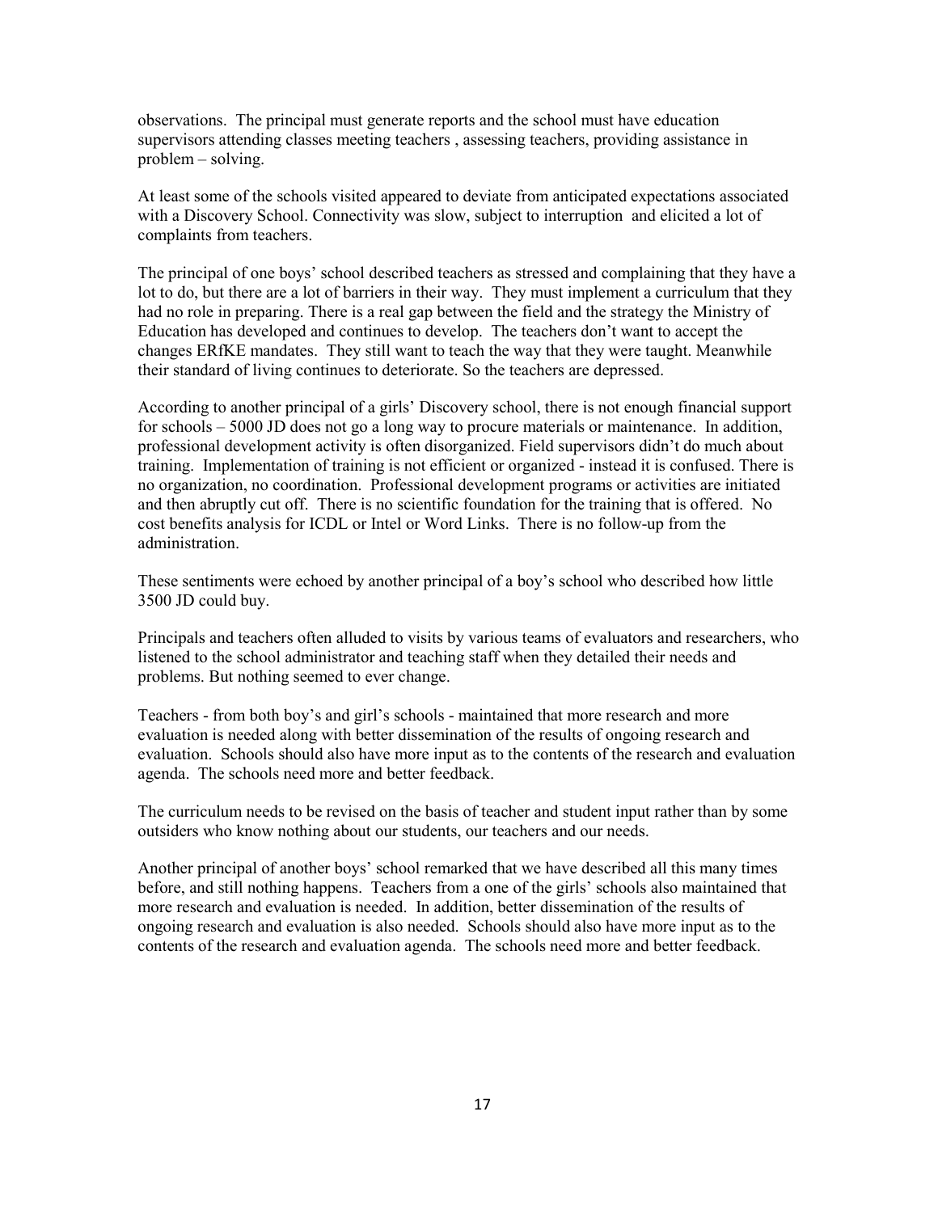observations. The principal must generate reports and the school must have education supervisors attending classes meeting teachers , assessing teachers, providing assistance in problem – solving.

At least some of the schools visited appeared to deviate from anticipated expectations associated with a Discovery School. Connectivity was slow, subject to interruption and elicited a lot of complaints from teachers.

The principal of one boys' school described teachers as stressed and complaining that they have a lot to do, but there are a lot of barriers in their way. They must implement a curriculum that they had no role in preparing. There is a real gap between the field and the strategy the Ministry of Education has developed and continues to develop. The teachers don't want to accept the changes ERfKE mandates. They still want to teach the way that they were taught. Meanwhile their standard of living continues to deteriorate. So the teachers are depressed.

According to another principal of a girls' Discovery school, there is not enough financial support for schools – 5000 JD does not go a long way to procure materials or maintenance. In addition, professional development activity is often disorganized. Field supervisors didn't do much about training. Implementation of training is not efficient or organized - instead it is confused. There is no organization, no coordination. Professional development programs or activities are initiated and then abruptly cut off. There is no scientific foundation for the training that is offered. No cost benefits analysis for ICDL or Intel or Word Links. There is no follow-up from the administration.

These sentiments were echoed by another principal of a boy's school who described how little 3500 JD could buy.

Principals and teachers often alluded to visits by various teams of evaluators and researchers, who listened to the school administrator and teaching staff when they detailed their needs and problems. But nothing seemed to ever change.

Teachers - from both boy's and girl's schools - maintained that more research and more evaluation is needed along with better dissemination of the results of ongoing research and evaluation. Schools should also have more input as to the contents of the research and evaluation agenda. The schools need more and better feedback.

The curriculum needs to be revised on the basis of teacher and student input rather than by some outsiders who know nothing about our students, our teachers and our needs.

Another principal of another boys' school remarked that we have described all this many times before, and still nothing happens. Teachers from a one of the girls' schools also maintained that more research and evaluation is needed. In addition, better dissemination of the results of ongoing research and evaluation is also needed. Schools should also have more input as to the contents of the research and evaluation agenda. The schools need more and better feedback.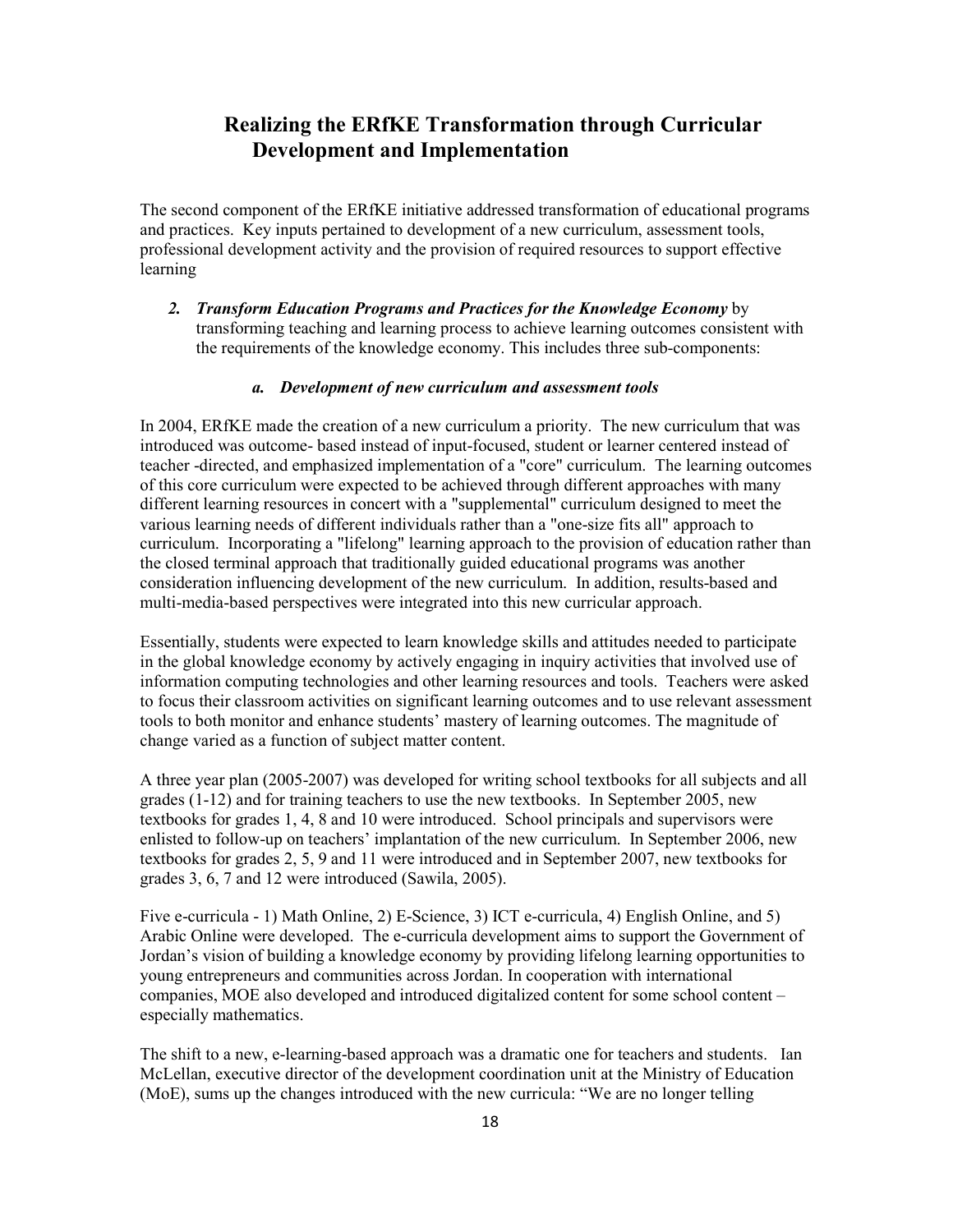# Realizing the ERfKE Transformation through Curricular Development and Implementation

The second component of the ERfKE initiative addressed transformation of educational programs and practices. Key inputs pertained to development of a new curriculum, assessment tools, professional development activity and the provision of required resources to support effective learning

2. ***Transform Education Programs and Practices for the Knowledge Economy*** by transforming teaching and learning process to achieve learning outcomes consistent with the requirements of the knowledge economy. This includes three sub-components:

### *a. Development of new curriculum and assessment tools*

In 2004, ERfKE made the creation of a new curriculum a priority. The new curriculum that was introduced was outcome- based instead of input-focused, student or learner centered instead of teacher -directed, and emphasized implementation of a "core" curriculum. The learning outcomes of this core curriculum were expected to be achieved through different approaches with many different learning resources in concert with a "supplemental" curriculum designed to meet the various learning needs of different individuals rather than a "one-size fits all" approach to curriculum. Incorporating a "lifelong" learning approach to the provision of education rather than the closed terminal approach that traditionally guided educational programs was another consideration influencing development of the new curriculum. In addition, results-based and multi-media-based perspectives were integrated into this new curricular approach.

Essentially, students were expected to learn knowledge skills and attitudes needed to participate in the global knowledge economy by actively engaging in inquiry activities that involved use of information computing technologies and other learning resources and tools. Teachers were asked to focus their classroom activities on significant learning outcomes and to use relevant assessment tools to both monitor and enhance students' mastery of learning outcomes. The magnitude of change varied as a function of subject matter content.

A three year plan (2005-2007) was developed for writing school textbooks for all subjects and all grades (1-12) and for training teachers to use the new textbooks. In September 2005, new textbooks for grades 1, 4, 8 and 10 were introduced. School principals and supervisors were enlisted to follow-up on teachers' implantation of the new curriculum. In September 2006, new textbooks for grades 2, 5, 9 and 11 were introduced and in September 2007, new textbooks for grades 3, 6, 7 and 12 were introduced (Sawila, 2005).

Five e-curricula - 1) Math Online, 2) E-Science, 3) ICT e-curricula, 4) English Online, and 5) Arabic Online were developed. The e-curricula development aims to support the Government of Jordan's vision of building a knowledge economy by providing lifelong learning opportunities to young entrepreneurs and communities across Jordan. In cooperation with international companies, MOE also developed and introduced digitalized content for some school content – especially mathematics.

The shift to a new, e-learning-based approach was a dramatic one for teachers and students. Ian McLellan, executive director of the development coordination unit at the Ministry of Education (MoE), sums up the changes introduced with the new curricula: "We are no longer telling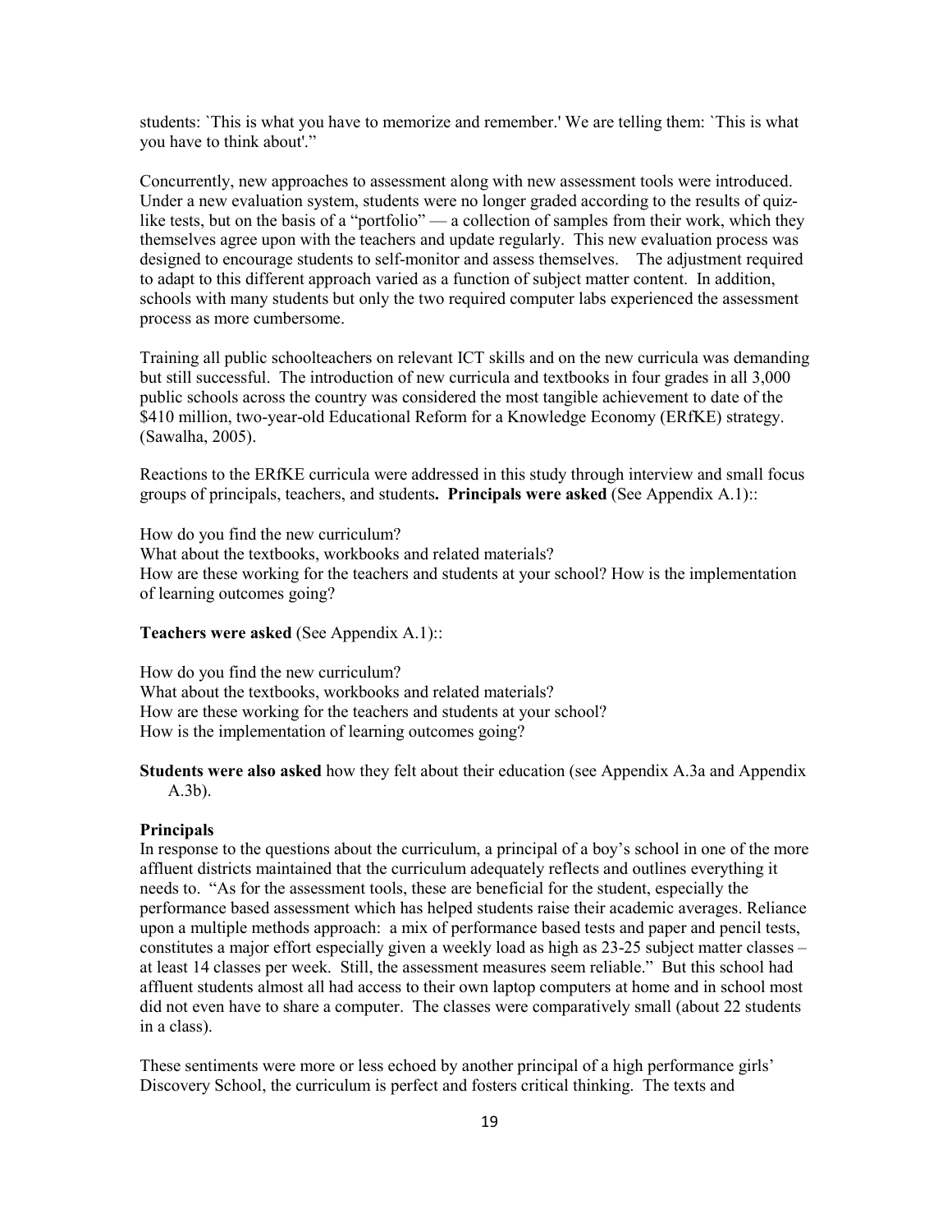students: `This is what you have to memorize and remember.' We are telling them: `This is what you have to think about'."

Concurrently, new approaches to assessment along with new assessment tools were introduced. Under a new evaluation system, students were no longer graded according to the results of quiz-like tests, but on the basis of a "portfolio" — a collection of samples from their work, which they themselves agree upon with the teachers and update regularly. This new evaluation process was designed to encourage students to self-monitor and assess themselves. The adjustment required to adapt to this different approach varied as a function of subject matter content. In addition, schools with many students but only the two required computer labs experienced the assessment process as more cumbersome.

Training all public schoolteachers on relevant ICT skills and on the new curricula was demanding but still successful. The introduction of new curricula and textbooks in four grades in all 3,000 public schools across the country was considered the most tangible achievement to date of the $410 million, two-year-old Educational Reform for a Knowledge Economy (ERfKE) strategy. (Sawalha, 2005).

Reactions to the ERfKE curricula were addressed in this study through interview and small focus groups of principals, teachers, and students**. Principals were asked** (See Appendix A.1)::

How do you find the new curriculum?
What about the textbooks, workbooks and related materials?
How are these working for the teachers and students at your school? How is the implementation of learning outcomes going?

**Teachers were asked** (See Appendix A.1)::

How do you find the new curriculum?
What about the textbooks, workbooks and related materials?
How are these working for the teachers and students at your school?
How is the implementation of learning outcomes going?

**Students were also asked** how they felt about their education (see Appendix A.3a and Appendix A.3b).

**Principals**

In response to the questions about the curriculum, a principal of a boy's school in one of the more affluent districts maintained that the curriculum adequately reflects and outlines everything it needs to. "As for the assessment tools, these are beneficial for the student, especially the performance based assessment which has helped students raise their academic averages. Reliance upon a multiple methods approach: a mix of performance based tests and paper and pencil tests, constitutes a major effort especially given a weekly load as high as 23-25 subject matter classes – at least 14 classes per week. Still, the assessment measures seem reliable." But this school had affluent students almost all had access to their own laptop computers at home and in school most did not even have to share a computer. The classes were comparatively small (about 22 students in a class).

These sentiments were more or less echoed by another principal of a high performance girls' Discovery School, the curriculum is perfect and fosters critical thinking. The texts and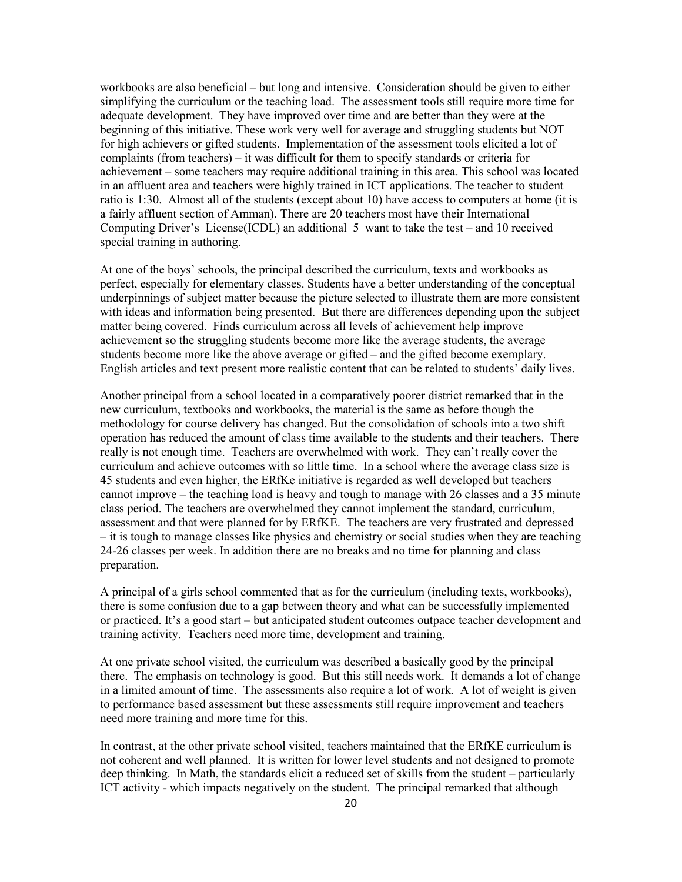workbooks are also beneficial – but long and intensive. Consideration should be given to either simplifying the curriculum or the teaching load. The assessment tools still require more time for adequate development. They have improved over time and are better than they were at the beginning of this initiative. These work very well for average and struggling students but NOT for high achievers or gifted students. Implementation of the assessment tools elicited a lot of complaints (from teachers) – it was difficult for them to specify standards or criteria for achievement – some teachers may require additional training in this area. This school was located in an affluent area and teachers were highly trained in ICT applications. The teacher to student ratio is 1:30. Almost all of the students (except about 10) have access to computers at home (it is a fairly affluent section of Amman). There are 20 teachers most have their International Computing Driver's License(ICDL) an additional 5 want to take the test – and 10 received special training in authoring.

At one of the boys' schools, the principal described the curriculum, texts and workbooks as perfect, especially for elementary classes. Students have a better understanding of the conceptual underpinnings of subject matter because the picture selected to illustrate them are more consistent with ideas and information being presented. But there are differences depending upon the subject matter being covered. Finds curriculum across all levels of achievement help improve achievement so the struggling students become more like the average students, the average students become more like the above average or gifted – and the gifted become exemplary. English articles and text present more realistic content that can be related to students' daily lives.

Another principal from a school located in a comparatively poorer district remarked that in the new curriculum, textbooks and workbooks, the material is the same as before though the methodology for course delivery has changed. But the consolidation of schools into a two shift operation has reduced the amount of class time available to the students and their teachers. There really is not enough time. Teachers are overwhelmed with work. They can't really cover the curriculum and achieve outcomes with so little time. In a school where the average class size is 45 students and even higher, the ERfKe initiative is regarded as well developed but teachers cannot improve – the teaching load is heavy and tough to manage with 26 classes and a 35 minute class period. The teachers are overwhelmed they cannot implement the standard, curriculum, assessment and that were planned for by ERfKE. The teachers are very frustrated and depressed – it is tough to manage classes like physics and chemistry or social studies when they are teaching 24-26 classes per week. In addition there are no breaks and no time for planning and class preparation.

A principal of a girls school commented that as for the curriculum (including texts, workbooks), there is some confusion due to a gap between theory and what can be successfully implemented or practiced. It's a good start – but anticipated student outcomes outpace teacher development and training activity. Teachers need more time, development and training.

At one private school visited, the curriculum was described a basically good by the principal there. The emphasis on technology is good. But this still needs work. It demands a lot of change in a limited amount of time. The assessments also require a lot of work. A lot of weight is given to performance based assessment but these assessments still require improvement and teachers need more training and more time for this.

In contrast, at the other private school visited, teachers maintained that the ERfKE curriculum is not coherent and well planned. It is written for lower level students and not designed to promote deep thinking. In Math, the standards elicit a reduced set of skills from the student – particularly ICT activity - which impacts negatively on the student. The principal remarked that although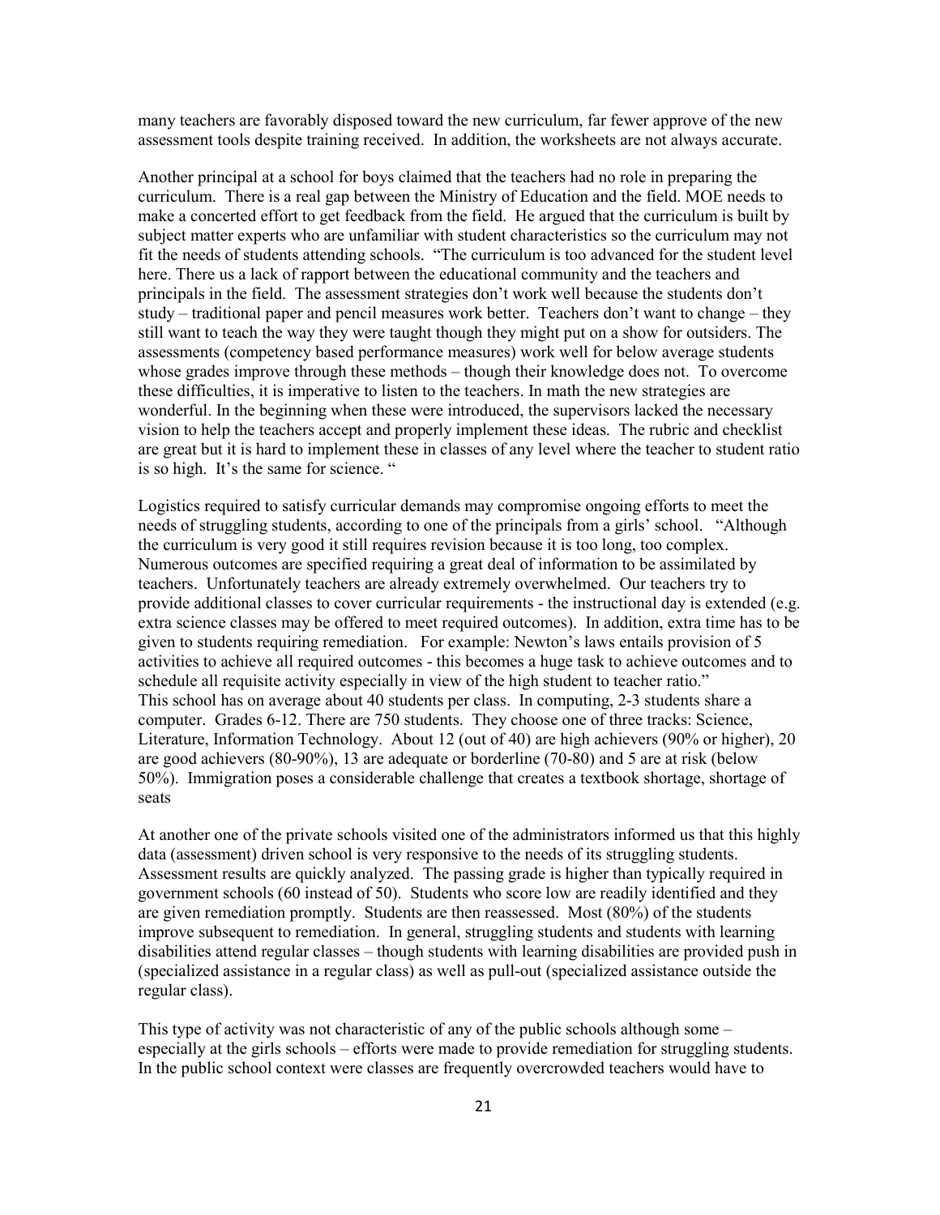many teachers are favorably disposed toward the new curriculum, far fewer approve of the new assessment tools despite training received. In addition, the worksheets are not always accurate.

Another principal at a school for boys claimed that the teachers had no role in preparing the curriculum. There is a real gap between the Ministry of Education and the field. MOE needs to make a concerted effort to get feedback from the field. He argued that the curriculum is built by subject matter experts who are unfamiliar with student characteristics so the curriculum may not fit the needs of students attending schools. "The curriculum is too advanced for the student level here. There us a lack of rapport between the educational community and the teachers and principals in the field. The assessment strategies don't work well because the students don't study – traditional paper and pencil measures work better. Teachers don't want to change – they still want to teach the way they were taught though they might put on a show for outsiders. The assessments (competency based performance measures) work well for below average students whose grades improve through these methods – though their knowledge does not. To overcome these difficulties, it is imperative to listen to the teachers. In math the new strategies are wonderful. In the beginning when these were introduced, the supervisors lacked the necessary vision to help the teachers accept and properly implement these ideas. The rubric and checklist are great but it is hard to implement these in classes of any level where the teacher to student ratio is so high. It's the same for science. "

Logistics required to satisfy curricular demands may compromise ongoing efforts to meet the needs of struggling students, according to one of the principals from a girls' school. "Although the curriculum is very good it still requires revision because it is too long, too complex. Numerous outcomes are specified requiring a great deal of information to be assimilated by teachers. Unfortunately teachers are already extremely overwhelmed. Our teachers try to provide additional classes to cover curricular requirements - the instructional day is extended (e.g. extra science classes may be offered to meet required outcomes). In addition, extra time has to be given to students requiring remediation. For example: Newton's laws entails provision of 5 activities to achieve all required outcomes - this becomes a huge task to achieve outcomes and to schedule all requisite activity especially in view of the high student to teacher ratio."
This school has on average about 40 students per class. In computing, 2-3 students share a computer. Grades 6-12. There are 750 students. They choose one of three tracks: Science, Literature, Information Technology. About 12 (out of 40) are high achievers (90% or higher), 20 are good achievers (80-90%), 13 are adequate or borderline (70-80) and 5 are at risk (below 50%). Immigration poses a considerable challenge that creates a textbook shortage, shortage of seats

At another one of the private schools visited one of the administrators informed us that this highly data (assessment) driven school is very responsive to the needs of its struggling students. Assessment results are quickly analyzed. The passing grade is higher than typically required in government schools (60 instead of 50). Students who score low are readily identified and they are given remediation promptly. Students are then reassessed. Most (80%) of the students improve subsequent to remediation. In general, struggling students and students with learning disabilities attend regular classes – though students with learning disabilities are provided push in (specialized assistance in a regular class) as well as pull-out (specialized assistance outside the regular class).

This type of activity was not characteristic of any of the public schools although some – especially at the girls schools – efforts were made to provide remediation for struggling students. In the public school context were classes are frequently overcrowded teachers would have to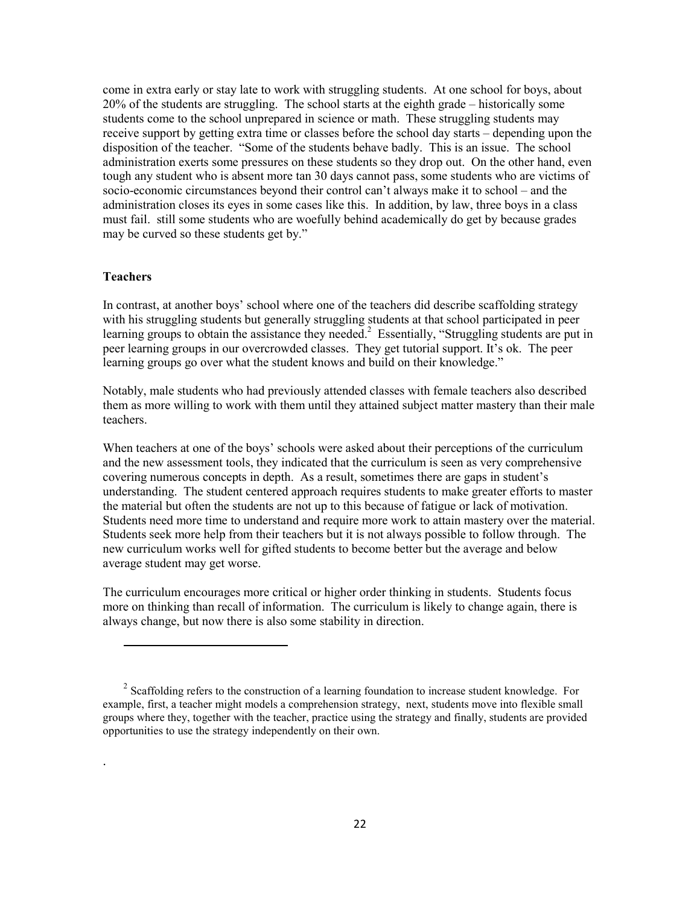come in extra early or stay late to work with struggling students. At one school for boys, about 20% of the students are struggling. The school starts at the eighth grade – historically some students come to the school unprepared in science or math. These struggling students may receive support by getting extra time or classes before the school day starts – depending upon the disposition of the teacher. "Some of the students behave badly. This is an issue. The school administration exerts some pressures on these students so they drop out. On the other hand, even tough any student who is absent more tan 30 days cannot pass, some students who are victims of socio-economic circumstances beyond their control can't always make it to school – and the administration closes its eyes in some cases like this. In addition, by law, three boys in a class must fail. still some students who are woefully behind academically do get by because grades may be curved so these students get by."

### Teachers

In contrast, at another boys' school where one of the teachers did describe scaffolding strategy with his struggling students but generally struggling students at that school participated in peer learning groups to obtain the assistance they needed.[2] Essentially, "Struggling students are put in peer learning groups in our overcrowded classes. They get tutorial support. It's ok. The peer learning groups go over what the student knows and build on their knowledge."

Notably, male students who had previously attended classes with female teachers also described them as more willing to work with them until they attained subject matter mastery than their male teachers.

When teachers at one of the boys' schools were asked about their perceptions of the curriculum and the new assessment tools, they indicated that the curriculum is seen as very comprehensive covering numerous concepts in depth. As a result, sometimes there are gaps in student's understanding. The student centered approach requires students to make greater efforts to master the material but often the students are not up to this because of fatigue or lack of motivation. Students need more time to understand and require more work to attain mastery over the material. Students seek more help from their teachers but it is not always possible to follow through. The new curriculum works well for gifted students to become better but the average and below average student may get worse.

The curriculum encourages more critical or higher order thinking in students. Students focus more on thinking than recall of information. The curriculum is likely to change again, there is always change, but now there is also some stability in direction.

---

[2] Scaffolding refers to the construction of a learning foundation to increase student knowledge. For example, first, a teacher might models a comprehension strategy, next, students move into flexible small groups where they, together with the teacher, practice using the strategy and finally, students are provided opportunities to use the strategy independently on their own.

.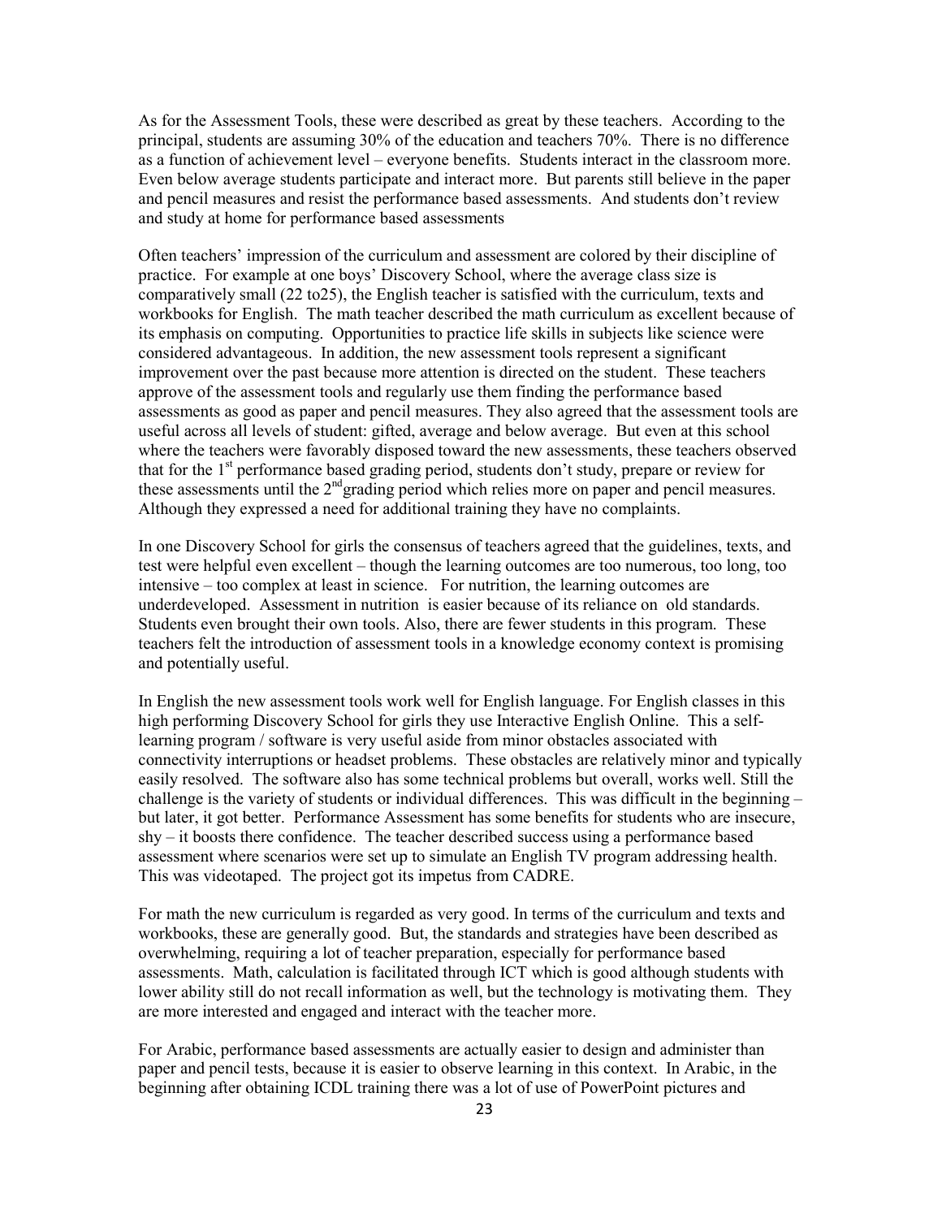As for the Assessment Tools, these were described as great by these teachers. According to the principal, students are assuming 30% of the education and teachers 70%. There is no difference as a function of achievement level – everyone benefits. Students interact in the classroom more. Even below average students participate and interact more. But parents still believe in the paper and pencil measures and resist the performance based assessments. And students don't review and study at home for performance based assessments

Often teachers' impression of the curriculum and assessment are colored by their discipline of practice. For example at one boys' Discovery School, where the average class size is comparatively small (22 to25), the English teacher is satisfied with the curriculum, texts and workbooks for English. The math teacher described the math curriculum as excellent because of its emphasis on computing. Opportunities to practice life skills in subjects like science were considered advantageous. In addition, the new assessment tools represent a significant improvement over the past because more attention is directed on the student. These teachers approve of the assessment tools and regularly use them finding the performance based assessments as good as paper and pencil measures. They also agreed that the assessment tools are useful across all levels of student: gifted, average and below average. But even at this school where the teachers were favorably disposed toward the new assessments, these teachers observed that for the 1st performance based grading period, students don't study, prepare or review for these assessments until the 2nd grading period which relies more on paper and pencil measures. Although they expressed a need for additional training they have no complaints.

In one Discovery School for girls the consensus of teachers agreed that the guidelines, texts, and test were helpful even excellent – though the learning outcomes are too numerous, too long, too intensive – too complex at least in science. For nutrition, the learning outcomes are underdeveloped. Assessment in nutrition is easier because of its reliance on old standards. Students even brought their own tools. Also, there are fewer students in this program. These teachers felt the introduction of assessment tools in a knowledge economy context is promising and potentially useful.

In English the new assessment tools work well for English language. For English classes in this high performing Discovery School for girls they use Interactive English Online. This a self-learning program / software is very useful aside from minor obstacles associated with connectivity interruptions or headset problems. These obstacles are relatively minor and typically easily resolved. The software also has some technical problems but overall, works well. Still the challenge is the variety of students or individual differences. This was difficult in the beginning – but later, it got better. Performance Assessment has some benefits for students who are insecure, shy – it boosts there confidence. The teacher described success using a performance based assessment where scenarios were set up to simulate an English TV program addressing health. This was videotaped. The project got its impetus from CADRE.

For math the new curriculum is regarded as very good. In terms of the curriculum and texts and workbooks, these are generally good. But, the standards and strategies have been described as overwhelming, requiring a lot of teacher preparation, especially for performance based assessments. Math, calculation is facilitated through ICT which is good although students with lower ability still do not recall information as well, but the technology is motivating them. They are more interested and engaged and interact with the teacher more.

For Arabic, performance based assessments are actually easier to design and administer than paper and pencil tests, because it is easier to observe learning in this context. In Arabic, in the beginning after obtaining ICDL training there was a lot of use of PowerPoint pictures and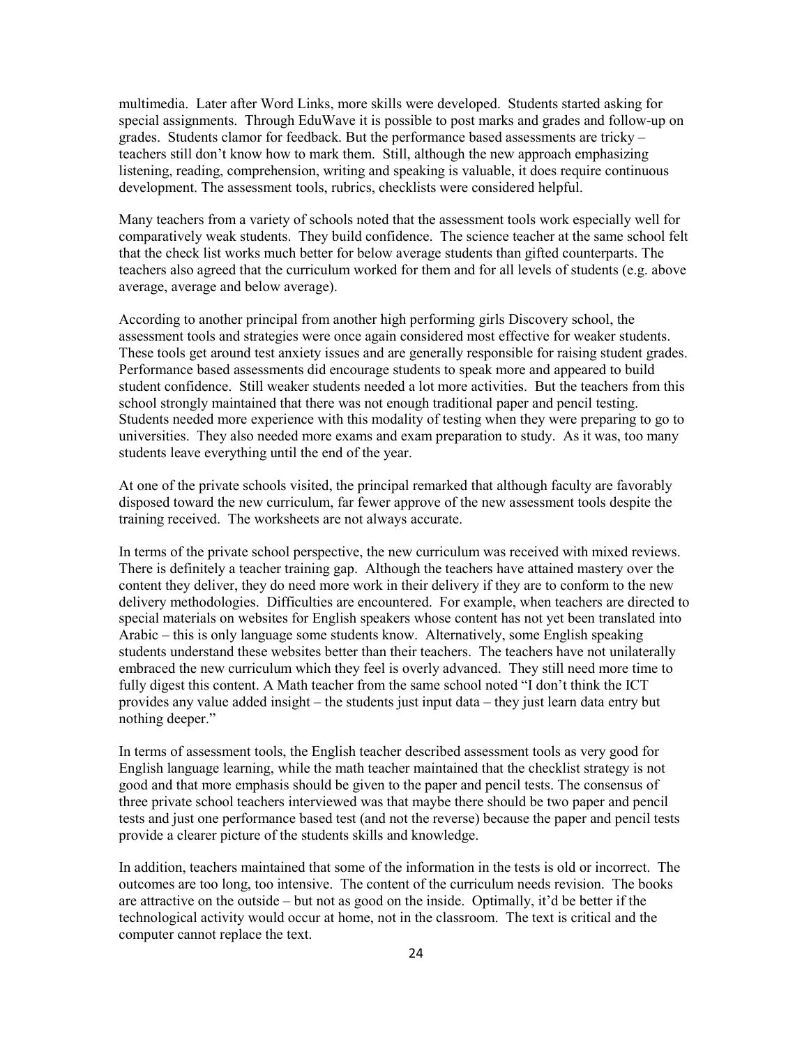multimedia. Later after Word Links, more skills were developed. Students started asking for special assignments. Through EduWave it is possible to post marks and grades and follow-up on grades. Students clamor for feedback. But the performance based assessments are tricky – teachers still don't know how to mark them. Still, although the new approach emphasizing listening, reading, comprehension, writing and speaking is valuable, it does require continuous development. The assessment tools, rubrics, checklists were considered helpful.

Many teachers from a variety of schools noted that the assessment tools work especially well for comparatively weak students. They build confidence. The science teacher at the same school felt that the check list works much better for below average students than gifted counterparts. The teachers also agreed that the curriculum worked for them and for all levels of students (e.g. above average, average and below average).

According to another principal from another high performing girls Discovery school, the assessment tools and strategies were once again considered most effective for weaker students. These tools get around test anxiety issues and are generally responsible for raising student grades. Performance based assessments did encourage students to speak more and appeared to build student confidence. Still weaker students needed a lot more activities. But the teachers from this school strongly maintained that there was not enough traditional paper and pencil testing. Students needed more experience with this modality of testing when they were preparing to go to universities. They also needed more exams and exam preparation to study. As it was, too many students leave everything until the end of the year.

At one of the private schools visited, the principal remarked that although faculty are favorably disposed toward the new curriculum, far fewer approve of the new assessment tools despite the training received. The worksheets are not always accurate.

In terms of the private school perspective, the new curriculum was received with mixed reviews. There is definitely a teacher training gap. Although the teachers have attained mastery over the content they deliver, they do need more work in their delivery if they are to conform to the new delivery methodologies. Difficulties are encountered. For example, when teachers are directed to special materials on websites for English speakers whose content has not yet been translated into Arabic – this is only language some students know. Alternatively, some English speaking students understand these websites better than their teachers. The teachers have not unilaterally embraced the new curriculum which they feel is overly advanced. They still need more time to fully digest this content. A Math teacher from the same school noted "I don't think the ICT provides any value added insight – the students just input data – they just learn data entry but nothing deeper."

In terms of assessment tools, the English teacher described assessment tools as very good for English language learning, while the math teacher maintained that the checklist strategy is not good and that more emphasis should be given to the paper and pencil tests. The consensus of three private school teachers interviewed was that maybe there should be two paper and pencil tests and just one performance based test (and not the reverse) because the paper and pencil tests provide a clearer picture of the students skills and knowledge.

In addition, teachers maintained that some of the information in the tests is old or incorrect. The outcomes are too long, too intensive. The content of the curriculum needs revision. The books are attractive on the outside – but not as good on the inside. Optimally, it'd be better if the technological activity would occur at home, not in the classroom. The text is critical and the computer cannot replace the text.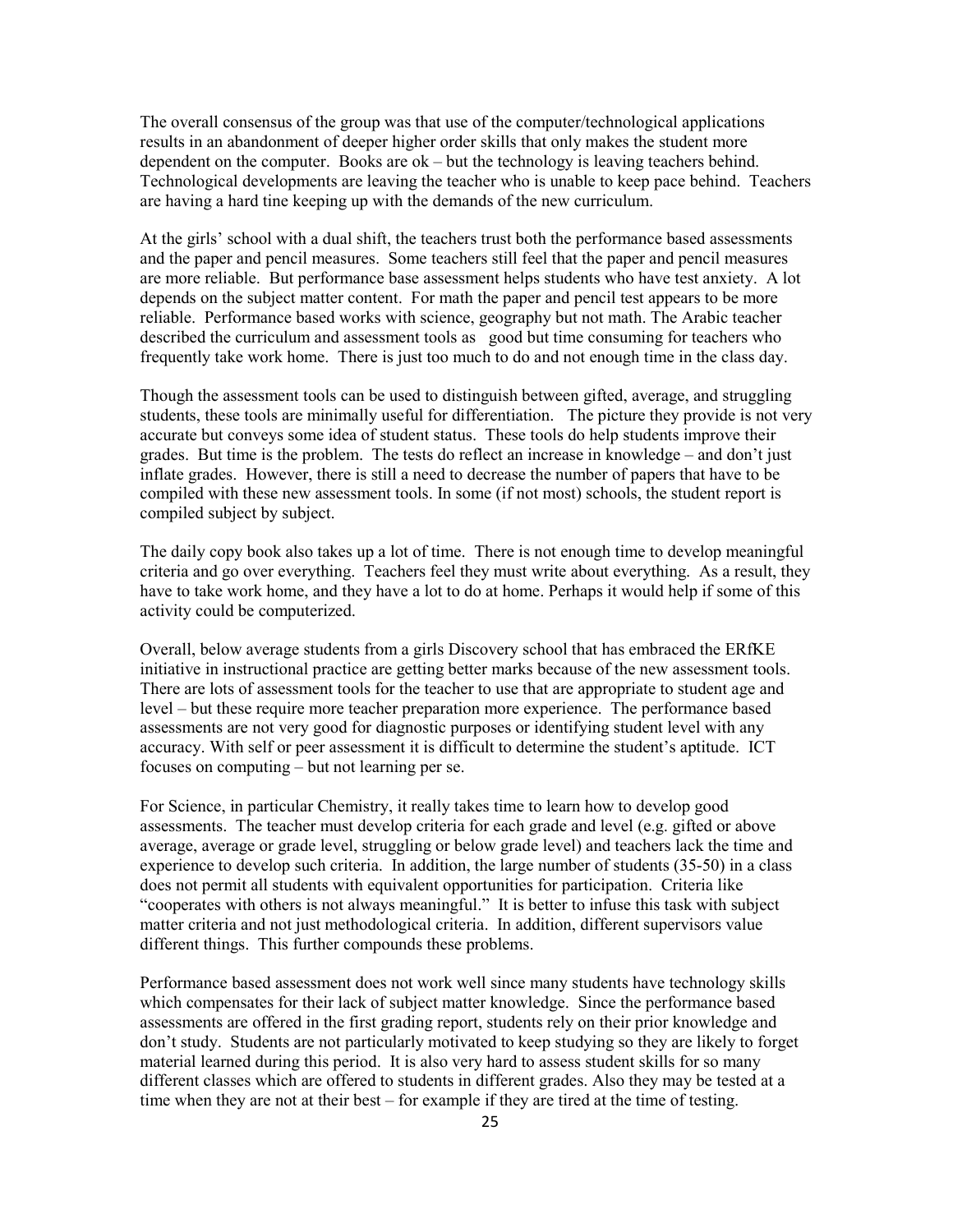The overall consensus of the group was that use of the computer/technological applications results in an abandonment of deeper higher order skills that only makes the student more dependent on the computer. Books are ok – but the technology is leaving teachers behind. Technological developments are leaving the teacher who is unable to keep pace behind. Teachers are having a hard tine keeping up with the demands of the new curriculum.

At the girls' school with a dual shift, the teachers trust both the performance based assessments and the paper and pencil measures. Some teachers still feel that the paper and pencil measures are more reliable. But performance base assessment helps students who have test anxiety. A lot depends on the subject matter content. For math the paper and pencil test appears to be more reliable. Performance based works with science, geography but not math. The Arabic teacher described the curriculum and assessment tools as good but time consuming for teachers who frequently take work home. There is just too much to do and not enough time in the class day.

Though the assessment tools can be used to distinguish between gifted, average, and struggling students, these tools are minimally useful for differentiation. The picture they provide is not very accurate but conveys some idea of student status. These tools do help students improve their grades. But time is the problem. The tests do reflect an increase in knowledge – and don't just inflate grades. However, there is still a need to decrease the number of papers that have to be compiled with these new assessment tools. In some (if not most) schools, the student report is compiled subject by subject.

The daily copy book also takes up a lot of time. There is not enough time to develop meaningful criteria and go over everything. Teachers feel they must write about everything. As a result, they have to take work home, and they have a lot to do at home. Perhaps it would help if some of this activity could be computerized.

Overall, below average students from a girls Discovery school that has embraced the ERfKE initiative in instructional practice are getting better marks because of the new assessment tools. There are lots of assessment tools for the teacher to use that are appropriate to student age and level – but these require more teacher preparation more experience. The performance based assessments are not very good for diagnostic purposes or identifying student level with any accuracy. With self or peer assessment it is difficult to determine the student's aptitude. ICT focuses on computing – but not learning per se.

For Science, in particular Chemistry, it really takes time to learn how to develop good assessments. The teacher must develop criteria for each grade and level (e.g. gifted or above average, average or grade level, struggling or below grade level) and teachers lack the time and experience to develop such criteria. In addition, the large number of students (35-50) in a class does not permit all students with equivalent opportunities for participation. Criteria like "cooperates with others is not always meaningful." It is better to infuse this task with subject matter criteria and not just methodological criteria. In addition, different supervisors value different things. This further compounds these problems.

Performance based assessment does not work well since many students have technology skills which compensates for their lack of subject matter knowledge. Since the performance based assessments are offered in the first grading report, students rely on their prior knowledge and don't study. Students are not particularly motivated to keep studying so they are likely to forget material learned during this period. It is also very hard to assess student skills for so many different classes which are offered to students in different grades. Also they may be tested at a time when they are not at their best – for example if they are tired at the time of testing.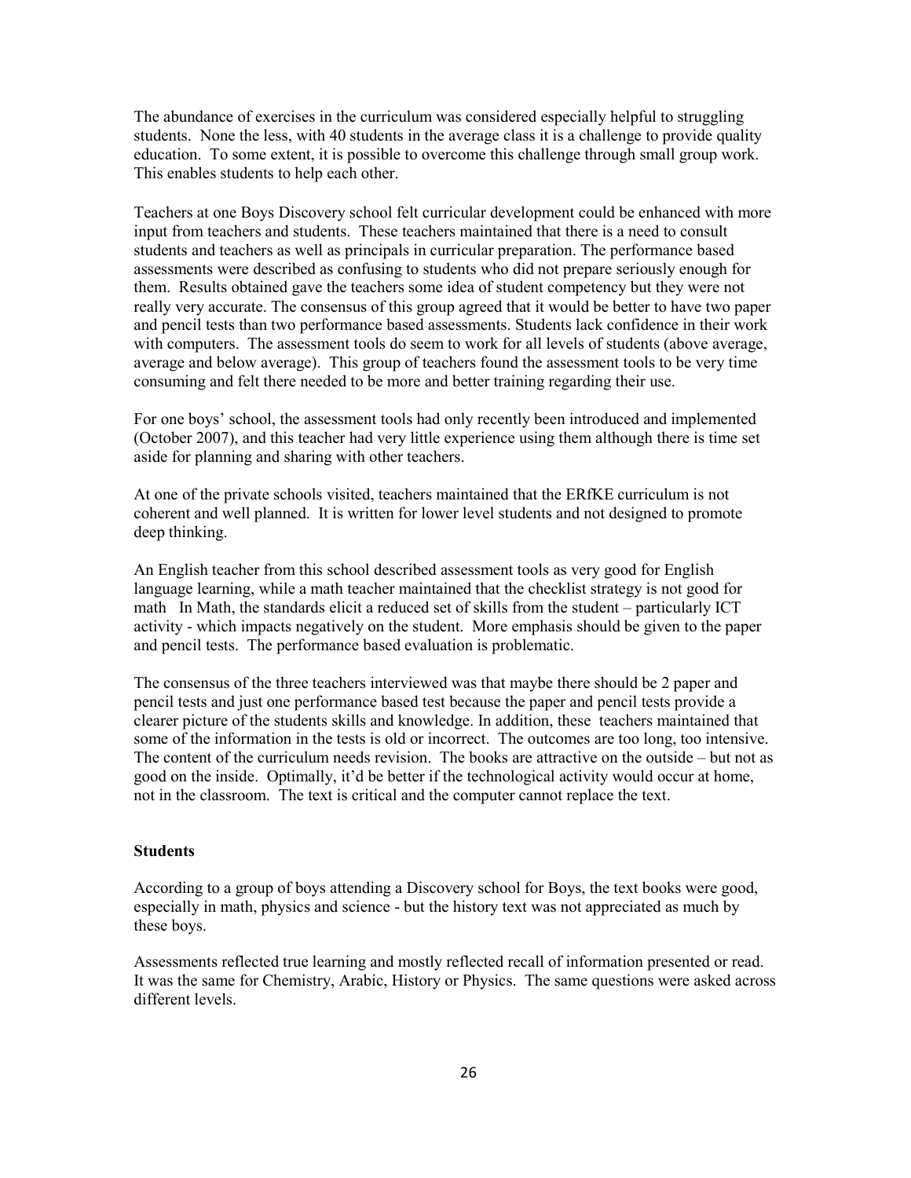The abundance of exercises in the curriculum was considered especially helpful to struggling students. None the less, with 40 students in the average class it is a challenge to provide quality education. To some extent, it is possible to overcome this challenge through small group work. This enables students to help each other.

Teachers at one Boys Discovery school felt curricular development could be enhanced with more input from teachers and students. These teachers maintained that there is a need to consult students and teachers as well as principals in curricular preparation. The performance based assessments were described as confusing to students who did not prepare seriously enough for them. Results obtained gave the teachers some idea of student competency but they were not really very accurate. The consensus of this group agreed that it would be better to have two paper and pencil tests than two performance based assessments. Students lack confidence in their work with computers. The assessment tools do seem to work for all levels of students (above average, average and below average). This group of teachers found the assessment tools to be very time consuming and felt there needed to be more and better training regarding their use.

For one boys' school, the assessment tools had only recently been introduced and implemented (October 2007), and this teacher had very little experience using them although there is time set aside for planning and sharing with other teachers.

At one of the private schools visited, teachers maintained that the ERfKE curriculum is not coherent and well planned. It is written for lower level students and not designed to promote deep thinking.

An English teacher from this school described assessment tools as very good for English language learning, while a math teacher maintained that the checklist strategy is not good for math In Math, the standards elicit a reduced set of skills from the student – particularly ICT activity - which impacts negatively on the student. More emphasis should be given to the paper and pencil tests. The performance based evaluation is problematic.

The consensus of the three teachers interviewed was that maybe there should be 2 paper and pencil tests and just one performance based test because the paper and pencil tests provide a clearer picture of the students skills and knowledge. In addition, these teachers maintained that some of the information in the tests is old or incorrect. The outcomes are too long, too intensive. The content of the curriculum needs revision. The books are attractive on the outside – but not as good on the inside. Optimally, it'd be better if the technological activity would occur at home, not in the classroom. The text is critical and the computer cannot replace the text.

**Students**

According to a group of boys attending a Discovery school for Boys, the text books were good, especially in math, physics and science - but the history text was not appreciated as much by these boys.

Assessments reflected true learning and mostly reflected recall of information presented or read. It was the same for Chemistry, Arabic, History or Physics. The same questions were asked across different levels.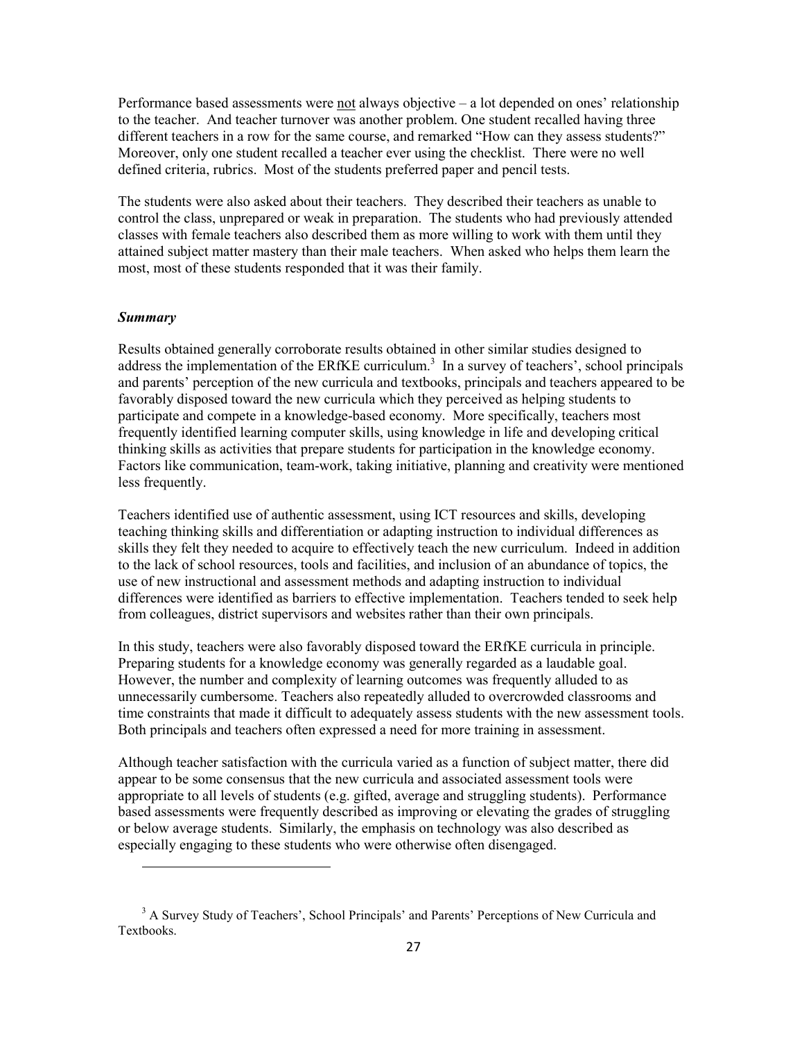Performance based assessments were not always objective – a lot depended on ones' relationship to the teacher. And teacher turnover was another problem. One student recalled having three different teachers in a row for the same course, and remarked "How can they assess students?" Moreover, only one student recalled a teacher ever using the checklist. There were no well defined criteria, rubrics. Most of the students preferred paper and pencil tests.

The students were also asked about their teachers. They described their teachers as unable to control the class, unprepared or weak in preparation. The students who had previously attended classes with female teachers also described them as more willing to work with them until they attained subject matter mastery than their male teachers. When asked who helps them learn the most, most of these students responded that it was their family.

### *Summary*

Results obtained generally corroborate results obtained in other similar studies designed to address the implementation of the ERfKE curriculum.[3] In a survey of teachers', school principals and parents' perception of the new curricula and textbooks, principals and teachers appeared to be favorably disposed toward the new curricula which they perceived as helping students to participate and compete in a knowledge-based economy. More specifically, teachers most frequently identified learning computer skills, using knowledge in life and developing critical thinking skills as activities that prepare students for participation in the knowledge economy. Factors like communication, team-work, taking initiative, planning and creativity were mentioned less frequently.

Teachers identified use of authentic assessment, using ICT resources and skills, developing teaching thinking skills and differentiation or adapting instruction to individual differences as skills they felt they needed to acquire to effectively teach the new curriculum. Indeed in addition to the lack of school resources, tools and facilities, and inclusion of an abundance of topics, the use of new instructional and assessment methods and adapting instruction to individual differences were identified as barriers to effective implementation. Teachers tended to seek help from colleagues, district supervisors and websites rather than their own principals.

In this study, teachers were also favorably disposed toward the ERfKE curricula in principle. Preparing students for a knowledge economy was generally regarded as a laudable goal. However, the number and complexity of learning outcomes was frequently alluded to as unnecessarily cumbersome. Teachers also repeatedly alluded to overcrowded classrooms and time constraints that made it difficult to adequately assess students with the new assessment tools. Both principals and teachers often expressed a need for more training in assessment.

Although teacher satisfaction with the curricula varied as a function of subject matter, there did appear to be some consensus that the new curricula and associated assessment tools were appropriate to all levels of students (e.g. gifted, average and struggling students). Performance based assessments were frequently described as improving or elevating the grades of struggling or below average students. Similarly, the emphasis on technology was also described as especially engaging to these students who were otherwise often disengaged.

---

[3] A Survey Study of Teachers', School Principals' and Parents' Perceptions of New Curricula and Textbooks.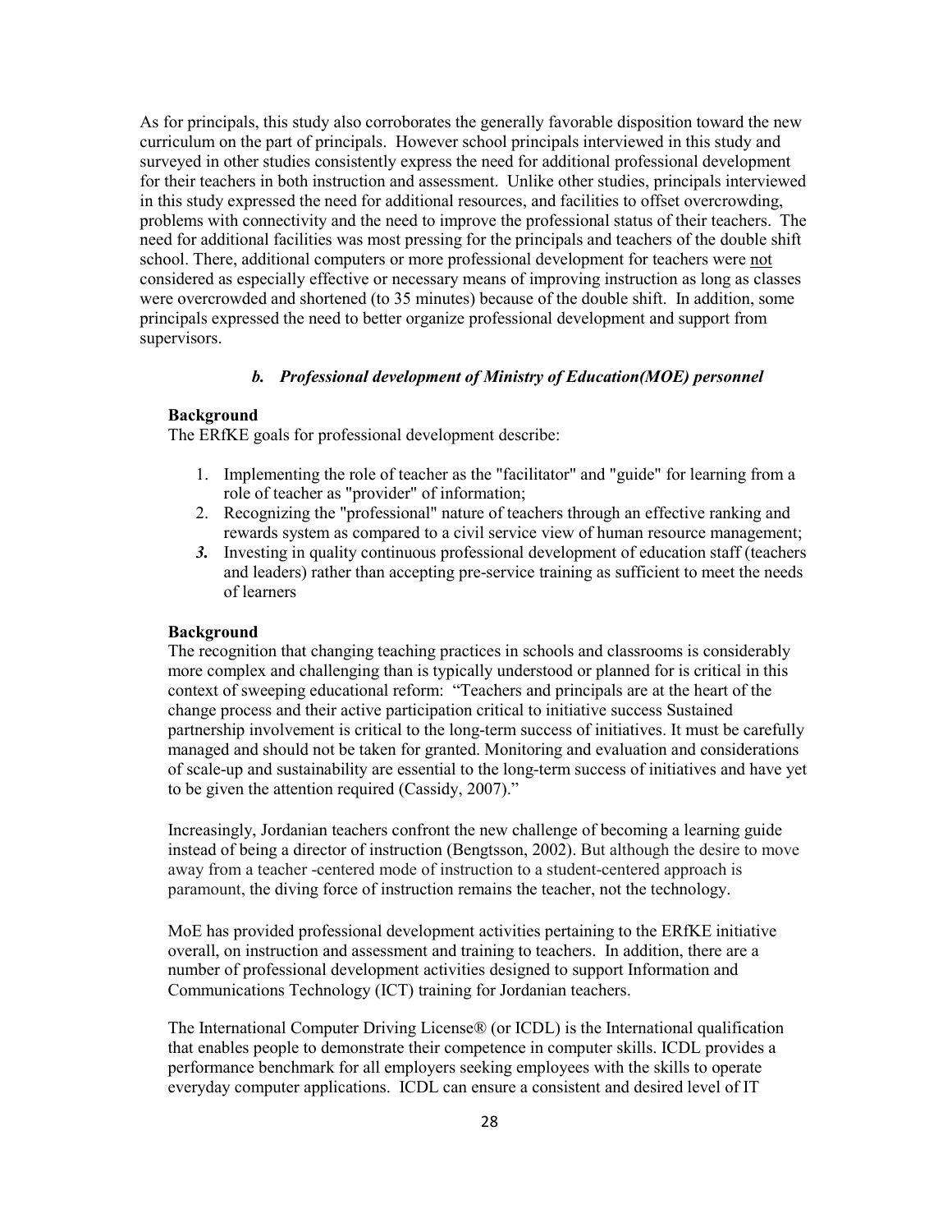As for principals, this study also corroborates the generally favorable disposition toward the new curriculum on the part of principals. However school principals interviewed in this study and surveyed in other studies consistently express the need for additional professional development for their teachers in both instruction and assessment. Unlike other studies, principals interviewed in this study expressed the need for additional resources, and facilities to offset overcrowding, problems with connectivity and the need to improve the professional status of their teachers. The need for additional facilities was most pressing for the principals and teachers of the double shift school. There, additional computers or more professional development for teachers were <u>not</u> considered as especially effective or necessary means of improving instruction as long as classes were overcrowded and shortened (to 35 minutes) because of the double shift. In addition, some principals expressed the need to better organize professional development and support from supervisors.

### *b. Professional development of Ministry of Education(MOE) personnel*

**Background**

The ERfKE goals for professional development describe:

1. Implementing the role of teacher as the "facilitator" and "guide" for learning from a role of teacher as "provider" of information;
2. Recognizing the "professional" nature of teachers through an effective ranking and rewards system as compared to a civil service view of human resource management;
3. Investing in quality continuous professional development of education staff (teachers and leaders) rather than accepting pre-service training as sufficient to meet the needs of learners

**Background**

The recognition that changing teaching practices in schools and classrooms is considerably more complex and challenging than is typically understood or planned for is critical in this context of sweeping educational reform: "Teachers and principals are at the heart of the change process and their active participation critical to initiative success Sustained partnership involvement is critical to the long-term success of initiatives. It must be carefully managed and should not be taken for granted. Monitoring and evaluation and considerations of scale-up and sustainability are essential to the long-term success of initiatives and have yet to be given the attention required (Cassidy, 2007)."

Increasingly, Jordanian teachers confront the new challenge of becoming a learning guide instead of being a director of instruction (Bengtsson, 2002). But although the desire to move away from a teacher -centered mode of instruction to a student-centered approach is paramount, the diving force of instruction remains the teacher, not the technology.

MoE has provided professional development activities pertaining to the ERfKE initiative overall, on instruction and assessment and training to teachers. In addition, there are a number of professional development activities designed to support Information and Communications Technology (ICT) training for Jordanian teachers.

The International Computer Driving License® (or ICDL) is the International qualification that enables people to demonstrate their competence in computer skills. ICDL provides a performance benchmark for all employers seeking employees with the skills to operate everyday computer applications. ICDL can ensure a consistent and desired level of IT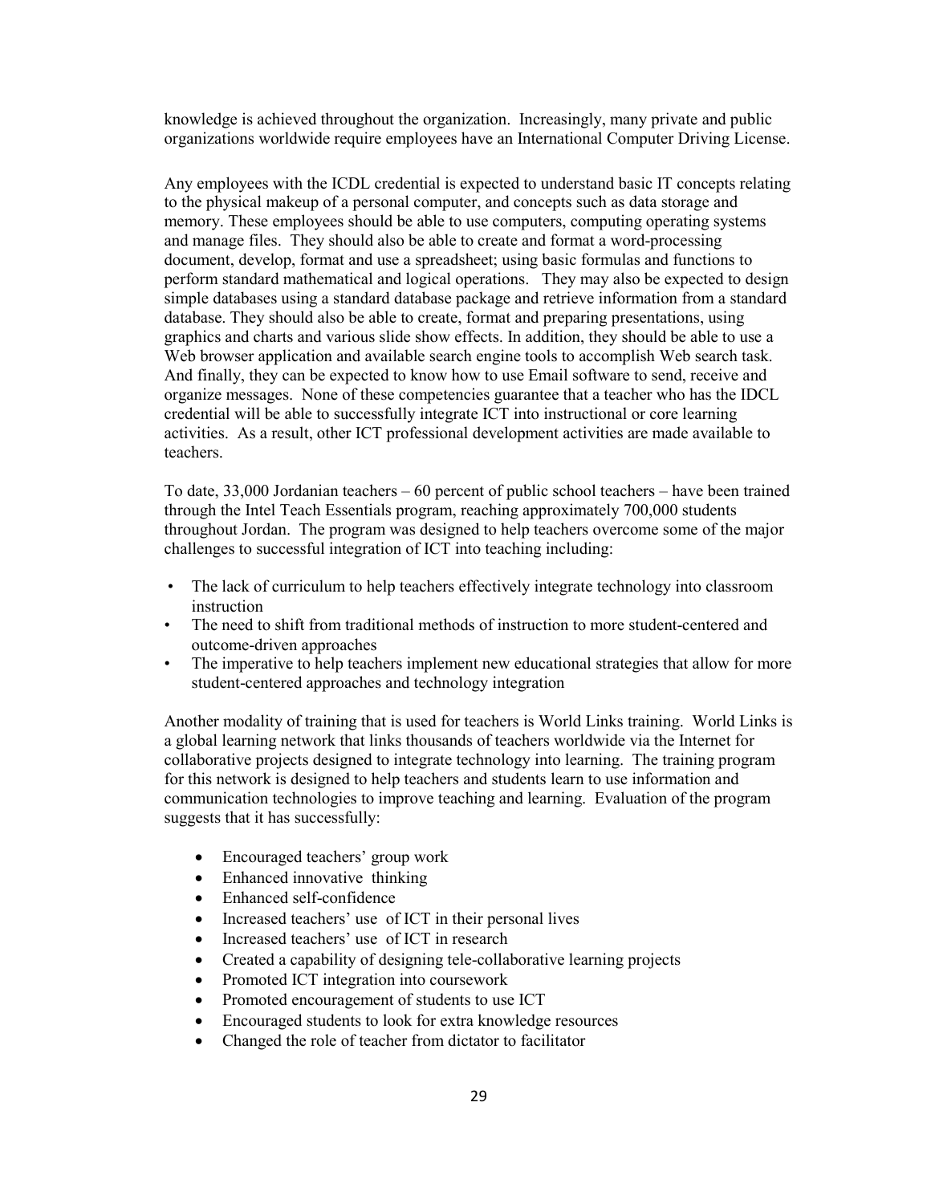knowledge is achieved throughout the organization. Increasingly, many private and public organizations worldwide require employees have an International Computer Driving License.

Any employees with the ICDL credential is expected to understand basic IT concepts relating to the physical makeup of a personal computer, and concepts such as data storage and memory. These employees should be able to use computers, computing operating systems and manage files. They should also be able to create and format a word-processing document, develop, format and use a spreadsheet; using basic formulas and functions to perform standard mathematical and logical operations. They may also be expected to design simple databases using a standard database package and retrieve information from a standard database. They should also be able to create, format and preparing presentations, using graphics and charts and various slide show effects. In addition, they should be able to use a Web browser application and available search engine tools to accomplish Web search task. And finally, they can be expected to know how to use Email software to send, receive and organize messages. None of these competencies guarantee that a teacher who has the IDCL credential will be able to successfully integrate ICT into instructional or core learning activities. As a result, other ICT professional development activities are made available to teachers.

To date, 33,000 Jordanian teachers – 60 percent of public school teachers – have been trained through the Intel Teach Essentials program, reaching approximately 700,000 students throughout Jordan. The program was designed to help teachers overcome some of the major challenges to successful integration of ICT into teaching including:

- The lack of curriculum to help teachers effectively integrate technology into classroom instruction
- The need to shift from traditional methods of instruction to more student-centered and outcome-driven approaches
- The imperative to help teachers implement new educational strategies that allow for more student-centered approaches and technology integration

Another modality of training that is used for teachers is World Links training. World Links is a global learning network that links thousands of teachers worldwide via the Internet for collaborative projects designed to integrate technology into learning. The training program for this network is designed to help teachers and students learn to use information and communication technologies to improve teaching and learning. Evaluation of the program suggests that it has successfully:

- Encouraged teachers' group work
- Enhanced innovative thinking
- Enhanced self-confidence
- Increased teachers' use of ICT in their personal lives
- Increased teachers' use of ICT in research
- Created a capability of designing tele-collaborative learning projects
- Promoted ICT integration into coursework
- Promoted encouragement of students to use ICT
- Encouraged students to look for extra knowledge resources
- Changed the role of teacher from dictator to facilitator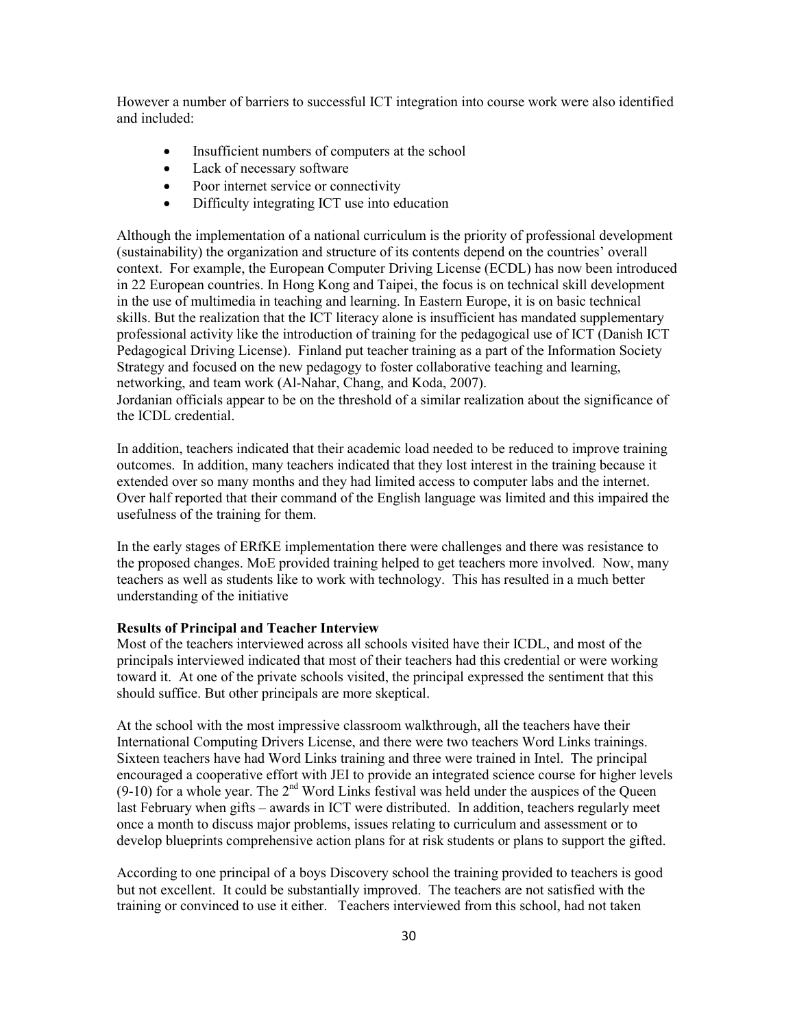However a number of barriers to successful ICT integration into course work were also identified and included:

- Insufficient numbers of computers at the school
- Lack of necessary software
- Poor internet service or connectivity
- Difficulty integrating ICT use into education

Although the implementation of a national curriculum is the priority of professional development (sustainability) the organization and structure of its contents depend on the countries' overall context. For example, the European Computer Driving License (ECDL) has now been introduced in 22 European countries. In Hong Kong and Taipei, the focus is on technical skill development in the use of multimedia in teaching and learning. In Eastern Europe, it is on basic technical skills. But the realization that the ICT literacy alone is insufficient has mandated supplementary professional activity like the introduction of training for the pedagogical use of ICT (Danish ICT Pedagogical Driving License). Finland put teacher training as a part of the Information Society Strategy and focused on the new pedagogy to foster collaborative teaching and learning, networking, and team work (Al-Nahar, Chang, and Koda, 2007).
Jordanian officials appear to be on the threshold of a similar realization about the significance of the ICDL credential.

In addition, teachers indicated that their academic load needed to be reduced to improve training outcomes. In addition, many teachers indicated that they lost interest in the training because it extended over so many months and they had limited access to computer labs and the internet. Over half reported that their command of the English language was limited and this impaired the usefulness of the training for them.

In the early stages of ERfKE implementation there were challenges and there was resistance to the proposed changes. MoE provided training helped to get teachers more involved. Now, many teachers as well as students like to work with technology. This has resulted in a much better understanding of the initiative

**Results of Principal and Teacher Interview**

Most of the teachers interviewed across all schools visited have their ICDL, and most of the principals interviewed indicated that most of their teachers had this credential or were working toward it. At one of the private schools visited, the principal expressed the sentiment that this should suffice. But other principals are more skeptical.

At the school with the most impressive classroom walkthrough, all the teachers have their International Computing Drivers License, and there were two teachers Word Links trainings. Sixteen teachers have had Word Links training and three were trained in Intel. The principal encouraged a cooperative effort with JEI to provide an integrated science course for higher levels (9-10) for a whole year. The 2nd Word Links festival was held under the auspices of the Queen last February when gifts – awards in ICT were distributed. In addition, teachers regularly meet once a month to discuss major problems, issues relating to curriculum and assessment or to develop blueprints comprehensive action plans for at risk students or plans to support the gifted.

According to one principal of a boys Discovery school the training provided to teachers is good but not excellent. It could be substantially improved. The teachers are not satisfied with the training or convinced to use it either. Teachers interviewed from this school, had not taken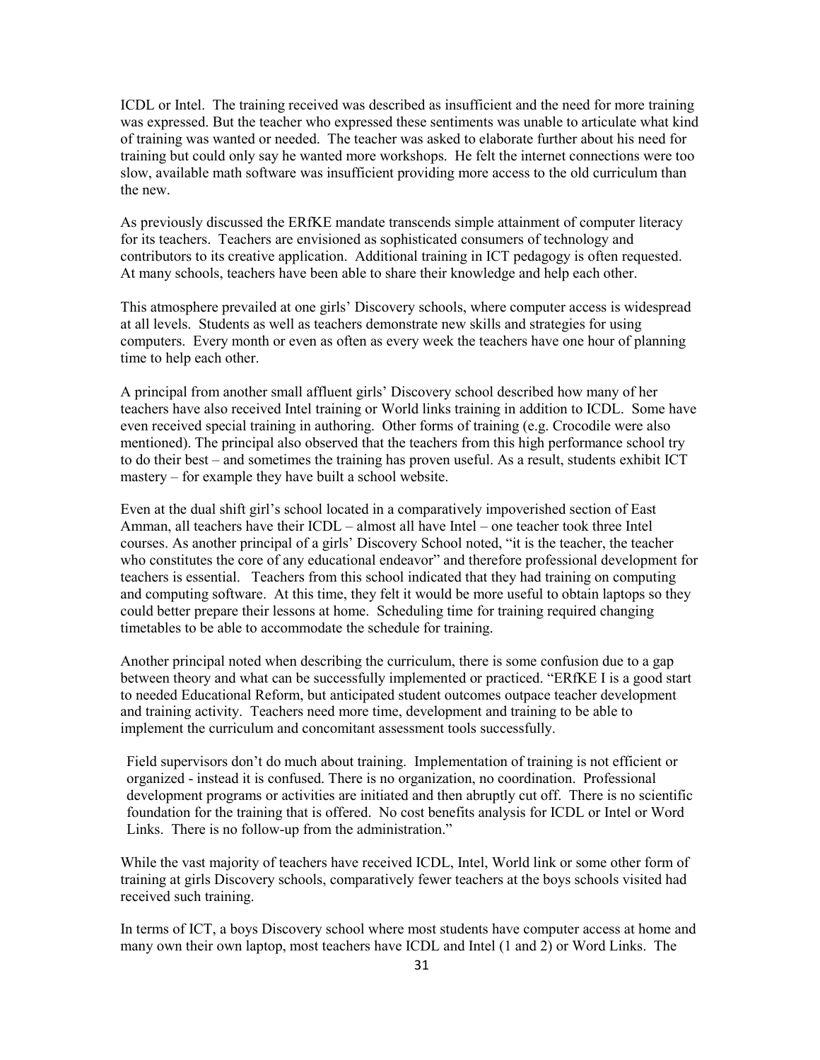ICDL or Intel. The training received was described as insufficient and the need for more training was expressed. But the teacher who expressed these sentiments was unable to articulate what kind of training was wanted or needed. The teacher was asked to elaborate further about his need for training but could only say he wanted more workshops. He felt the internet connections were too slow, available math software was insufficient providing more access to the old curriculum than the new.

As previously discussed the ERfKE mandate transcends simple attainment of computer literacy for its teachers. Teachers are envisioned as sophisticated consumers of technology and contributors to its creative application. Additional training in ICT pedagogy is often requested. At many schools, teachers have been able to share their knowledge and help each other.

This atmosphere prevailed at one girls' Discovery schools, where computer access is widespread at all levels. Students as well as teachers demonstrate new skills and strategies for using computers. Every month or even as often as every week the teachers have one hour of planning time to help each other.

A principal from another small affluent girls' Discovery school described how many of her teachers have also received Intel training or World links training in addition to ICDL. Some have even received special training in authoring. Other forms of training (e.g. Crocodile were also mentioned). The principal also observed that the teachers from this high performance school try to do their best – and sometimes the training has proven useful. As a result, students exhibit ICT mastery – for example they have built a school website.

Even at the dual shift girl's school located in a comparatively impoverished section of East Amman, all teachers have their ICDL – almost all have Intel – one teacher took three Intel courses. As another principal of a girls' Discovery School noted, "it is the teacher, the teacher who constitutes the core of any educational endeavor" and therefore professional development for teachers is essential. Teachers from this school indicated that they had training on computing and computing software. At this time, they felt it would be more useful to obtain laptops so they could better prepare their lessons at home. Scheduling time for training required changing timetables to be able to accommodate the schedule for training.

Another principal noted when describing the curriculum, there is some confusion due to a gap between theory and what can be successfully implemented or practiced. "ERfKE I is a good start to needed Educational Reform, but anticipated student outcomes outpace teacher development and training activity. Teachers need more time, development and training to be able to implement the curriculum and concomitant assessment tools successfully.

> Field supervisors don't do much about training. Implementation of training is not efficient or organized - instead it is confused. There is no organization, no coordination. Professional development programs or activities are initiated and then abruptly cut off. There is no scientific foundation for the training that is offered. No cost benefits analysis for ICDL or Intel or Word Links. There is no follow-up from the administration."

While the vast majority of teachers have received ICDL, Intel, World link or some other form of training at girls Discovery schools, comparatively fewer teachers at the boys schools visited had received such training.

In terms of ICT, a boys Discovery school where most students have computer access at home and many own their own laptop, most teachers have ICDL and Intel (1 and 2) or Word Links. The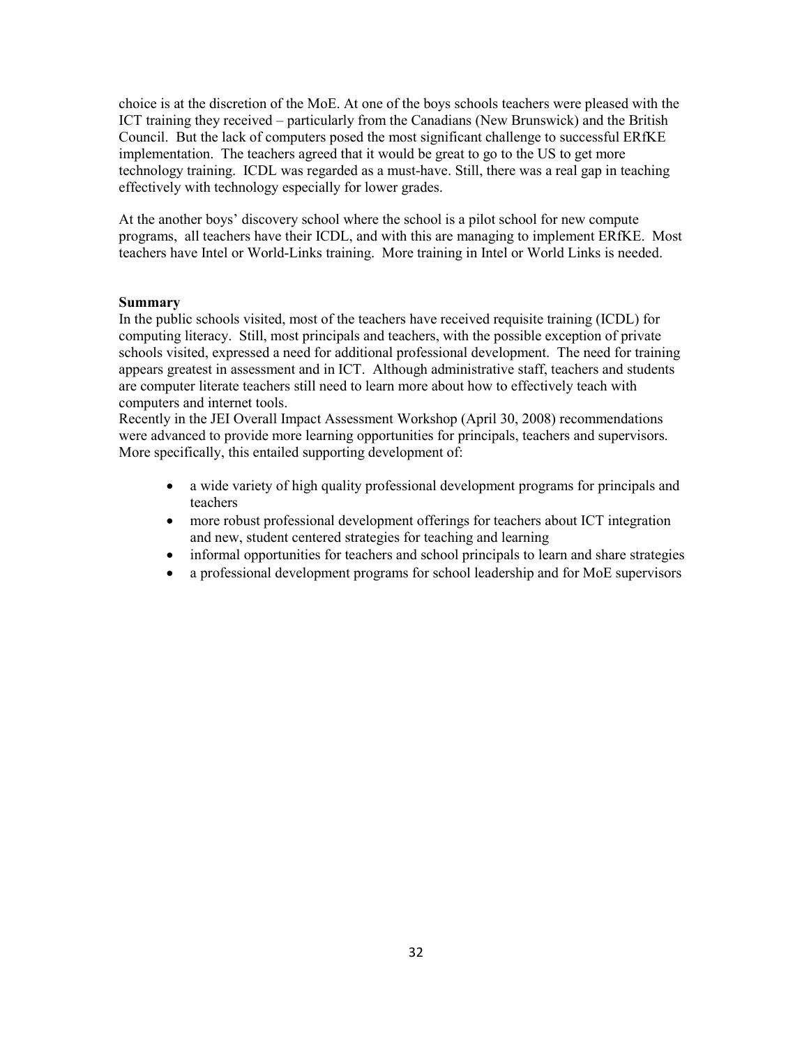choice is at the discretion of the MoE. At one of the boys schools teachers were pleased with the ICT training they received – particularly from the Canadians (New Brunswick) and the British Council. But the lack of computers posed the most significant challenge to successful ERfKE implementation. The teachers agreed that it would be great to go to the US to get more technology training. ICDL was regarded as a must-have. Still, there was a real gap in teaching effectively with technology especially for lower grades.

At the another boys' discovery school where the school is a pilot school for new compute programs, all teachers have their ICDL, and with this are managing to implement ERfKE. Most teachers have Intel or World-Links training. More training in Intel or World Links is needed.

**Summary**

In the public schools visited, most of the teachers have received requisite training (ICDL) for computing literacy. Still, most principals and teachers, with the possible exception of private schools visited, expressed a need for additional professional development. The need for training appears greatest in assessment and in ICT. Although administrative staff, teachers and students are computer literate teachers still need to learn more about how to effectively teach with computers and internet tools.

Recently in the JEI Overall Impact Assessment Workshop (April 30, 2008) recommendations were advanced to provide more learning opportunities for principals, teachers and supervisors. More specifically, this entailed supporting development of:

- a wide variety of high quality professional development programs for principals and teachers
- more robust professional development offerings for teachers about ICT integration and new, student centered strategies for teaching and learning
- informal opportunities for teachers and school principals to learn and share strategies
- a professional development programs for school leadership and for MoE supervisors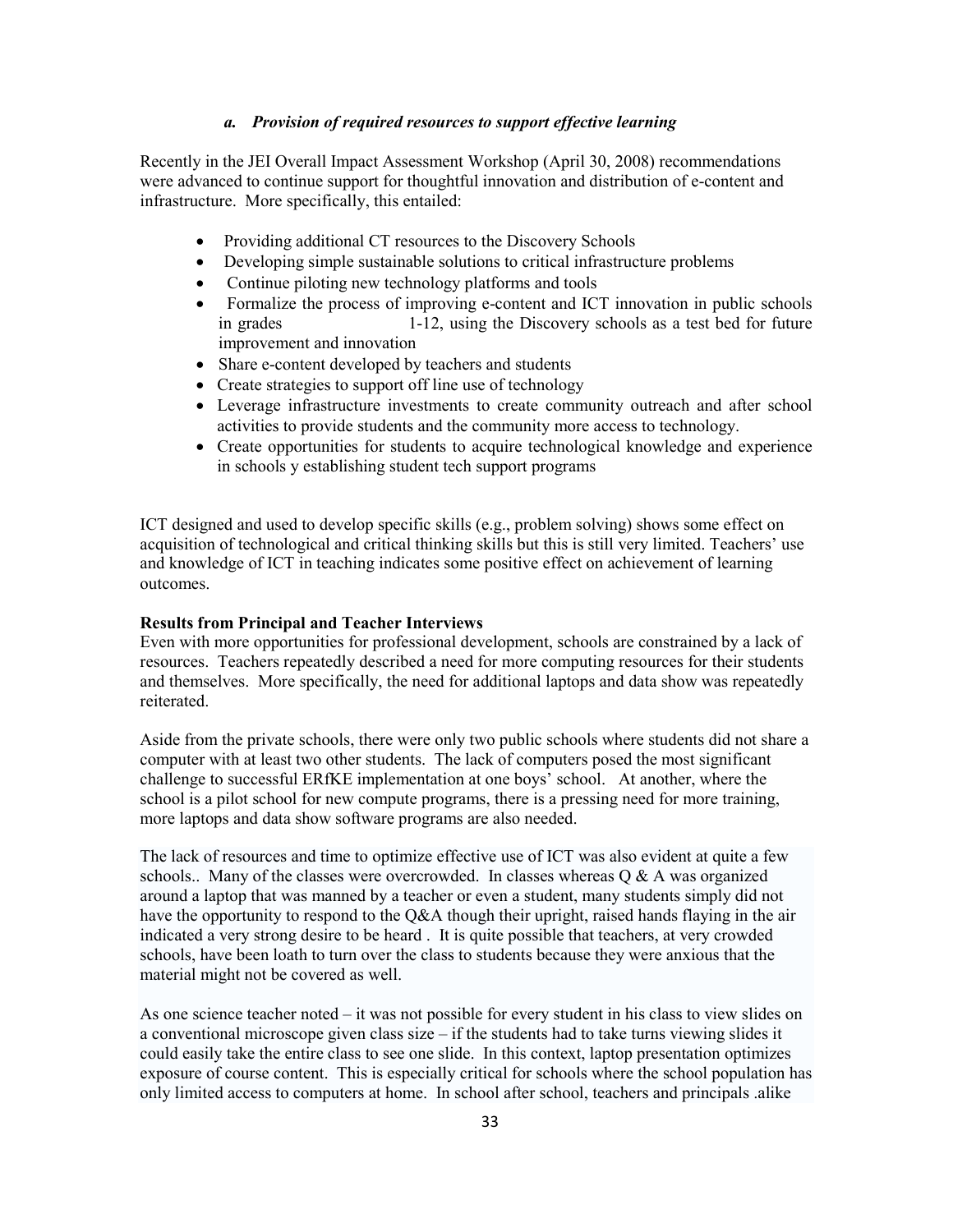### *a. Provision of required resources to support effective learning*

Recently in the JEI Overall Impact Assessment Workshop (April 30, 2008) recommendations were advanced to continue support for thoughtful innovation and distribution of e-content and infrastructure. More specifically, this entailed:

- Providing additional CT resources to the Discovery Schools
- Developing simple sustainable solutions to critical infrastructure problems
- Continue piloting new technology platforms and tools
- Formalize the process of improving e-content and ICT innovation in public schools in grades 1-12, using the Discovery schools as a test bed for future improvement and innovation
- Share e-content developed by teachers and students
- Create strategies to support off line use of technology
- Leverage infrastructure investments to create community outreach and after school activities to provide students and the community more access to technology.
- Create opportunities for students to acquire technological knowledge and experience in schools y establishing student tech support programs

ICT designed and used to develop specific skills (e.g., problem solving) shows some effect on acquisition of technological and critical thinking skills but this is still very limited. Teachers' use and knowledge of ICT in teaching indicates some positive effect on achievement of learning outcomes.

**Results from Principal and Teacher Interviews**

Even with more opportunities for professional development, schools are constrained by a lack of resources. Teachers repeatedly described a need for more computing resources for their students and themselves. More specifically, the need for additional laptops and data show was repeatedly reiterated.

Aside from the private schools, there were only two public schools where students did not share a computer with at least two other students. The lack of computers posed the most significant challenge to successful ERfKE implementation at one boys' school. At another, where the school is a pilot school for new compute programs, there is a pressing need for more training, more laptops and data show software programs are also needed.

The lack of resources and time to optimize effective use of ICT was also evident at quite a few schools.. Many of the classes were overcrowded. In classes whereas Q & A was organized around a laptop that was manned by a teacher or even a student, many students simply did not have the opportunity to respond to the Q&A though their upright, raised hands flaying in the air indicated a very strong desire to be heard . It is quite possible that teachers, at very crowded schools, have been loath to turn over the class to students because they were anxious that the material might not be covered as well.

As one science teacher noted – it was not possible for every student in his class to view slides on a conventional microscope given class size – if the students had to take turns viewing slides it could easily take the entire class to see one slide. In this context, laptop presentation optimizes exposure of course content. This is especially critical for schools where the school population has only limited access to computers at home. In school after school, teachers and principals .alike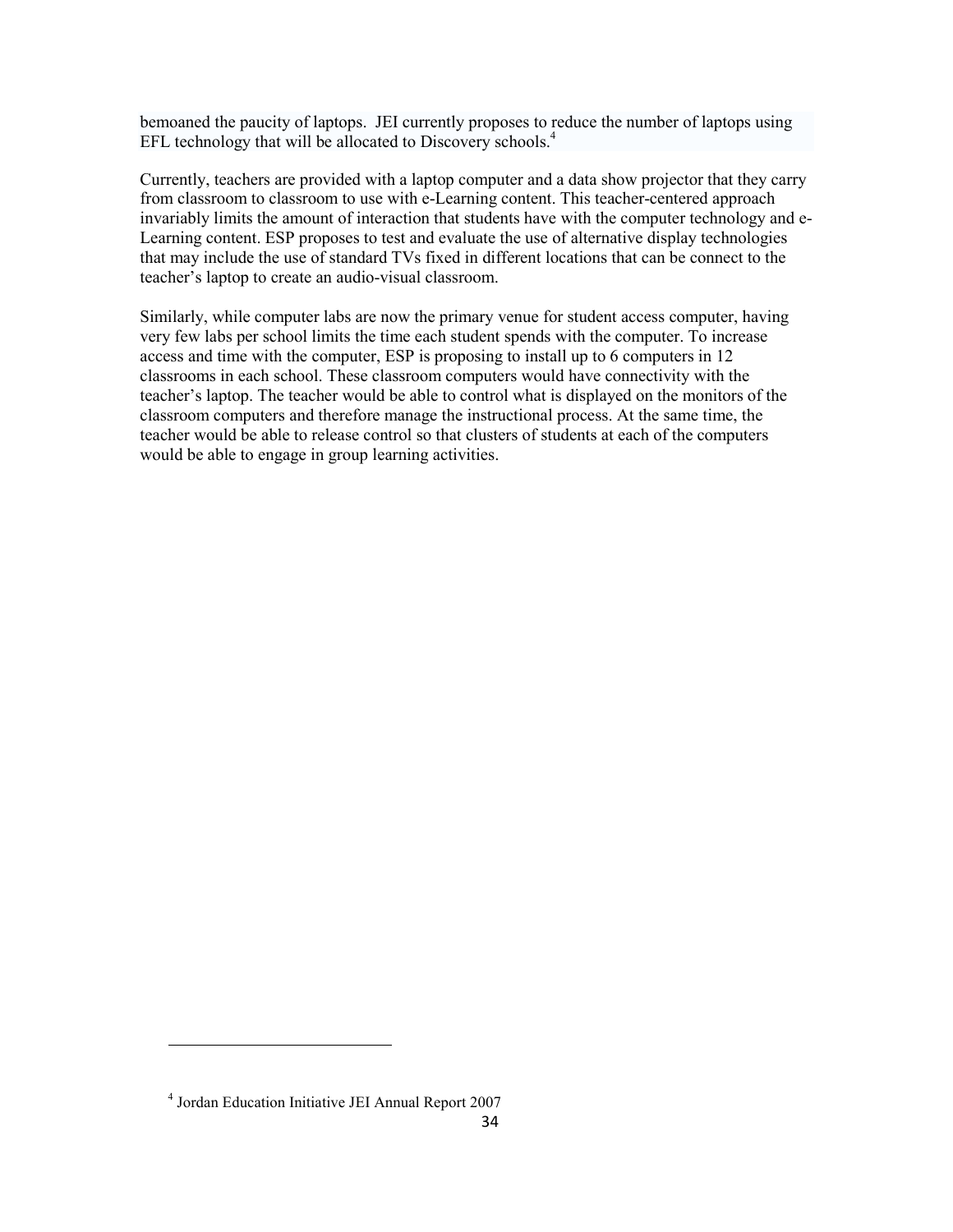bemoaned the paucity of laptops. JEI currently proposes to reduce the number of laptops using EFL technology that will be allocated to Discovery schools.[4]

Currently, teachers are provided with a laptop computer and a data show projector that they carry from classroom to classroom to use with e-Learning content. This teacher-centered approach invariably limits the amount of interaction that students have with the computer technology and e-Learning content. ESP proposes to test and evaluate the use of alternative display technologies that may include the use of standard TVs fixed in different locations that can be connect to the teacher's laptop to create an audio-visual classroom.

Similarly, while computer labs are now the primary venue for student access computer, having very few labs per school limits the time each student spends with the computer. To increase access and time with the computer, ESP is proposing to install up to 6 computers in 12 classrooms in each school. These classroom computers would have connectivity with the teacher's laptop. The teacher would be able to control what is displayed on the monitors of the classroom computers and therefore manage the instructional process. At the same time, the teacher would be able to release control so that clusters of students at each of the computers would be able to engage in group learning activities.

---

[4] Jordan Education Initiative JEI Annual Report 2007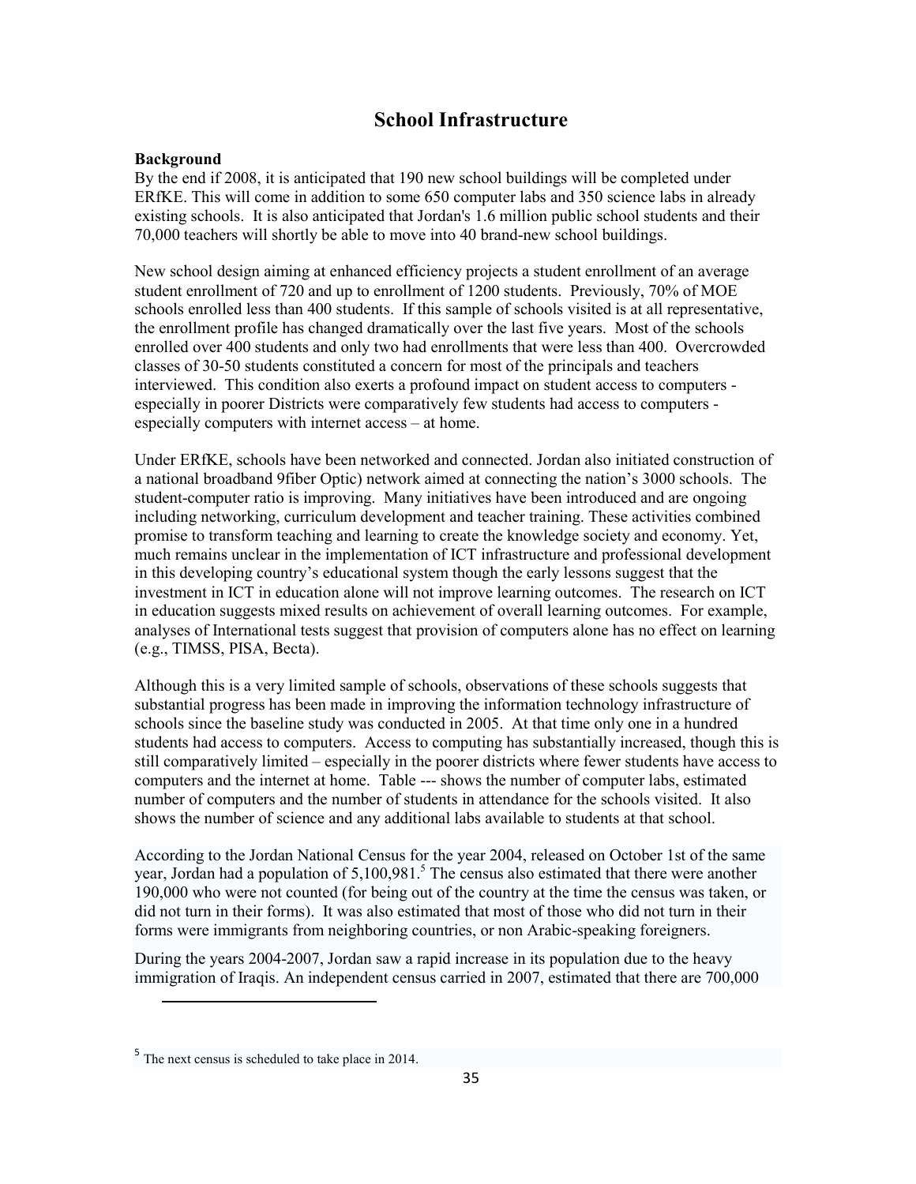# School Infrastructure

**Background**

By the end if 2008, it is anticipated that 190 new school buildings will be completed under ERfKE. This will come in addition to some 650 computer labs and 350 science labs in already existing schools. It is also anticipated that Jordan's 1.6 million public school students and their 70,000 teachers will shortly be able to move into 40 brand-new school buildings.

New school design aiming at enhanced efficiency projects a student enrollment of an average student enrollment of 720 and up to enrollment of 1200 students. Previously, 70% of MOE schools enrolled less than 400 students. If this sample of schools visited is at all representative, the enrollment profile has changed dramatically over the last five years. Most of the schools enrolled over 400 students and only two had enrollments that were less than 400. Overcrowded classes of 30-50 students constituted a concern for most of the principals and teachers interviewed. This condition also exerts a profound impact on student access to computers - especially in poorer Districts were comparatively few students had access to computers - especially computers with internet access – at home.

Under ERfKE, schools have been networked and connected. Jordan also initiated construction of a national broadband 9fiber Optic) network aimed at connecting the nation's 3000 schools. The student-computer ratio is improving. Many initiatives have been introduced and are ongoing including networking, curriculum development and teacher training. These activities combined promise to transform teaching and learning to create the knowledge society and economy. Yet, much remains unclear in the implementation of ICT infrastructure and professional development in this developing country's educational system though the early lessons suggest that the investment in ICT in education alone will not improve learning outcomes. The research on ICT in education suggests mixed results on achievement of overall learning outcomes. For example, analyses of International tests suggest that provision of computers alone has no effect on learning (e.g., TIMSS, PISA, Becta).

Although this is a very limited sample of schools, observations of these schools suggests that substantial progress has been made in improving the information technology infrastructure of schools since the baseline study was conducted in 2005. At that time only one in a hundred students had access to computers. Access to computing has substantially increased, though this is still comparatively limited – especially in the poorer districts where fewer students have access to computers and the internet at home. Table --- shows the number of computer labs, estimated number of computers and the number of students in attendance for the schools visited. It also shows the number of science and any additional labs available to students at that school.

According to the Jordan National Census for the year 2004, released on October 1st of the same year, Jordan had a population of 5,100,981.[5] The census also estimated that there were another 190,000 who were not counted (for being out of the country at the time the census was taken, or did not turn in their forms). It was also estimated that most of those who did not turn in their forms were immigrants from neighboring countries, or non Arabic-speaking foreigners.

During the years 2004-2007, Jordan saw a rapid increase in its population due to the heavy immigration of Iraqis. An independent census carried in 2007, estimated that there are 700,000

[5] The next census is scheduled to take place in 2014.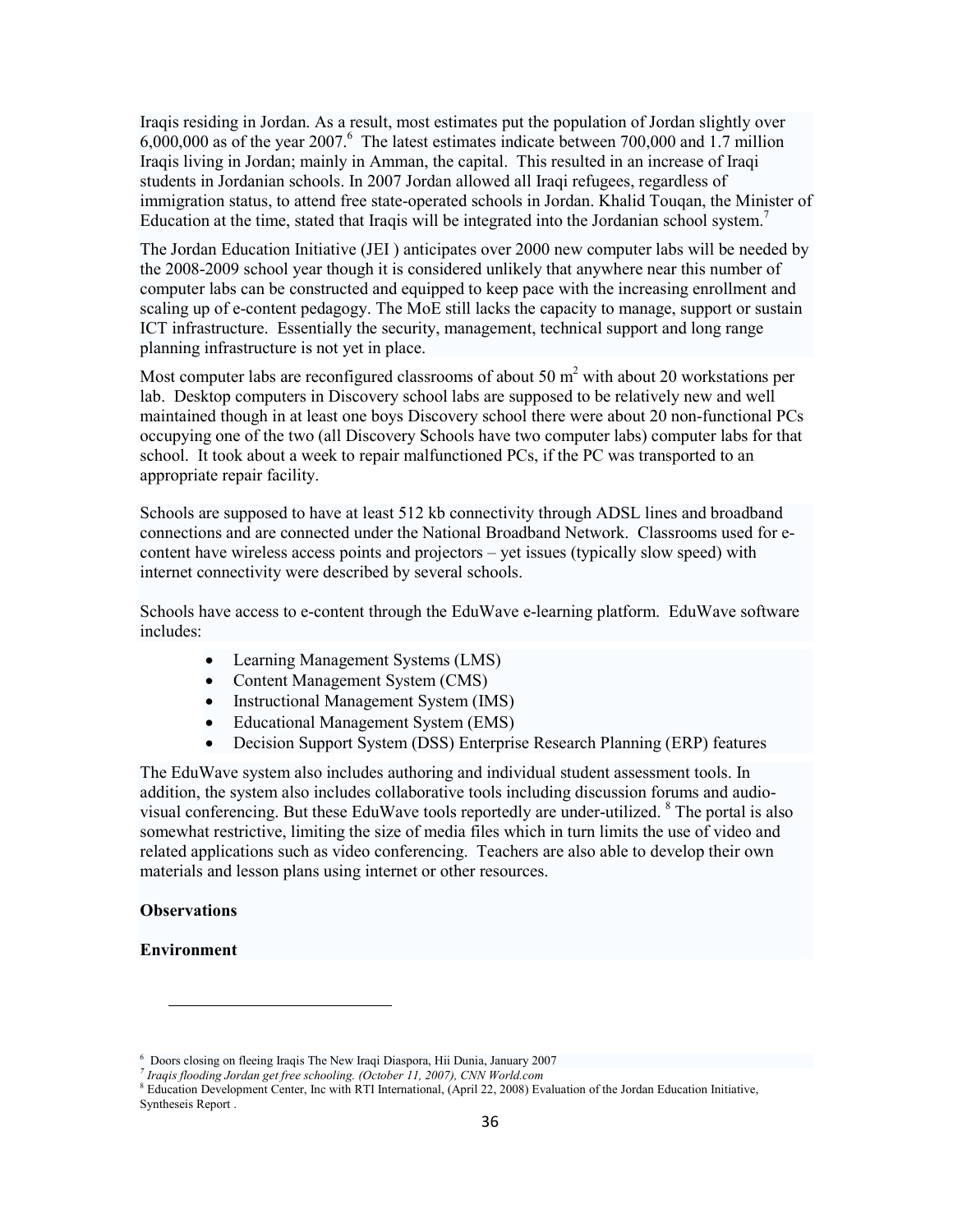Iraqis residing in Jordan. As a result, most estimates put the population of Jordan slightly over 6,000,000 as of the year 2007.[6] The latest estimates indicate between 700,000 and 1.7 million Iraqis living in Jordan; mainly in Amman, the capital. This resulted in an increase of Iraqi students in Jordanian schools. In 2007 Jordan allowed all Iraqi refugees, regardless of immigration status, to attend free state-operated schools in Jordan. Khalid Touqan, the Minister of Education at the time, stated that Iraqis will be integrated into the Jordanian school system.[7]

The Jordan Education Initiative (JEI ) anticipates over 2000 new computer labs will be needed by the 2008-2009 school year though it is considered unlikely that anywhere near this number of computer labs can be constructed and equipped to keep pace with the increasing enrollment and scaling up of e-content pedagogy. The MoE still lacks the capacity to manage, support or sustain ICT infrastructure. Essentially the security, management, technical support and long range planning infrastructure is not yet in place.

Most computer labs are reconfigured classrooms of about 50 $m^2$ with about 20 workstations per lab. Desktop computers in Discovery school labs are supposed to be relatively new and well maintained though in at least one boys Discovery school there were about 20 non-functional PCs occupying one of the two (all Discovery Schools have two computer labs) computer labs for that school. It took about a week to repair malfunctioned PCs, if the PC was transported to an appropriate repair facility.

Schools are supposed to have at least 512 kb connectivity through ADSL lines and broadband connections and are connected under the National Broadband Network. Classrooms used for e-content have wireless access points and projectors – yet issues (typically slow speed) with internet connectivity were described by several schools.

Schools have access to e-content through the EduWave e-learning platform. EduWave software includes:

- Learning Management Systems (LMS)
- Content Management System (CMS)
- Instructional Management System (IMS)
- Educational Management System (EMS)
- Decision Support System (DSS) Enterprise Research Planning (ERP) features

The EduWave system also includes authoring and individual student assessment tools. In addition, the system also includes collaborative tools including discussion forums and audio-visual conferencing. But these EduWave tools reportedly are under-utilized. [8] The portal is also somewhat restrictive, limiting the size of media files which in turn limits the use of video and related applications such as video conferencing. Teachers are also able to develop their own materials and lesson plans using internet or other resources.

**Observations**

**Environment**

---

[6] Doors closing on fleeing Iraqis The New Iraqi Diaspora, Hii Dunia, January 2007

[7] *Iraqis flooding Jordan get free schooling. (October 11, 2007), CNN World.com*

[8] Education Development Center, Inc with RTI International, (April 22, 2008) Evaluation of the Jordan Education Initiative, Syntheseis Report .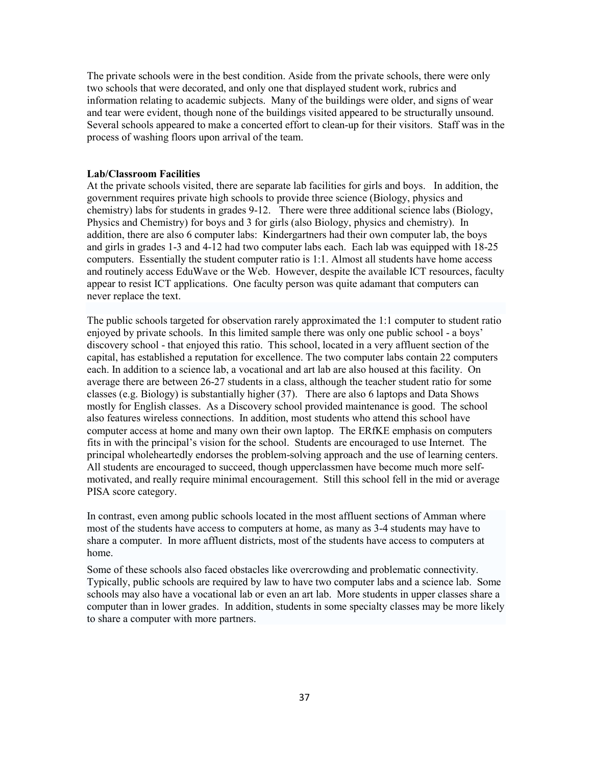The private schools were in the best condition. Aside from the private schools, there were only two schools that were decorated, and only one that displayed student work, rubrics and information relating to academic subjects. Many of the buildings were older, and signs of wear and tear were evident, though none of the buildings visited appeared to be structurally unsound. Several schools appeared to make a concerted effort to clean-up for their visitors. Staff was in the process of washing floors upon arrival of the team.

**Lab/Classroom Facilities**

At the private schools visited, there are separate lab facilities for girls and boys. In addition, the government requires private high schools to provide three science (Biology, physics and chemistry) labs for students in grades 9-12. There were three additional science labs (Biology, Physics and Chemistry) for boys and 3 for girls (also Biology, physics and chemistry). In addition, there are also 6 computer labs: Kindergartners had their own computer lab, the boys and girls in grades 1-3 and 4-12 had two computer labs each. Each lab was equipped with 18-25 computers. Essentially the student computer ratio is 1:1. Almost all students have home access and routinely access EduWave or the Web. However, despite the available ICT resources, faculty appear to resist ICT applications. One faculty person was quite adamant that computers can never replace the text.

The public schools targeted for observation rarely approximated the 1:1 computer to student ratio enjoyed by private schools. In this limited sample there was only one public school - a boys' discovery school - that enjoyed this ratio. This school, located in a very affluent section of the capital, has established a reputation for excellence. The two computer labs contain 22 computers each. In addition to a science lab, a vocational and art lab are also housed at this facility. On average there are between 26-27 students in a class, although the teacher student ratio for some classes (e.g. Biology) is substantially higher (37). There are also 6 laptops and Data Shows mostly for English classes. As a Discovery school provided maintenance is good. The school also features wireless connections. In addition, most students who attend this school have computer access at home and many own their own laptop. The ERfKE emphasis on computers fits in with the principal's vision for the school. Students are encouraged to use Internet. The principal wholeheartedly endorses the problem-solving approach and the use of learning centers. All students are encouraged to succeed, though upperclassmen have become much more self-motivated, and really require minimal encouragement. Still this school fell in the mid or average PISA score category.

In contrast, even among public schools located in the most affluent sections of Amman where most of the students have access to computers at home, as many as 3-4 students may have to share a computer. In more affluent districts, most of the students have access to computers at home.

Some of these schools also faced obstacles like overcrowding and problematic connectivity. Typically, public schools are required by law to have two computer labs and a science lab. Some schools may also have a vocational lab or even an art lab. More students in upper classes share a computer than in lower grades. In addition, students in some specialty classes may be more likely to share a computer with more partners.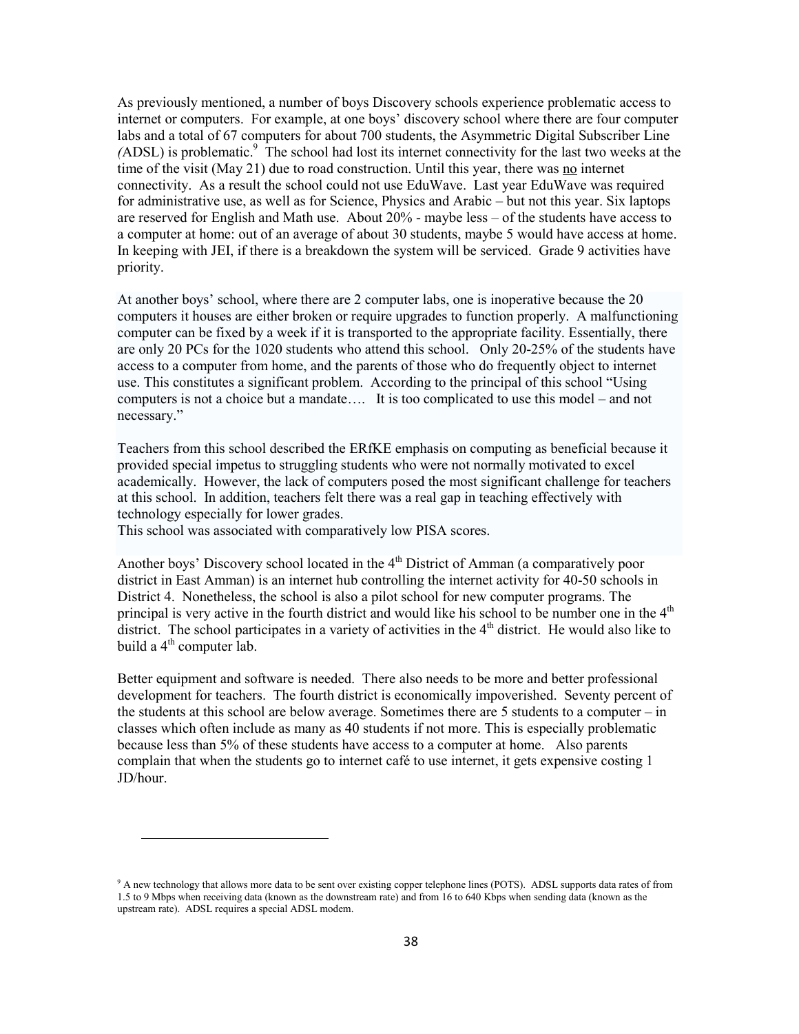As previously mentioned, a number of boys Discovery schools experience problematic access to internet or computers. For example, at one boys' discovery school where there are four computer labs and a total of 67 computers for about 700 students, the Asymmetric Digital Subscriber Line (ADSL) is problematic.[9] The school had lost its internet connectivity for the last two weeks at the time of the visit (May 21) due to road construction. Until this year, there was no internet connectivity. As a result the school could not use EduWave. Last year EduWave was required for administrative use, as well as for Science, Physics and Arabic – but not this year. Six laptops are reserved for English and Math use. About 20% - maybe less – of the students have access to a computer at home: out of an average of about 30 students, maybe 5 would have access at home. In keeping with JEI, if there is a breakdown the system will be serviced. Grade 9 activities have priority.

At another boys' school, where there are 2 computer labs, one is inoperative because the 20 computers it houses are either broken or require upgrades to function properly. A malfunctioning computer can be fixed by a week if it is transported to the appropriate facility. Essentially, there are only 20 PCs for the 1020 students who attend this school. Only 20-25% of the students have access to a computer from home, and the parents of those who do frequently object to internet use. This constitutes a significant problem. According to the principal of this school "Using computers is not a choice but a mandate…. It is too complicated to use this model – and not necessary."

Teachers from this school described the ERfKE emphasis on computing as beneficial because it provided special impetus to struggling students who were not normally motivated to excel academically. However, the lack of computers posed the most significant challenge for teachers at this school. In addition, teachers felt there was a real gap in teaching effectively with technology especially for lower grades.
This school was associated with comparatively low PISA scores.

Another boys' Discovery school located in the 4th District of Amman (a comparatively poor district in East Amman) is an internet hub controlling the internet activity for 40-50 schools in District 4. Nonetheless, the school is also a pilot school for new computer programs. The principal is very active in the fourth district and would like his school to be number one in the 4th district. The school participates in a variety of activities in the 4th district. He would also like to build a 4th computer lab.

Better equipment and software is needed. There also needs to be more and better professional development for teachers. The fourth district is economically impoverished. Seventy percent of the students at this school are below average. Sometimes there are 5 students to a computer – in classes which often include as many as 40 students if not more. This is especially problematic because less than 5% of these students have access to a computer at home. Also parents complain that when the students go to internet café to use internet, it gets expensive costing 1 JD/hour.

---

[9] A new technology that allows more data to be sent over existing copper telephone lines (POTS). ADSL supports data rates of from 1.5 to 9 Mbps when receiving data (known as the downstream rate) and from 16 to 640 Kbps when sending data (known as the upstream rate). ADSL requires a special ADSL modem.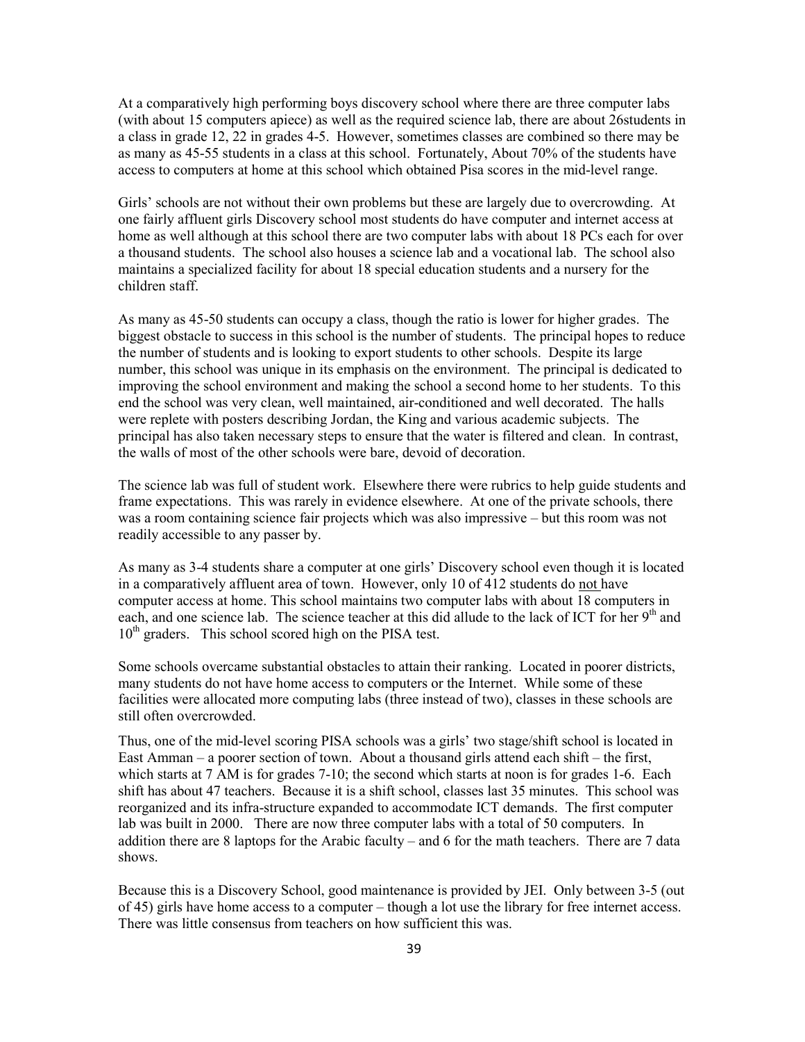At a comparatively high performing boys discovery school where there are three computer labs (with about 15 computers apiece) as well as the required science lab, there are about 26students in a class in grade 12, 22 in grades 4-5. However, sometimes classes are combined so there may be as many as 45-55 students in a class at this school. Fortunately, About 70% of the students have access to computers at home at this school which obtained Pisa scores in the mid-level range.

Girls' schools are not without their own problems but these are largely due to overcrowding. At one fairly affluent girls Discovery school most students do have computer and internet access at home as well although at this school there are two computer labs with about 18 PCs each for over a thousand students. The school also houses a science lab and a vocational lab. The school also maintains a specialized facility for about 18 special education students and a nursery for the children staff.

As many as 45-50 students can occupy a class, though the ratio is lower for higher grades. The biggest obstacle to success in this school is the number of students. The principal hopes to reduce the number of students and is looking to export students to other schools. Despite its large number, this school was unique in its emphasis on the environment. The principal is dedicated to improving the school environment and making the school a second home to her students. To this end the school was very clean, well maintained, air-conditioned and well decorated. The halls were replete with posters describing Jordan, the King and various academic subjects. The principal has also taken necessary steps to ensure that the water is filtered and clean. In contrast, the walls of most of the other schools were bare, devoid of decoration.

The science lab was full of student work. Elsewhere there were rubrics to help guide students and frame expectations. This was rarely in evidence elsewhere. At one of the private schools, there was a room containing science fair projects which was also impressive – but this room was not readily accessible to any passer by.

As many as 3-4 students share a computer at one girls' Discovery school even though it is located in a comparatively affluent area of town. However, only 10 of 412 students do <u>not</u> have computer access at home. This school maintains two computer labs with about 18 computers in each, and one science lab. The science teacher at this did allude to the lack of ICT for her 9th and 10th graders. This school scored high on the PISA test.

Some schools overcame substantial obstacles to attain their ranking. Located in poorer districts, many students do not have home access to computers or the Internet. While some of these facilities were allocated more computing labs (three instead of two), classes in these schools are still often overcrowded.

Thus, one of the mid-level scoring PISA schools was a girls' two stage/shift school is located in East Amman – a poorer section of town. About a thousand girls attend each shift – the first, which starts at 7 AM is for grades 7-10; the second which starts at noon is for grades 1-6. Each shift has about 47 teachers. Because it is a shift school, classes last 35 minutes. This school was reorganized and its infra-structure expanded to accommodate ICT demands. The first computer lab was built in 2000. There are now three computer labs with a total of 50 computers. In addition there are 8 laptops for the Arabic faculty – and 6 for the math teachers. There are 7 data shows.

Because this is a Discovery School, good maintenance is provided by JEI. Only between 3-5 (out of 45) girls have home access to a computer – though a lot use the library for free internet access. There was little consensus from teachers on how sufficient this was.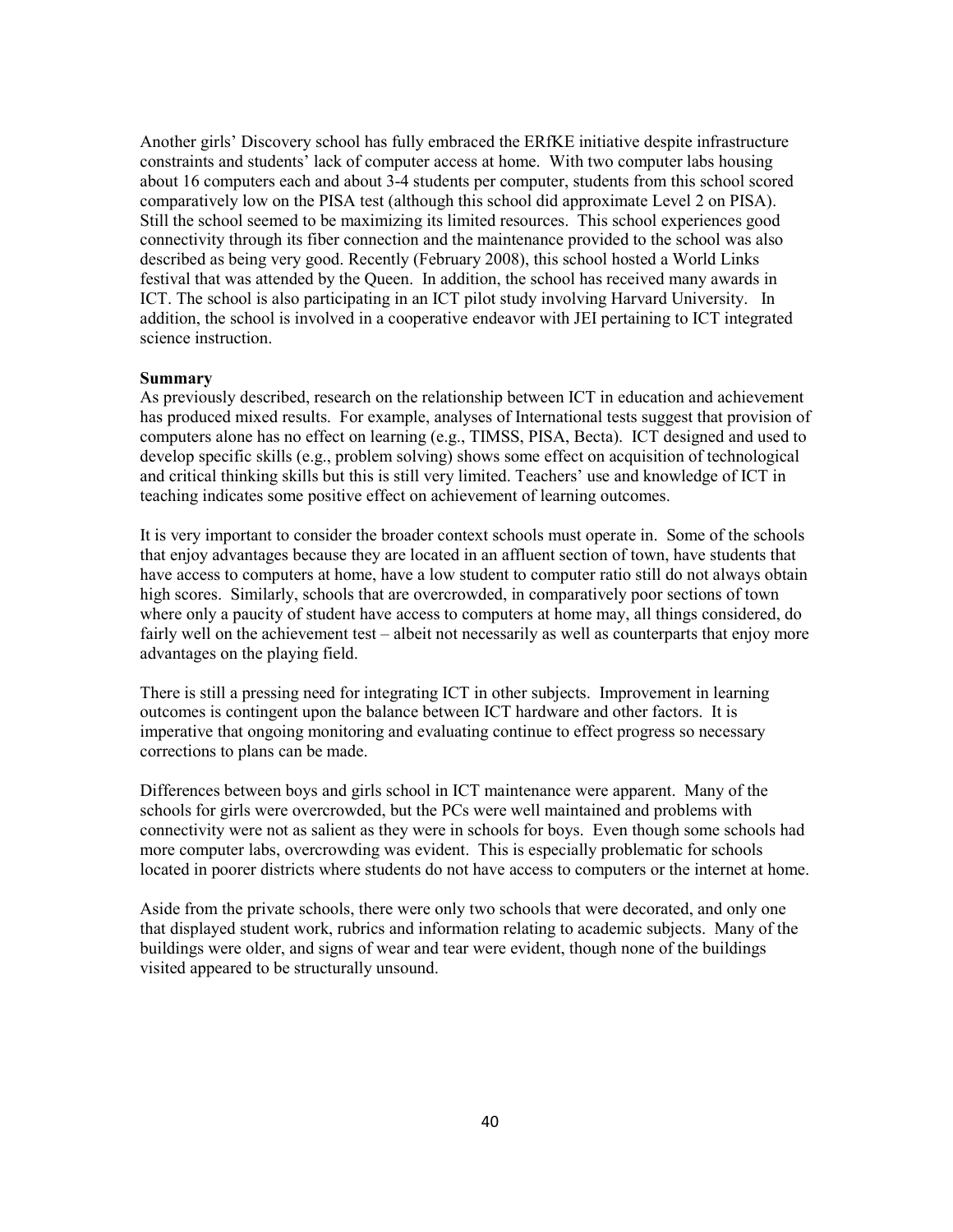Another girls' Discovery school has fully embraced the ERfKE initiative despite infrastructure constraints and students' lack of computer access at home. With two computer labs housing about 16 computers each and about 3-4 students per computer, students from this school scored comparatively low on the PISA test (although this school did approximate Level 2 on PISA). Still the school seemed to be maximizing its limited resources. This school experiences good connectivity through its fiber connection and the maintenance provided to the school was also described as being very good. Recently (February 2008), this school hosted a World Links festival that was attended by the Queen. In addition, the school has received many awards in ICT. The school is also participating in an ICT pilot study involving Harvard University. In addition, the school is involved in a cooperative endeavor with JEI pertaining to ICT integrated science instruction.

**Summary**

As previously described, research on the relationship between ICT in education and achievement has produced mixed results. For example, analyses of International tests suggest that provision of computers alone has no effect on learning (e.g., TIMSS, PISA, Becta). ICT designed and used to develop specific skills (e.g., problem solving) shows some effect on acquisition of technological and critical thinking skills but this is still very limited. Teachers' use and knowledge of ICT in teaching indicates some positive effect on achievement of learning outcomes.

It is very important to consider the broader context schools must operate in. Some of the schools that enjoy advantages because they are located in an affluent section of town, have students that have access to computers at home, have a low student to computer ratio still do not always obtain high scores. Similarly, schools that are overcrowded, in comparatively poor sections of town where only a paucity of student have access to computers at home may, all things considered, do fairly well on the achievement test – albeit not necessarily as well as counterparts that enjoy more advantages on the playing field.

There is still a pressing need for integrating ICT in other subjects. Improvement in learning outcomes is contingent upon the balance between ICT hardware and other factors. It is imperative that ongoing monitoring and evaluating continue to effect progress so necessary corrections to plans can be made.

Differences between boys and girls school in ICT maintenance were apparent. Many of the schools for girls were overcrowded, but the PCs were well maintained and problems with connectivity were not as salient as they were in schools for boys. Even though some schools had more computer labs, overcrowding was evident. This is especially problematic for schools located in poorer districts where students do not have access to computers or the internet at home.

Aside from the private schools, there were only two schools that were decorated, and only one that displayed student work, rubrics and information relating to academic subjects. Many of the buildings were older, and signs of wear and tear were evident, though none of the buildings visited appeared to be structurally unsound.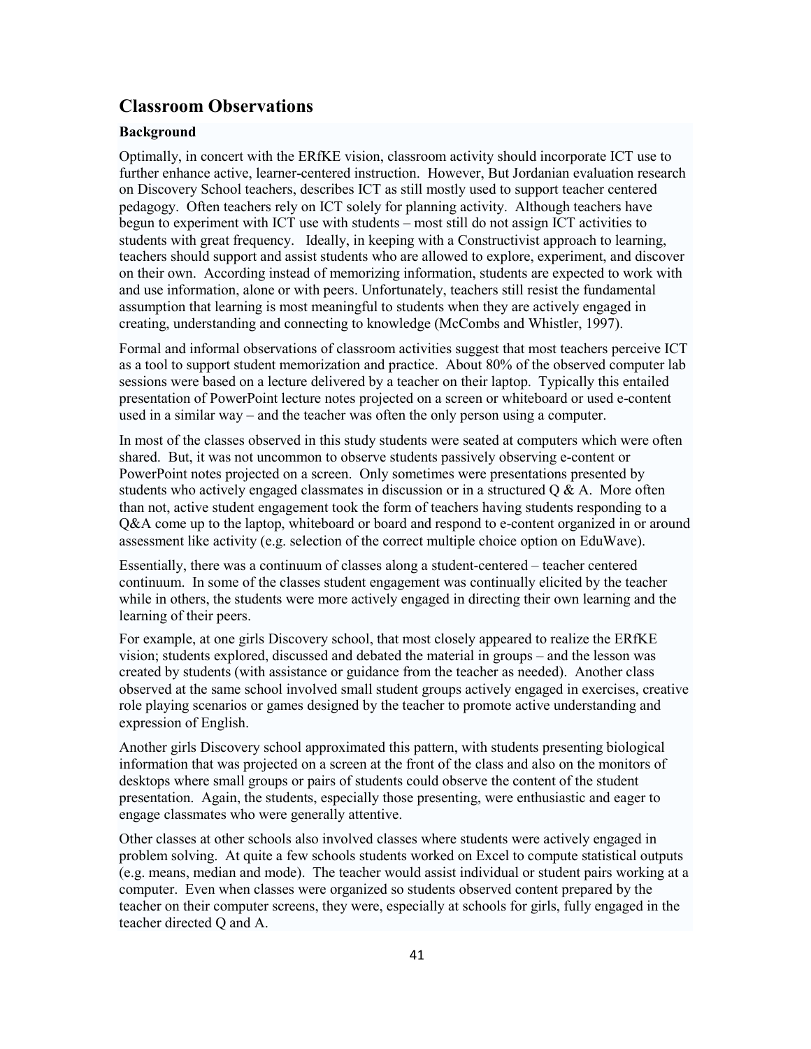## Classroom Observations

### Background

Optimally, in concert with the ERfKE vision, classroom activity should incorporate ICT use to further enhance active, learner-centered instruction. However, But Jordanian evaluation research on Discovery School teachers, describes ICT as still mostly used to support teacher centered pedagogy. Often teachers rely on ICT solely for planning activity. Although teachers have begun to experiment with ICT use with students – most still do not assign ICT activities to students with great frequency. Ideally, in keeping with a Constructivist approach to learning, teachers should support and assist students who are allowed to explore, experiment, and discover on their own. According instead of memorizing information, students are expected to work with and use information, alone or with peers. Unfortunately, teachers still resist the fundamental assumption that learning is most meaningful to students when they are actively engaged in creating, understanding and connecting to knowledge (McCombs and Whistler, 1997).

Formal and informal observations of classroom activities suggest that most teachers perceive ICT as a tool to support student memorization and practice. About 80% of the observed computer lab sessions were based on a lecture delivered by a teacher on their laptop. Typically this entailed presentation of PowerPoint lecture notes projected on a screen or whiteboard or used e-content used in a similar way – and the teacher was often the only person using a computer.

In most of the classes observed in this study students were seated at computers which were often shared. But, it was not uncommon to observe students passively observing e-content or PowerPoint notes projected on a screen. Only sometimes were presentations presented by students who actively engaged classmates in discussion or in a structured Q & A. More often than not, active student engagement took the form of teachers having students responding to a Q&A come up to the laptop, whiteboard or board and respond to e-content organized in or around assessment like activity (e.g. selection of the correct multiple choice option on EduWave).

Essentially, there was a continuum of classes along a student-centered – teacher centered continuum. In some of the classes student engagement was continually elicited by the teacher while in others, the students were more actively engaged in directing their own learning and the learning of their peers.

For example, at one girls Discovery school, that most closely appeared to realize the ERfKE vision; students explored, discussed and debated the material in groups – and the lesson was created by students (with assistance or guidance from the teacher as needed). Another class observed at the same school involved small student groups actively engaged in exercises, creative role playing scenarios or games designed by the teacher to promote active understanding and expression of English.

Another girls Discovery school approximated this pattern, with students presenting biological information that was projected on a screen at the front of the class and also on the monitors of desktops where small groups or pairs of students could observe the content of the student presentation. Again, the students, especially those presenting, were enthusiastic and eager to engage classmates who were generally attentive.

Other classes at other schools also involved classes where students were actively engaged in problem solving. At quite a few schools students worked on Excel to compute statistical outputs (e.g. means, median and mode). The teacher would assist individual or student pairs working at a computer. Even when classes were organized so students observed content prepared by the teacher on their computer screens, they were, especially at schools for girls, fully engaged in the teacher directed Q and A.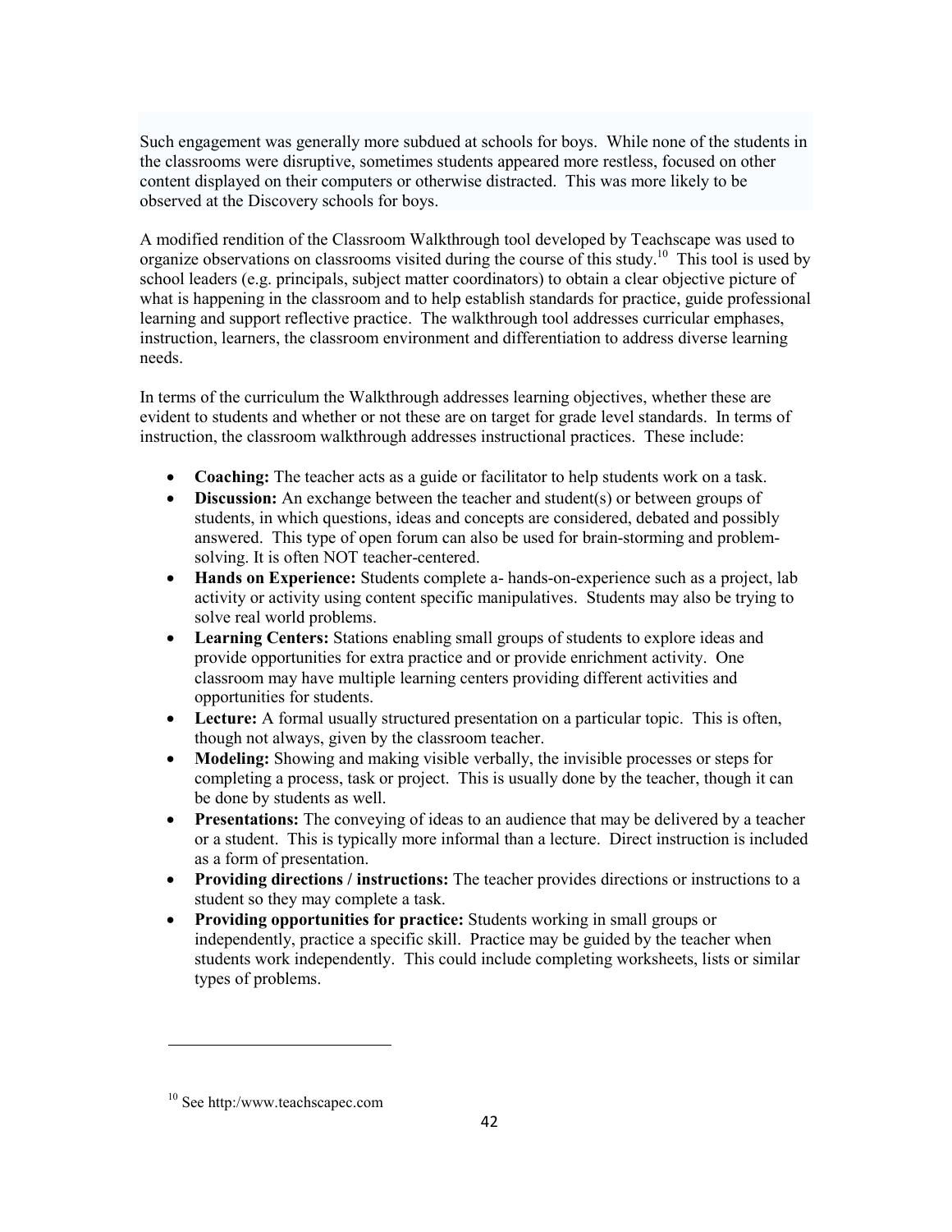Such engagement was generally more subdued at schools for boys. While none of the students in the classrooms were disruptive, sometimes students appeared more restless, focused on other content displayed on their computers or otherwise distracted. This was more likely to be observed at the Discovery schools for boys.

A modified rendition of the Classroom Walkthrough tool developed by Teachscape was used to organize observations on classrooms visited during the course of this study.[10] This tool is used by school leaders (e.g. principals, subject matter coordinators) to obtain a clear objective picture of what is happening in the classroom and to help establish standards for practice, guide professional learning and support reflective practice. The walkthrough tool addresses curricular emphases, instruction, learners, the classroom environment and differentiation to address diverse learning needs.

In terms of the curriculum the Walkthrough addresses learning objectives, whether these are evident to students and whether or not these are on target for grade level standards. In terms of instruction, the classroom walkthrough addresses instructional practices. These include:

- **Coaching:** The teacher acts as a guide or facilitator to help students work on a task.
- **Discussion:** An exchange between the teacher and student(s) or between groups of students, in which questions, ideas and concepts are considered, debated and possibly answered. This type of open forum can also be used for brain-storming and problem-solving. It is often NOT teacher-centered.
- **Hands on Experience:** Students complete a- hands-on-experience such as a project, lab activity or activity using content specific manipulatives. Students may also be trying to solve real world problems.
- **Learning Centers:** Stations enabling small groups of students to explore ideas and provide opportunities for extra practice and or provide enrichment activity. One classroom may have multiple learning centers providing different activities and opportunities for students.
- **Lecture:** A formal usually structured presentation on a particular topic. This is often, though not always, given by the classroom teacher.
- **Modeling:** Showing and making visible verbally, the invisible processes or steps for completing a process, task or project. This is usually done by the teacher, though it can be done by students as well.
- **Presentations:** The conveying of ideas to an audience that may be delivered by a teacher or a student. This is typically more informal than a lecture. Direct instruction is included as a form of presentation.
- **Providing directions / instructions:** The teacher provides directions or instructions to a student so they may complete a task.
- **Providing opportunities for practice:** Students working in small groups or independently, practice a specific skill. Practice may be guided by the teacher when students work independently. This could include completing worksheets, lists or similar types of problems.

---

[10] See http:/www.teachscapec.com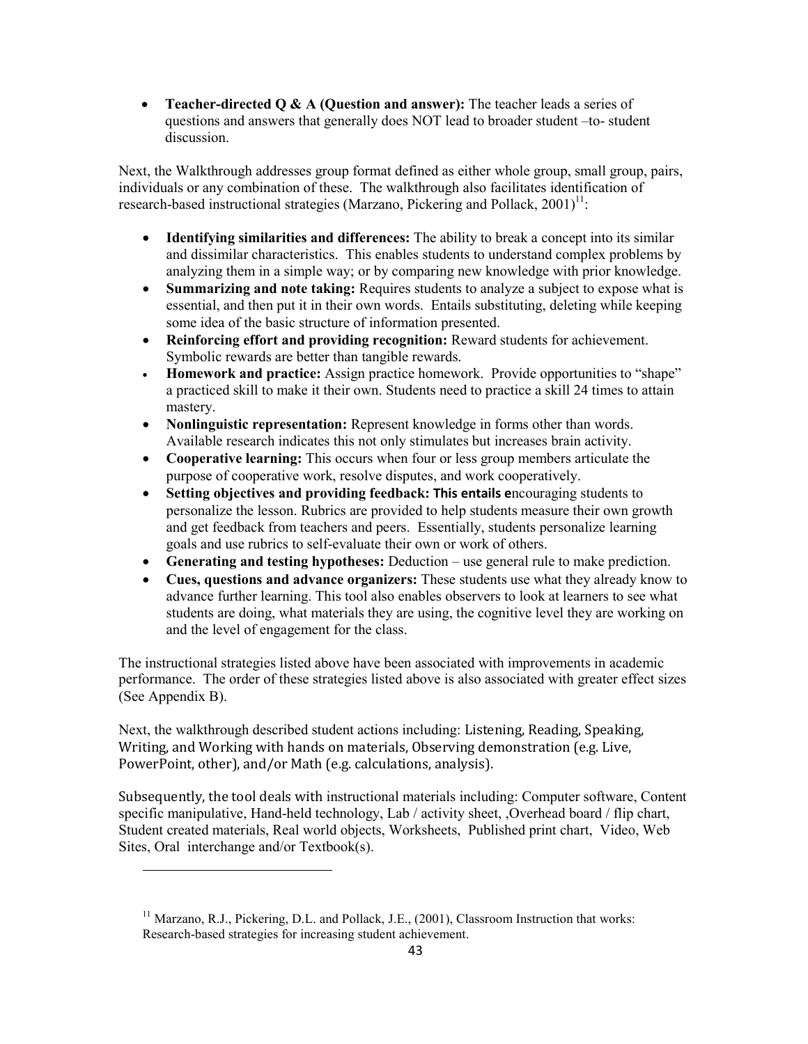- **Teacher-directed Q & A (Question and answer):** The teacher leads a series of questions and answers that generally does NOT lead to broader student –to- student discussion.

Next, the Walkthrough addresses group format defined as either whole group, small group, pairs, individuals or any combination of these. The walkthrough also facilitates identification of research-based instructional strategies (Marzano, Pickering and Pollack, 2001)[11]:

- **Identifying similarities and differences:** The ability to break a concept into its similar and dissimilar characteristics. This enables students to understand complex problems by analyzing them in a simple way; or by comparing new knowledge with prior knowledge.
- **Summarizing and note taking:** Requires students to analyze a subject to expose what is essential, and then put it in their own words. Entails substituting, deleting while keeping some idea of the basic structure of information presented.
- **Reinforcing effort and providing recognition:** Reward students for achievement. Symbolic rewards are better than tangible rewards.
- **Homework and practice:** Assign practice homework. Provide opportunities to "shape" a practiced skill to make it their own. Students need to practice a skill 24 times to attain mastery.
- **Nonlinguistic representation:** Represent knowledge in forms other than words. Available research indicates this not only stimulates but increases brain activity.
- **Cooperative learning:** This occurs when four or less group members articulate the purpose of cooperative work, resolve disputes, and work cooperatively.
- **Setting objectives and providing feedback: This entails e**ncouraging students to personalize the lesson. Rubrics are provided to help students measure their own growth and get feedback from teachers and peers. Essentially, students personalize learning goals and use rubrics to self-evaluate their own or work of others.
- **Generating and testing hypotheses:** Deduction – use general rule to make prediction.
- **Cues, questions and advance organizers:** These students use what they already know to advance further learning. This tool also enables observers to look at learners to see what students are doing, what materials they are using, the cognitive level they are working on and the level of engagement for the class.

The instructional strategies listed above have been associated with improvements in academic performance. The order of these strategies listed above is also associated with greater effect sizes (See Appendix B).

Next, the walkthrough described student actions including: Listening, Reading, Speaking, Writing, and Working with hands on materials, Observing demonstration (e.g. Live, PowerPoint, other), and/or Math (e.g. calculations, analysis).

Subsequently, the tool deals with instructional materials including: Computer software, Content specific manipulative, Hand-held technology, Lab / activity sheet, ,Overhead board / flip chart, Student created materials, Real world objects, Worksheets, Published print chart, Video, Web Sites, Oral interchange and/or Textbook(s).

---

[11] Marzano, R.J., Pickering, D.L. and Pollack, J.E., (2001), Classroom Instruction that works: Research-based strategies for increasing student achievement.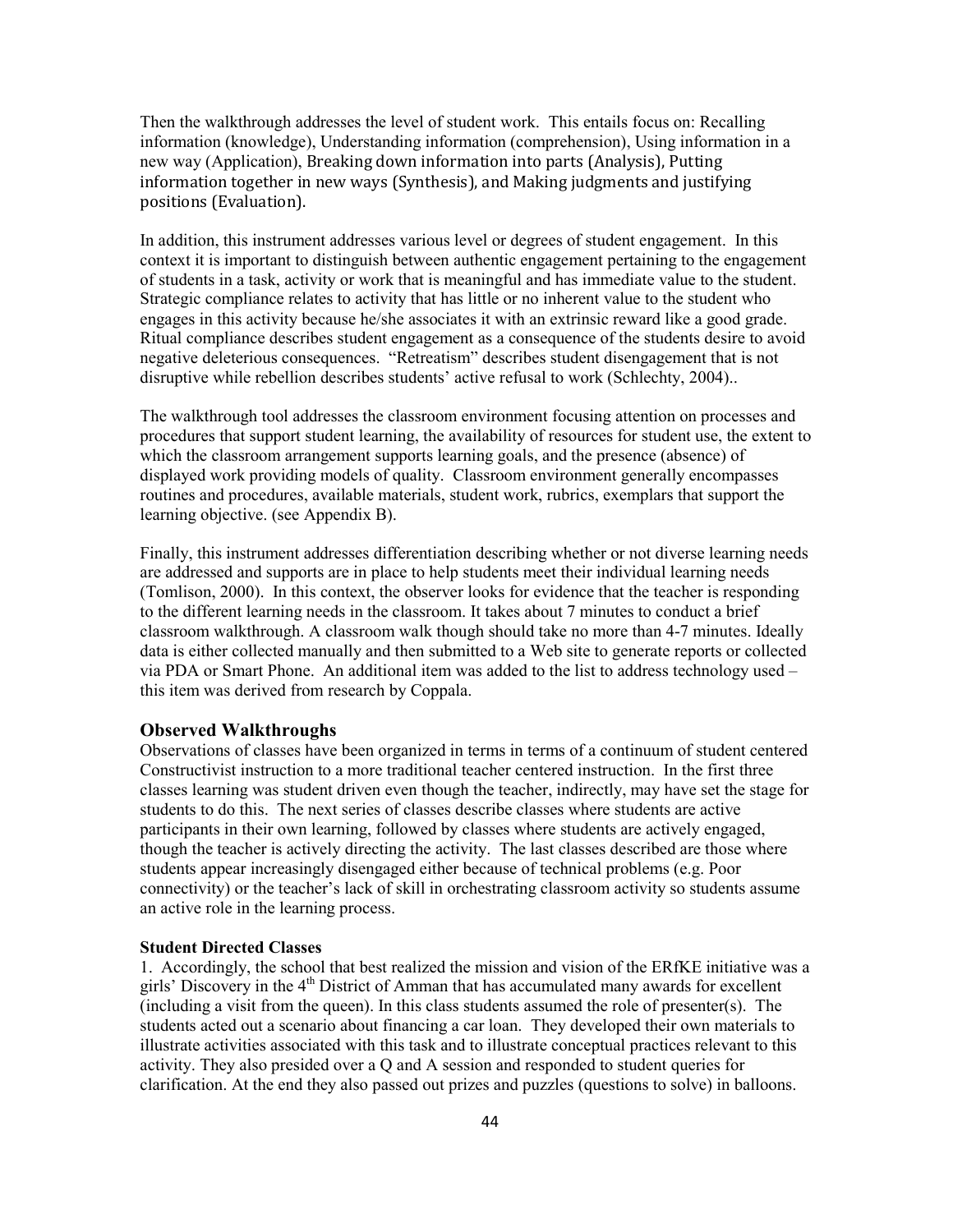Then the walkthrough addresses the level of student work. This entails focus on: Recalling information (knowledge), Understanding information (comprehension), Using information in a new way (Application), Breaking down information into parts (Analysis), Putting information together in new ways (Synthesis), and Making judgments and justifying positions (Evaluation).

In addition, this instrument addresses various level or degrees of student engagement. In this context it is important to distinguish between authentic engagement pertaining to the engagement of students in a task, activity or work that is meaningful and has immediate value to the student. Strategic compliance relates to activity that has little or no inherent value to the student who engages in this activity because he/she associates it with an extrinsic reward like a good grade. Ritual compliance describes student engagement as a consequence of the students desire to avoid negative deleterious consequences. "Retreatism" describes student disengagement that is not disruptive while rebellion describes students' active refusal to work (Schlechty, 2004)..

The walkthrough tool addresses the classroom environment focusing attention on processes and procedures that support student learning, the availability of resources for student use, the extent to which the classroom arrangement supports learning goals, and the presence (absence) of displayed work providing models of quality. Classroom environment generally encompasses routines and procedures, available materials, student work, rubrics, exemplars that support the learning objective. (see Appendix B).

Finally, this instrument addresses differentiation describing whether or not diverse learning needs are addressed and supports are in place to help students meet their individual learning needs (Tomlison, 2000). In this context, the observer looks for evidence that the teacher is responding to the different learning needs in the classroom. It takes about 7 minutes to conduct a brief classroom walkthrough. A classroom walk though should take no more than 4-7 minutes. Ideally data is either collected manually and then submitted to a Web site to generate reports or collected via PDA or Smart Phone. An additional item was added to the list to address technology used – this item was derived from research by Coppala.

## Observed Walkthroughs

Observations of classes have been organized in terms in terms of a continuum of student centered Constructivist instruction to a more traditional teacher centered instruction. In the first three classes learning was student driven even though the teacher, indirectly, may have set the stage for students to do this. The next series of classes describe classes where students are active participants in their own learning, followed by classes where students are actively engaged, though the teacher is actively directing the activity. The last classes described are those where students appear increasingly disengaged either because of technical problems (e.g. Poor connectivity) or the teacher's lack of skill in orchestrating classroom activity so students assume an active role in the learning process.

### Student Directed Classes

1. Accordingly, the school that best realized the mission and vision of the ERfKE initiative was a girls' Discovery in the 4th District of Amman that has accumulated many awards for excellent (including a visit from the queen). In this class students assumed the role of presenter(s). The students acted out a scenario about financing a car loan. They developed their own materials to illustrate activities associated with this task and to illustrate conceptual practices relevant to this activity. They also presided over a Q and A session and responded to student queries for clarification. At the end they also passed out prizes and puzzles (questions to solve) in balloons.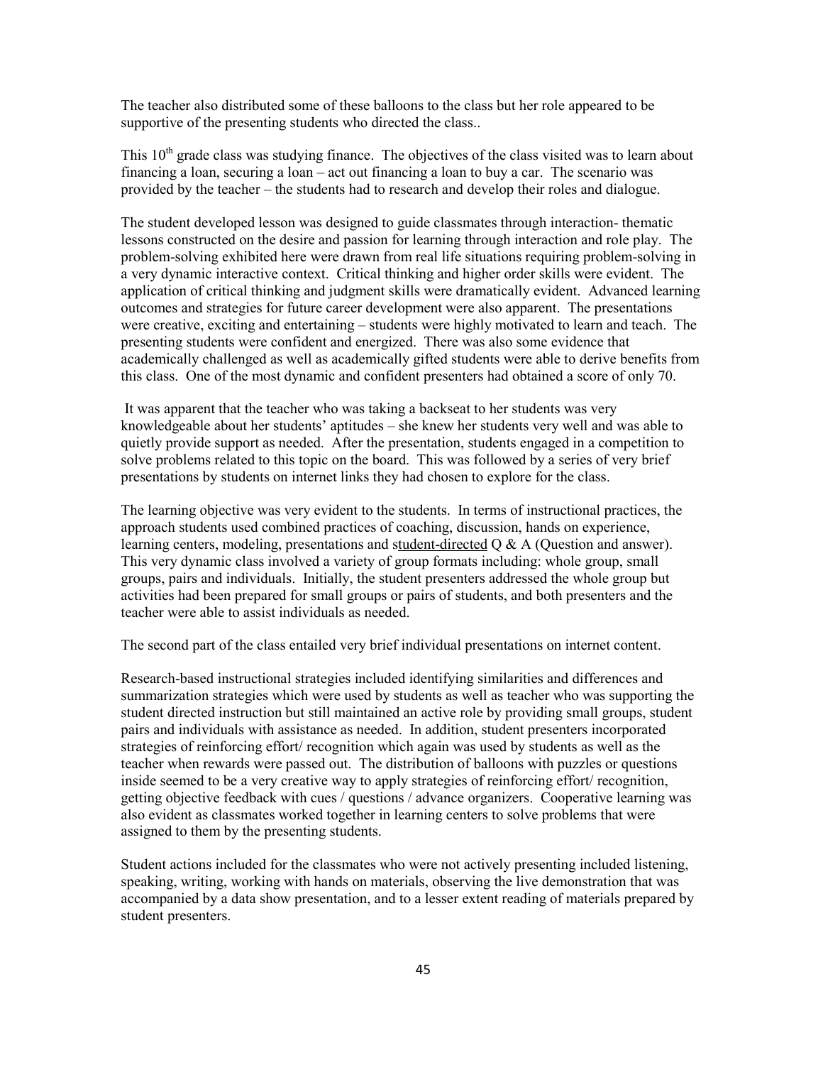The teacher also distributed some of these balloons to the class but her role appeared to be supportive of the presenting students who directed the class..

This 10th grade class was studying finance. The objectives of the class visited was to learn about financing a loan, securing a loan – act out financing a loan to buy a car. The scenario was provided by the teacher – the students had to research and develop their roles and dialogue.

The student developed lesson was designed to guide classmates through interaction- thematic lessons constructed on the desire and passion for learning through interaction and role play. The problem-solving exhibited here were drawn from real life situations requiring problem-solving in a very dynamic interactive context. Critical thinking and higher order skills were evident. The application of critical thinking and judgment skills were dramatically evident. Advanced learning outcomes and strategies for future career development were also apparent. The presentations were creative, exciting and entertaining – students were highly motivated to learn and teach. The presenting students were confident and energized. There was also some evidence that academically challenged as well as academically gifted students were able to derive benefits from this class. One of the most dynamic and confident presenters had obtained a score of only 70.

It was apparent that the teacher who was taking a backseat to her students was very knowledgeable about her students' aptitudes – she knew her students very well and was able to quietly provide support as needed. After the presentation, students engaged in a competition to solve problems related to this topic on the board. This was followed by a series of very brief presentations by students on internet links they had chosen to explore for the class.

The learning objective was very evident to the students. In terms of instructional practices, the approach students used combined practices of coaching, discussion, hands on experience, learning centers, modeling, presentations and student-directed Q & A (Question and answer). This very dynamic class involved a variety of group formats including: whole group, small groups, pairs and individuals. Initially, the student presenters addressed the whole group but activities had been prepared for small groups or pairs of students, and both presenters and the teacher were able to assist individuals as needed.

The second part of the class entailed very brief individual presentations on internet content.

Research-based instructional strategies included identifying similarities and differences and summarization strategies which were used by students as well as teacher who was supporting the student directed instruction but still maintained an active role by providing small groups, student pairs and individuals with assistance as needed. In addition, student presenters incorporated strategies of reinforcing effort/ recognition which again was used by students as well as the teacher when rewards were passed out. The distribution of balloons with puzzles or questions inside seemed to be a very creative way to apply strategies of reinforcing effort/ recognition, getting objective feedback with cues / questions / advance organizers. Cooperative learning was also evident as classmates worked together in learning centers to solve problems that were assigned to them by the presenting students.

Student actions included for the classmates who were not actively presenting included listening, speaking, writing, working with hands on materials, observing the live demonstration that was accompanied by a data show presentation, and to a lesser extent reading of materials prepared by student presenters.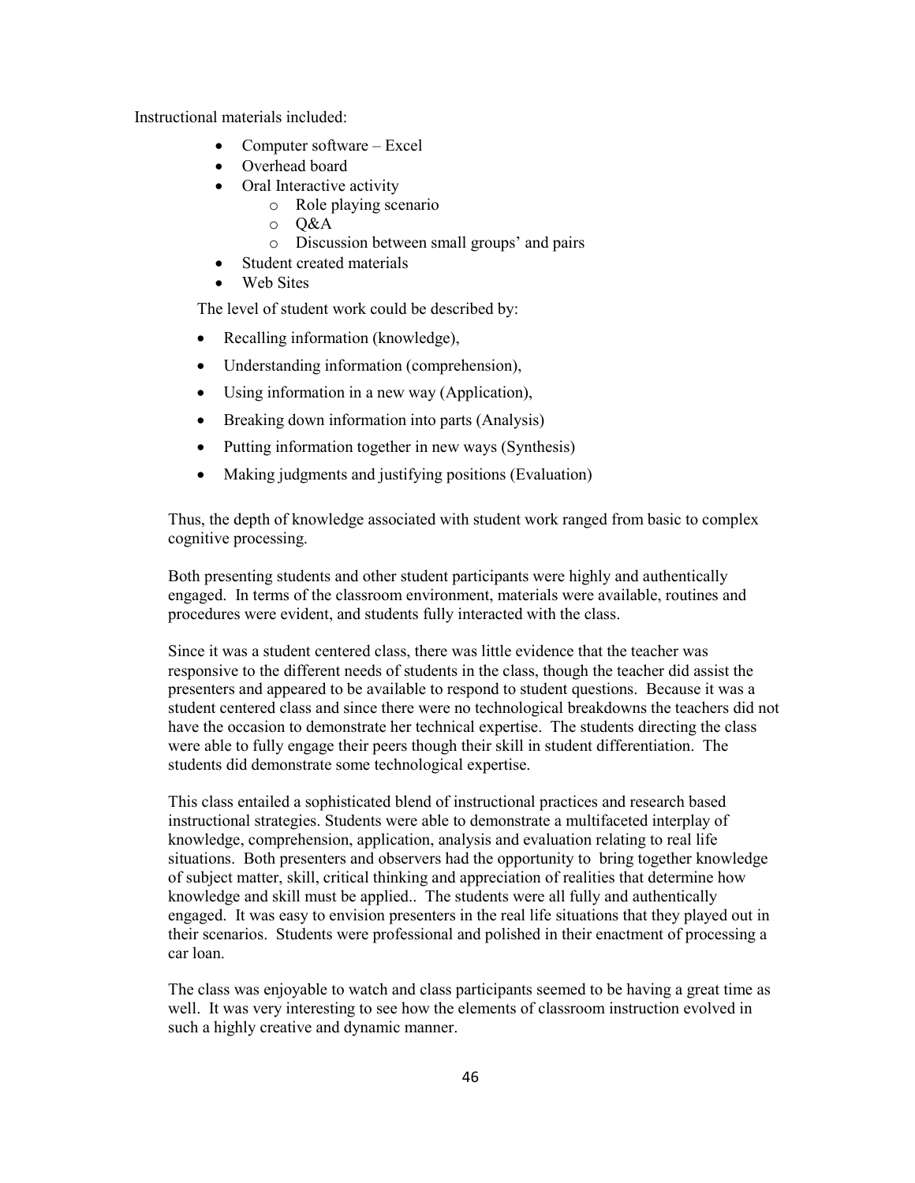Instructional materials included:

- Computer software – Excel
- Overhead board
- Oral Interactive activity
    - Role playing scenario
    - Q&A
    - Discussion between small groups' and pairs
- Student created materials
- Web Sites

The level of student work could be described by:

- Recalling information (knowledge),
- Understanding information (comprehension),
- Using information in a new way (Application),
- Breaking down information into parts (Analysis)
- Putting information together in new ways (Synthesis)
- Making judgments and justifying positions (Evaluation)

Thus, the depth of knowledge associated with student work ranged from basic to complex cognitive processing.

Both presenting students and other student participants were highly and authentically engaged. In terms of the classroom environment, materials were available, routines and procedures were evident, and students fully interacted with the class.

Since it was a student centered class, there was little evidence that the teacher was responsive to the different needs of students in the class, though the teacher did assist the presenters and appeared to be available to respond to student questions. Because it was a student centered class and since there were no technological breakdowns the teachers did not have the occasion to demonstrate her technical expertise. The students directing the class were able to fully engage their peers though their skill in student differentiation. The students did demonstrate some technological expertise.

This class entailed a sophisticated blend of instructional practices and research based instructional strategies. Students were able to demonstrate a multifaceted interplay of knowledge, comprehension, application, analysis and evaluation relating to real life situations. Both presenters and observers had the opportunity to bring together knowledge of subject matter, skill, critical thinking and appreciation of realities that determine how knowledge and skill must be applied.. The students were all fully and authentically engaged. It was easy to envision presenters in the real life situations that they played out in their scenarios. Students were professional and polished in their enactment of processing a car loan.

The class was enjoyable to watch and class participants seemed to be having a great time as well. It was very interesting to see how the elements of classroom instruction evolved in such a highly creative and dynamic manner.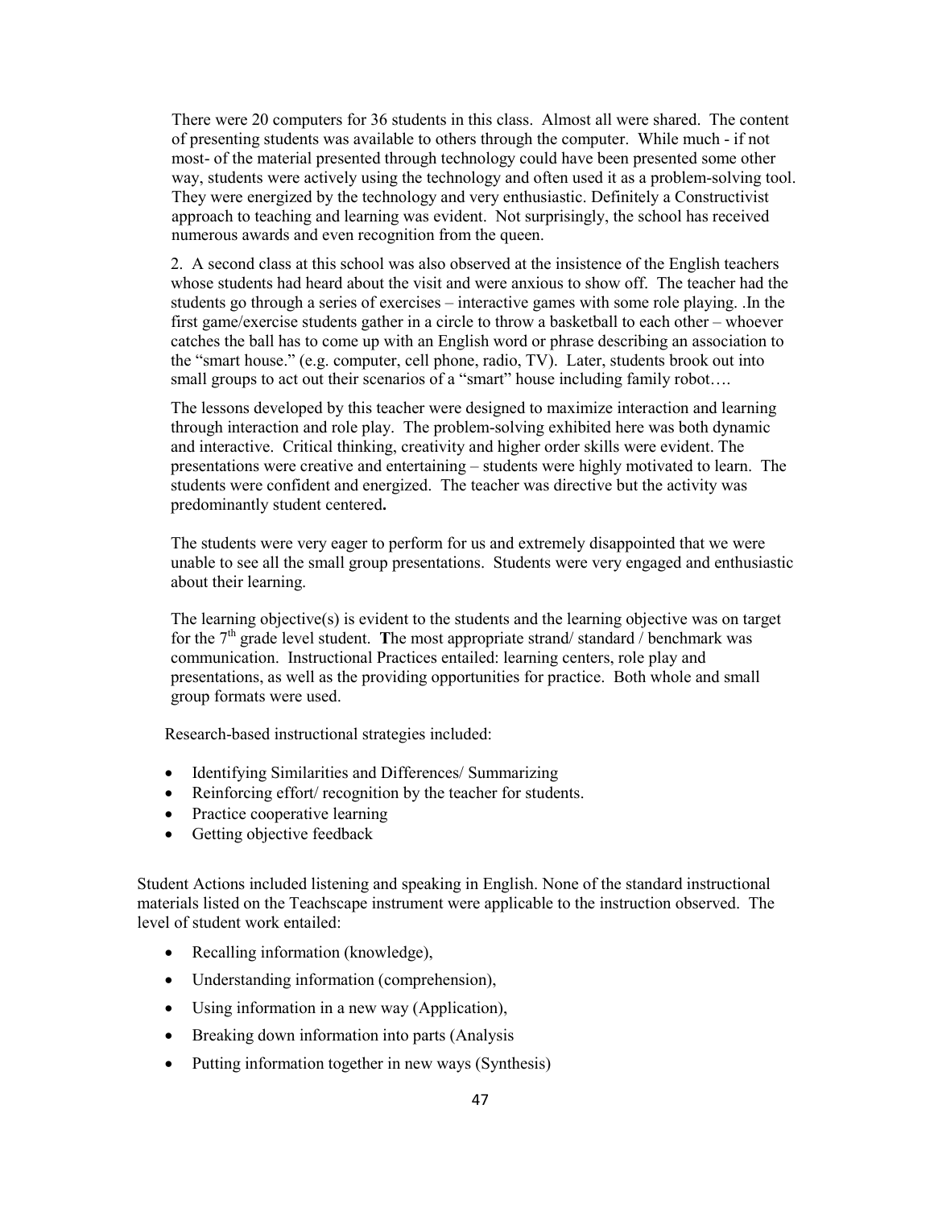There were 20 computers for 36 students in this class. Almost all were shared. The content of presenting students was available to others through the computer. While much - if not most- of the material presented through technology could have been presented some other way, students were actively using the technology and often used it as a problem-solving tool. They were energized by the technology and very enthusiastic. Definitely a Constructivist approach to teaching and learning was evident. Not surprisingly, the school has received numerous awards and even recognition from the queen.

2. A second class at this school was also observed at the insistence of the English teachers whose students had heard about the visit and were anxious to show off. The teacher had the students go through a series of exercises – interactive games with some role playing. .In the first game/exercise students gather in a circle to throw a basketball to each other – whoever catches the ball has to come up with an English word or phrase describing an association to the "smart house." (e.g. computer, cell phone, radio, TV). Later, students brook out into small groups to act out their scenarios of a "smart" house including family robot….

The lessons developed by this teacher were designed to maximize interaction and learning through interaction and role play. The problem-solving exhibited here was both dynamic and interactive. Critical thinking, creativity and higher order skills were evident. The presentations were creative and entertaining – students were highly motivated to learn. The students were confident and energized. The teacher was directive but the activity was predominantly student centered**.**

The students were very eager to perform for us and extremely disappointed that we were unable to see all the small group presentations. Students were very engaged and enthusiastic about their learning.

The learning objective(s) is evident to the students and the learning objective was on target for the 7th grade level student. **T**he most appropriate strand/ standard / benchmark was communication. Instructional Practices entailed: learning centers, role play and presentations, as well as the providing opportunities for practice. Both whole and small group formats were used.

Research-based instructional strategies included:

- Identifying Similarities and Differences/ Summarizing
- Reinforcing effort/ recognition by the teacher for students.
- Practice cooperative learning
- Getting objective feedback

Student Actions included listening and speaking in English. None of the standard instructional materials listed on the Teachscape instrument were applicable to the instruction observed. The level of student work entailed:

- Recalling information (knowledge),
- Understanding information (comprehension),
- Using information in a new way (Application),
- Breaking down information into parts (Analysis
- Putting information together in new ways (Synthesis)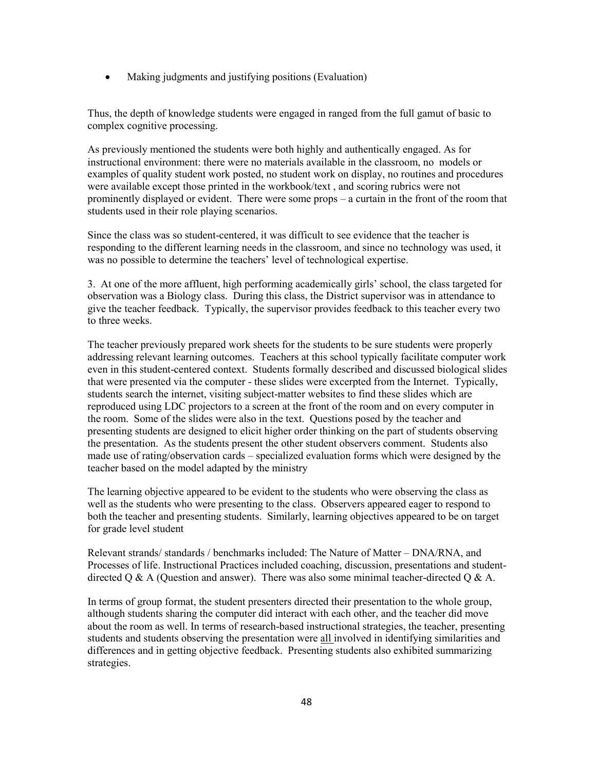- Making judgments and justifying positions (Evaluation)

Thus, the depth of knowledge students were engaged in ranged from the full gamut of basic to complex cognitive processing.

As previously mentioned the students were both highly and authentically engaged. As for instructional environment: there were no materials available in the classroom, no models or examples of quality student work posted, no student work on display, no routines and procedures were available except those printed in the workbook/text , and scoring rubrics were not prominently displayed or evident. There were some props – a curtain in the front of the room that students used in their role playing scenarios.

Since the class was so student-centered, it was difficult to see evidence that the teacher is responding to the different learning needs in the classroom, and since no technology was used, it was no possible to determine the teachers' level of technological expertise.

3. At one of the more affluent, high performing academically girls' school, the class targeted for observation was a Biology class. During this class, the District supervisor was in attendance to give the teacher feedback. Typically, the supervisor provides feedback to this teacher every two to three weeks.

The teacher previously prepared work sheets for the students to be sure students were properly addressing relevant learning outcomes. Teachers at this school typically facilitate computer work even in this student-centered context. Students formally described and discussed biological slides that were presented via the computer - these slides were excerpted from the Internet. Typically, students search the internet, visiting subject-matter websites to find these slides which are reproduced using LDC projectors to a screen at the front of the room and on every computer in the room. Some of the slides were also in the text. Questions posed by the teacher and presenting students are designed to elicit higher order thinking on the part of students observing the presentation. As the students present the other student observers comment. Students also made use of rating/observation cards – specialized evaluation forms which were designed by the teacher based on the model adapted by the ministry

The learning objective appeared to be evident to the students who were observing the class as well as the students who were presenting to the class. Observers appeared eager to respond to both the teacher and presenting students. Similarly, learning objectives appeared to be on target for grade level student

Relevant strands/ standards / benchmarks included: The Nature of Matter – DNA/RNA, and Processes of life. Instructional Practices included coaching, discussion, presentations and student-directed Q & A (Question and answer). There was also some minimal teacher-directed Q & A.

In terms of group format, the student presenters directed their presentation to the whole group, although students sharing the computer did interact with each other, and the teacher did move about the room as well. In terms of research-based instructional strategies, the teacher, presenting students and students observing the presentation were <u>all</u> involved in identifying similarities and differences and in getting objective feedback. Presenting students also exhibited summarizing strategies.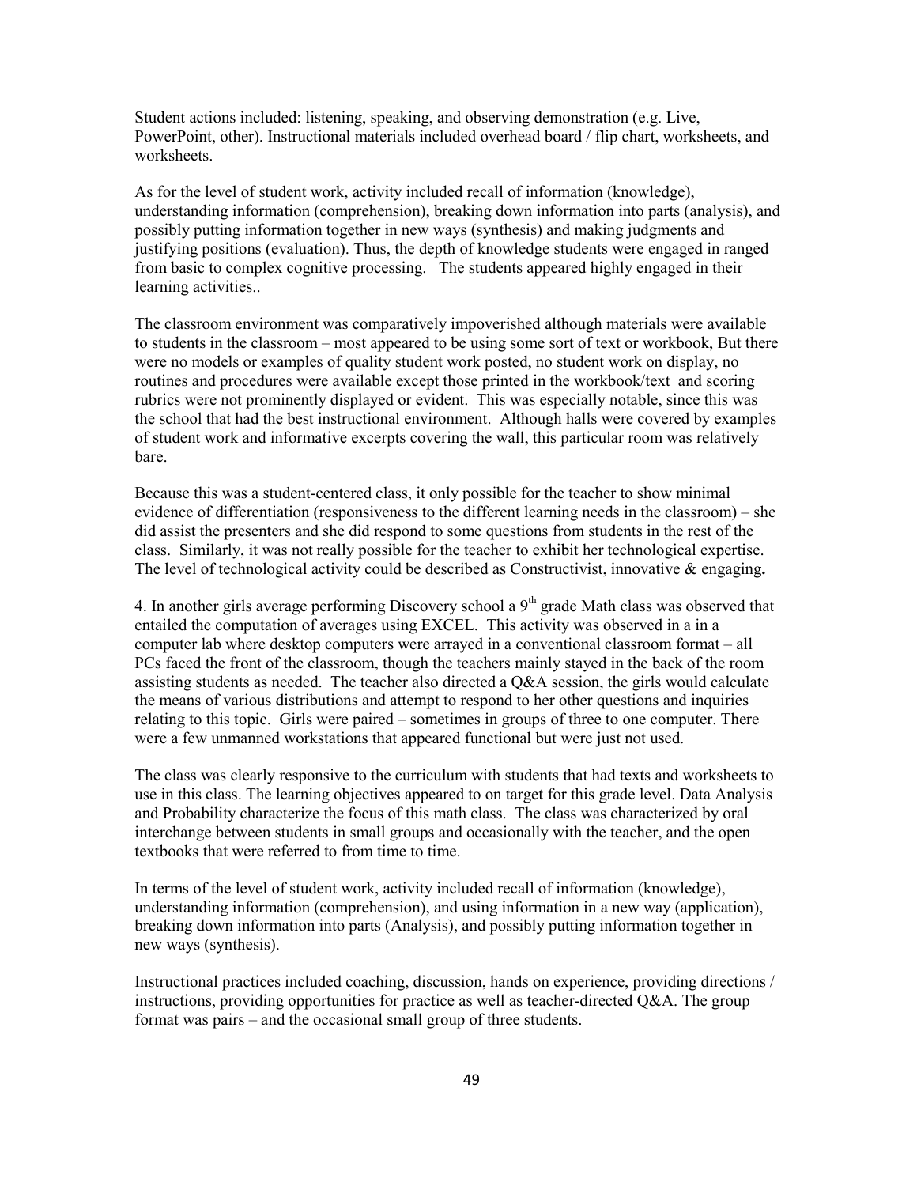Student actions included: listening, speaking, and observing demonstration (e.g. Live, PowerPoint, other). Instructional materials included overhead board / flip chart, worksheets, and worksheets.

As for the level of student work, activity included recall of information (knowledge), understanding information (comprehension), breaking down information into parts (analysis), and possibly putting information together in new ways (synthesis) and making judgments and justifying positions (evaluation). Thus, the depth of knowledge students were engaged in ranged from basic to complex cognitive processing. The students appeared highly engaged in their learning activities..

The classroom environment was comparatively impoverished although materials were available to students in the classroom – most appeared to be using some sort of text or workbook, But there were no models or examples of quality student work posted, no student work on display, no routines and procedures were available except those printed in the workbook/text and scoring rubrics were not prominently displayed or evident. This was especially notable, since this was the school that had the best instructional environment. Although halls were covered by examples of student work and informative excerpts covering the wall, this particular room was relatively bare.

Because this was a student-centered class, it only possible for the teacher to show minimal evidence of differentiation (responsiveness to the different learning needs in the classroom) – she did assist the presenters and she did respond to some questions from students in the rest of the class. Similarly, it was not really possible for the teacher to exhibit her technological expertise. The level of technological activity could be described as Constructivist, innovative & engaging**.**

4. In another girls average performing Discovery school a 9th grade Math class was observed that entailed the computation of averages using EXCEL. This activity was observed in a in a computer lab where desktop computers were arrayed in a conventional classroom format – all PCs faced the front of the classroom, though the teachers mainly stayed in the back of the room assisting students as needed. The teacher also directed a Q&A session, the girls would calculate the means of various distributions and attempt to respond to her other questions and inquiries relating to this topic. Girls were paired – sometimes in groups of three to one computer. There were a few unmanned workstations that appeared functional but were just not used.

The class was clearly responsive to the curriculum with students that had texts and worksheets to use in this class. The learning objectives appeared to on target for this grade level. Data Analysis and Probability characterize the focus of this math class. The class was characterized by oral interchange between students in small groups and occasionally with the teacher, and the open textbooks that were referred to from time to time.

In terms of the level of student work, activity included recall of information (knowledge), understanding information (comprehension), and using information in a new way (application), breaking down information into parts (Analysis), and possibly putting information together in new ways (synthesis).

Instructional practices included coaching, discussion, hands on experience, providing directions / instructions, providing opportunities for practice as well as teacher-directed Q&A. The group format was pairs – and the occasional small group of three students.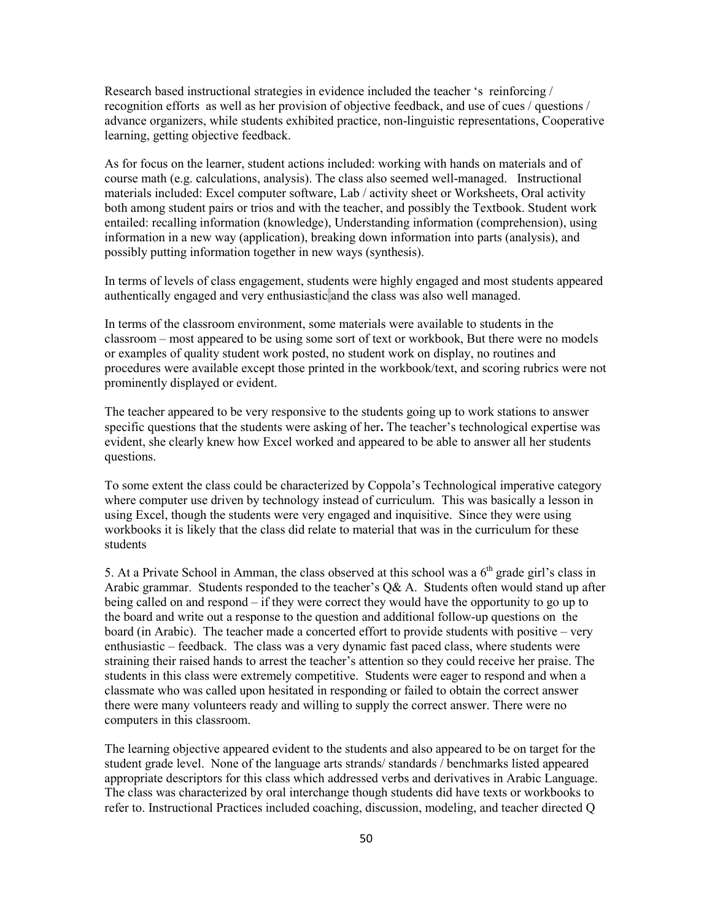Research based instructional strategies in evidence included the teacher 's reinforcing / recognition efforts as well as her provision of objective feedback, and use of cues / questions / advance organizers, while students exhibited practice, non-linguistic representations, Cooperative learning, getting objective feedback.

As for focus on the learner, student actions included: working with hands on materials and of course math (e.g. calculations, analysis). The class also seemed well-managed. Instructional materials included: Excel computer software, Lab / activity sheet or Worksheets, Oral activity both among student pairs or trios and with the teacher, and possibly the Textbook. Student work entailed: recalling information (knowledge), Understanding information (comprehension), using information in a new way (application), breaking down information into parts (analysis), and possibly putting information together in new ways (synthesis).

In terms of levels of class engagement, students were highly engaged and most students appeared authentically engaged and very enthusiastic and the class was also well managed.

In terms of the classroom environment, some materials were available to students in the classroom – most appeared to be using some sort of text or workbook, But there were no models or examples of quality student work posted, no student work on display, no routines and procedures were available except those printed in the workbook/text, and scoring rubrics were not prominently displayed or evident.

The teacher appeared to be very responsive to the students going up to work stations to answer specific questions that the students were asking of her**.** The teacher's technological expertise was evident, she clearly knew how Excel worked and appeared to be able to answer all her students questions.

To some extent the class could be characterized by Coppola's Technological imperative category where computer use driven by technology instead of curriculum. This was basically a lesson in using Excel, though the students were very engaged and inquisitive. Since they were using workbooks it is likely that the class did relate to material that was in the curriculum for these students

5. At a Private School in Amman, the class observed at this school was a 6th grade girl's class in Arabic grammar. Students responded to the teacher's Q& A. Students often would stand up after being called on and respond – if they were correct they would have the opportunity to go up to the board and write out a response to the question and additional follow-up questions on the board (in Arabic). The teacher made a concerted effort to provide students with positive – very enthusiastic – feedback. The class was a very dynamic fast paced class, where students were straining their raised hands to arrest the teacher's attention so they could receive her praise. The students in this class were extremely competitive. Students were eager to respond and when a classmate who was called upon hesitated in responding or failed to obtain the correct answer there were many volunteers ready and willing to supply the correct answer. There were no computers in this classroom.

The learning objective appeared evident to the students and also appeared to be on target for the student grade level. None of the language arts strands/ standards / benchmarks listed appeared appropriate descriptors for this class which addressed verbs and derivatives in Arabic Language. The class was characterized by oral interchange though students did have texts or workbooks to refer to. Instructional Practices included coaching, discussion, modeling, and teacher directed Q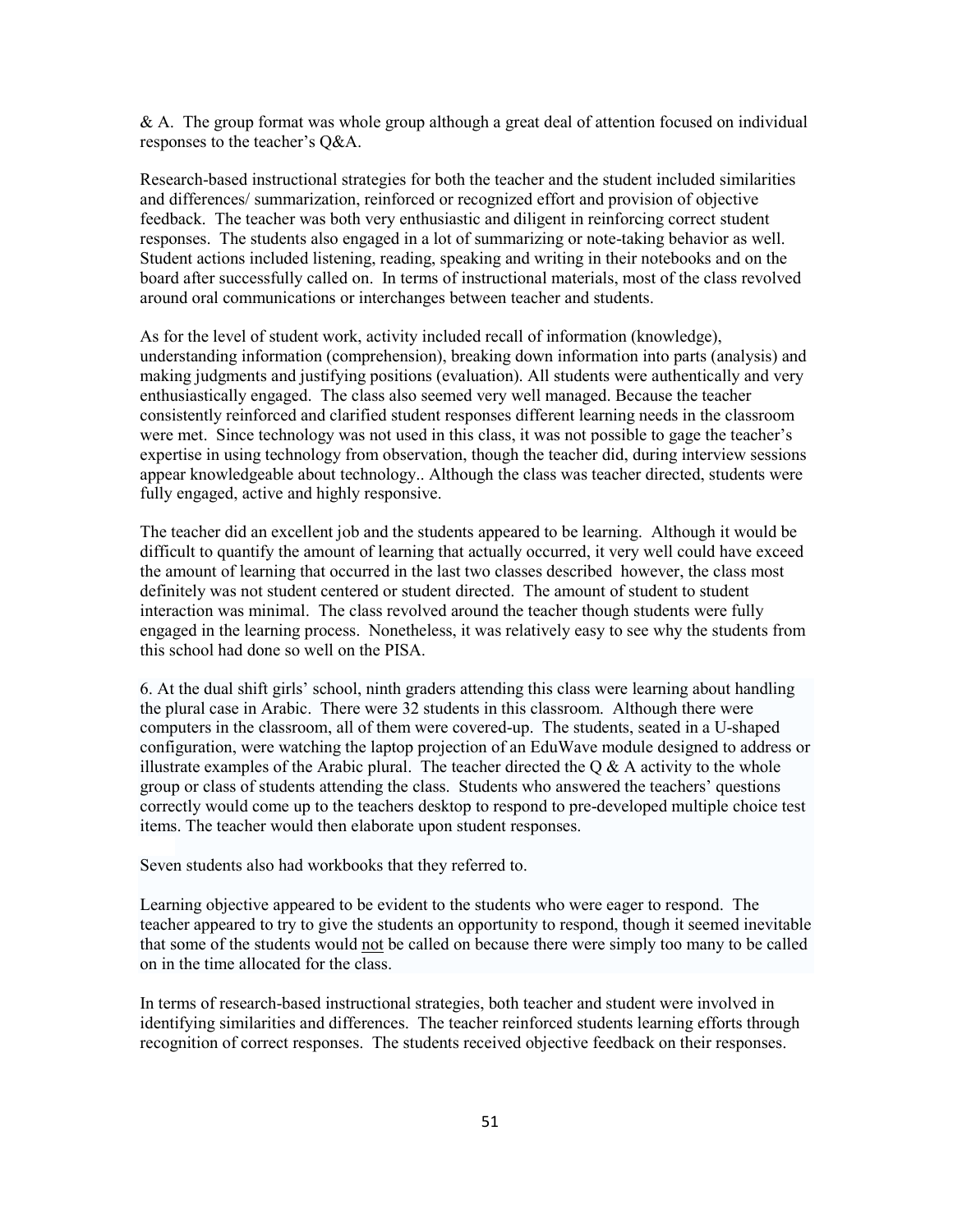& A. The group format was whole group although a great deal of attention focused on individual responses to the teacher's Q&A.

Research-based instructional strategies for both the teacher and the student included similarities and differences/ summarization, reinforced or recognized effort and provision of objective feedback. The teacher was both very enthusiastic and diligent in reinforcing correct student responses. The students also engaged in a lot of summarizing or note-taking behavior as well. Student actions included listening, reading, speaking and writing in their notebooks and on the board after successfully called on. In terms of instructional materials, most of the class revolved around oral communications or interchanges between teacher and students.

As for the level of student work, activity included recall of information (knowledge), understanding information (comprehension), breaking down information into parts (analysis) and making judgments and justifying positions (evaluation). All students were authentically and very enthusiastically engaged. The class also seemed very well managed. Because the teacher consistently reinforced and clarified student responses different learning needs in the classroom were met. Since technology was not used in this class, it was not possible to gage the teacher's expertise in using technology from observation, though the teacher did, during interview sessions appear knowledgeable about technology.. Although the class was teacher directed, students were fully engaged, active and highly responsive.

The teacher did an excellent job and the students appeared to be learning. Although it would be difficult to quantify the amount of learning that actually occurred, it very well could have exceed the amount of learning that occurred in the last two classes described however, the class most definitely was not student centered or student directed. The amount of student to student interaction was minimal. The class revolved around the teacher though students were fully engaged in the learning process. Nonetheless, it was relatively easy to see why the students from this school had done so well on the PISA.

6. At the dual shift girls' school, ninth graders attending this class were learning about handling the plural case in Arabic. There were 32 students in this classroom. Although there were computers in the classroom, all of them were covered-up. The students, seated in a U-shaped configuration, were watching the laptop projection of an EduWave module designed to address or illustrate examples of the Arabic plural. The teacher directed the Q & A activity to the whole group or class of students attending the class. Students who answered the teachers' questions correctly would come up to the teachers desktop to respond to pre-developed multiple choice test items. The teacher would then elaborate upon student responses.

Seven students also had workbooks that they referred to.

Learning objective appeared to be evident to the students who were eager to respond. The teacher appeared to try to give the students an opportunity to respond, though it seemed inevitable that some of the students would not be called on because there were simply too many to be called on in the time allocated for the class.

In terms of research-based instructional strategies, both teacher and student were involved in identifying similarities and differences. The teacher reinforced students learning efforts through recognition of correct responses. The students received objective feedback on their responses.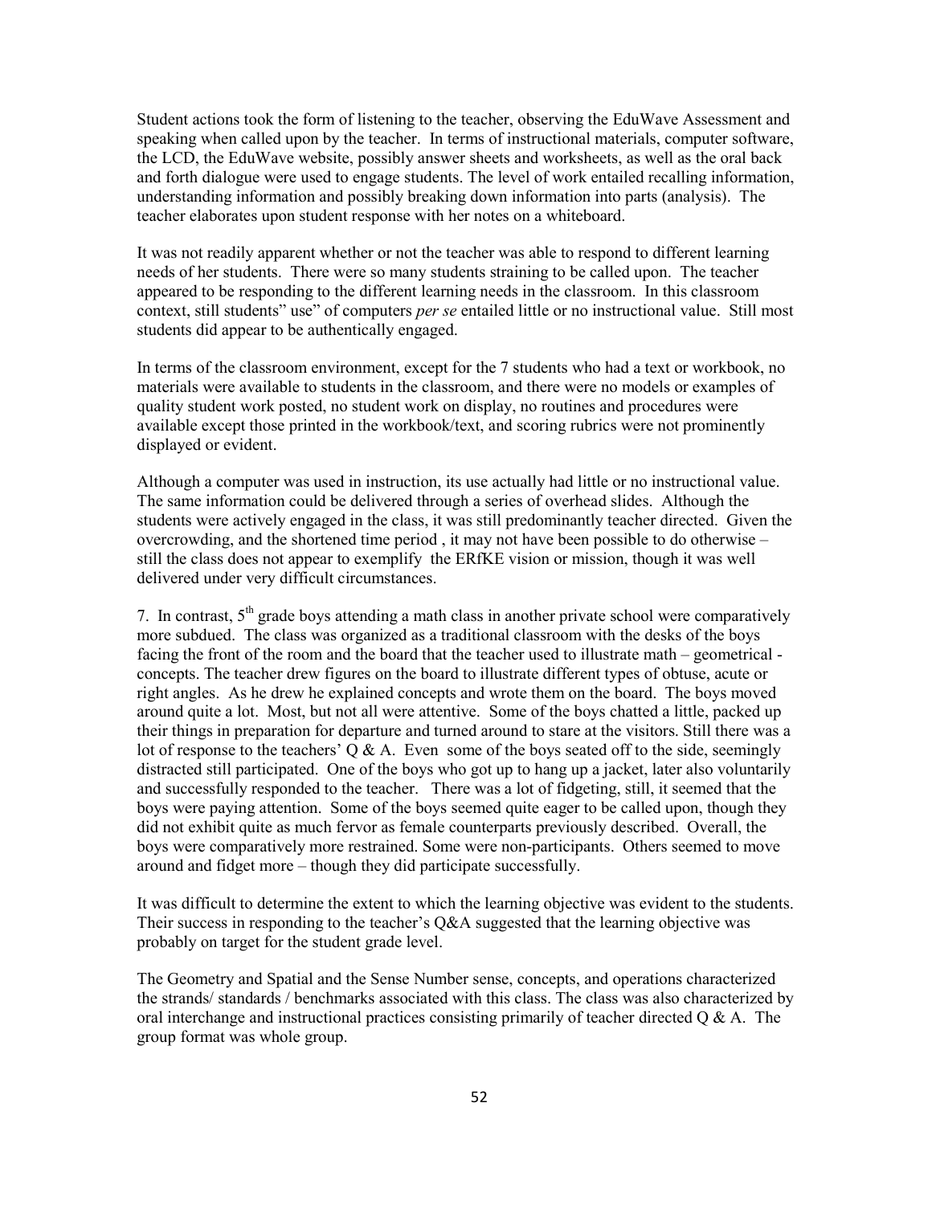Student actions took the form of listening to the teacher, observing the EduWave Assessment and speaking when called upon by the teacher. In terms of instructional materials, computer software, the LCD, the EduWave website, possibly answer sheets and worksheets, as well as the oral back and forth dialogue were used to engage students. The level of work entailed recalling information, understanding information and possibly breaking down information into parts (analysis). The teacher elaborates upon student response with her notes on a whiteboard.

It was not readily apparent whether or not the teacher was able to respond to different learning needs of her students. There were so many students straining to be called upon. The teacher appeared to be responding to the different learning needs in the classroom. In this classroom context, still students" use" of computers *per se* entailed little or no instructional value. Still most students did appear to be authentically engaged.

In terms of the classroom environment, except for the 7 students who had a text or workbook, no materials were available to students in the classroom, and there were no models or examples of quality student work posted, no student work on display, no routines and procedures were available except those printed in the workbook/text, and scoring rubrics were not prominently displayed or evident.

Although a computer was used in instruction, its use actually had little or no instructional value. The same information could be delivered through a series of overhead slides. Although the students were actively engaged in the class, it was still predominantly teacher directed. Given the overcrowding, and the shortened time period , it may not have been possible to do otherwise – still the class does not appear to exemplify the ERfKE vision or mission, though it was well delivered under very difficult circumstances.

7. In contrast, 5th grade boys attending a math class in another private school were comparatively more subdued. The class was organized as a traditional classroom with the desks of the boys facing the front of the room and the board that the teacher used to illustrate math – geometrical - concepts. The teacher drew figures on the board to illustrate different types of obtuse, acute or right angles. As he drew he explained concepts and wrote them on the board. The boys moved around quite a lot. Most, but not all were attentive. Some of the boys chatted a little, packed up their things in preparation for departure and turned around to stare at the visitors. Still there was a lot of response to the teachers' Q & A. Even some of the boys seated off to the side, seemingly distracted still participated. One of the boys who got up to hang up a jacket, later also voluntarily and successfully responded to the teacher. There was a lot of fidgeting, still, it seemed that the boys were paying attention. Some of the boys seemed quite eager to be called upon, though they did not exhibit quite as much fervor as female counterparts previously described. Overall, the boys were comparatively more restrained. Some were non-participants. Others seemed to move around and fidget more – though they did participate successfully.

It was difficult to determine the extent to which the learning objective was evident to the students. Their success in responding to the teacher's Q&A suggested that the learning objective was probably on target for the student grade level.

The Geometry and Spatial and the Sense Number sense, concepts, and operations characterized the strands/ standards / benchmarks associated with this class. The class was also characterized by oral interchange and instructional practices consisting primarily of teacher directed Q & A. The group format was whole group.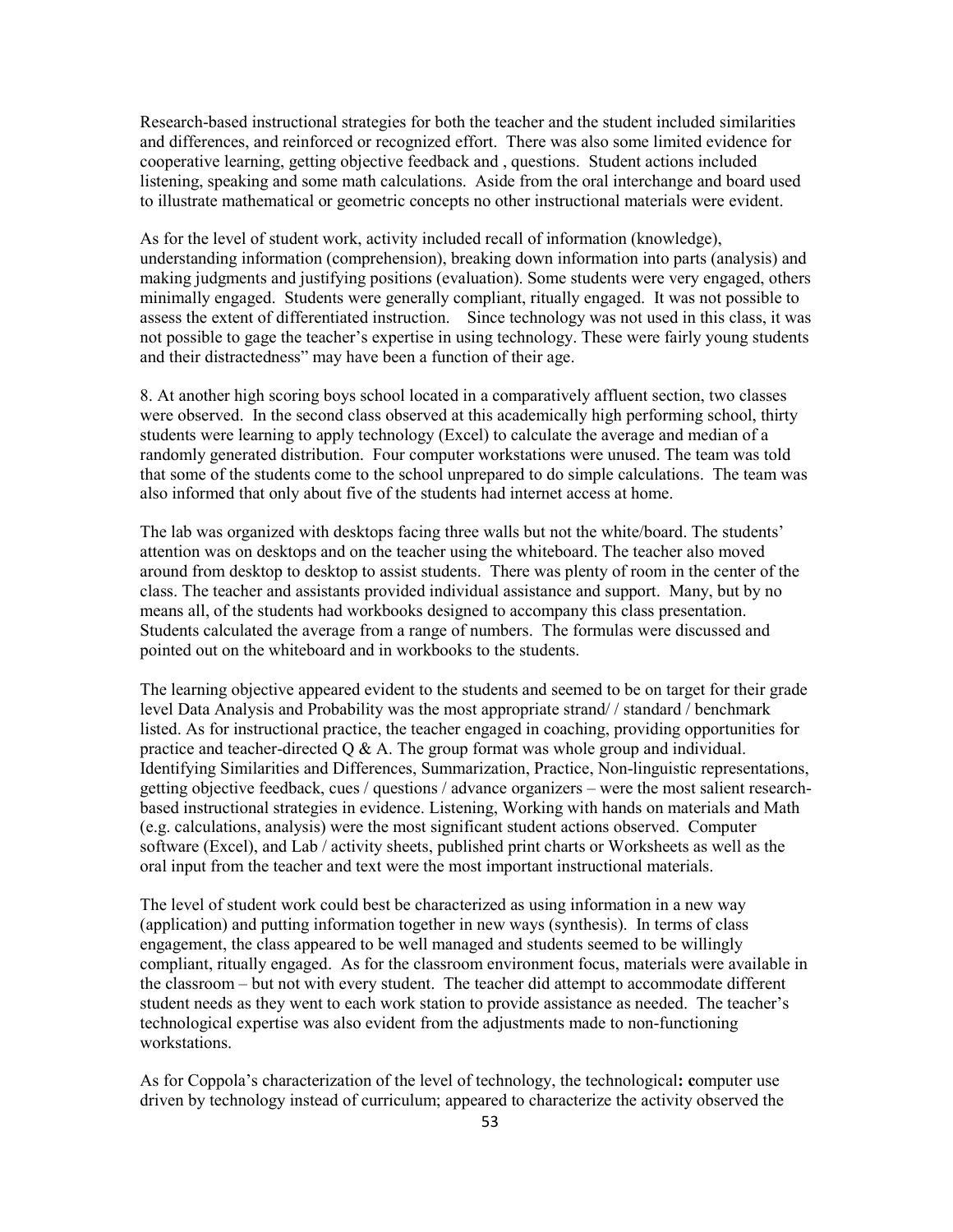Research-based instructional strategies for both the teacher and the student included similarities and differences, and reinforced or recognized effort. There was also some limited evidence for cooperative learning, getting objective feedback and , questions. Student actions included listening, speaking and some math calculations. Aside from the oral interchange and board used to illustrate mathematical or geometric concepts no other instructional materials were evident.

As for the level of student work, activity included recall of information (knowledge), understanding information (comprehension), breaking down information into parts (analysis) and making judgments and justifying positions (evaluation). Some students were very engaged, others minimally engaged. Students were generally compliant, ritually engaged. It was not possible to assess the extent of differentiated instruction. Since technology was not used in this class, it was not possible to gage the teacher's expertise in using technology. These were fairly young students and their distractedness" may have been a function of their age.

8. At another high scoring boys school located in a comparatively affluent section, two classes were observed. In the second class observed at this academically high performing school, thirty students were learning to apply technology (Excel) to calculate the average and median of a randomly generated distribution. Four computer workstations were unused. The team was told that some of the students come to the school unprepared to do simple calculations. The team was also informed that only about five of the students had internet access at home.

The lab was organized with desktops facing three walls but not the white/board. The students' attention was on desktops and on the teacher using the whiteboard. The teacher also moved around from desktop to desktop to assist students. There was plenty of room in the center of the class. The teacher and assistants provided individual assistance and support. Many, but by no means all, of the students had workbooks designed to accompany this class presentation. Students calculated the average from a range of numbers. The formulas were discussed and pointed out on the whiteboard and in workbooks to the students.

The learning objective appeared evident to the students and seemed to be on target for their grade level Data Analysis and Probability was the most appropriate strand/ / standard / benchmark listed. As for instructional practice, the teacher engaged in coaching, providing opportunities for practice and teacher-directed Q & A. The group format was whole group and individual. Identifying Similarities and Differences, Summarization, Practice, Non-linguistic representations, getting objective feedback, cues / questions / advance organizers – were the most salient research-based instructional strategies in evidence. Listening, Working with hands on materials and Math (e.g. calculations, analysis) were the most significant student actions observed. Computer software (Excel), and Lab / activity sheets, published print charts or Worksheets as well as the oral input from the teacher and text were the most important instructional materials.

The level of student work could best be characterized as using information in a new way (application) and putting information together in new ways (synthesis). In terms of class engagement, the class appeared to be well managed and students seemed to be willingly compliant, ritually engaged. As for the classroom environment focus, materials were available in the classroom – but not with every student. The teacher did attempt to accommodate different student needs as they went to each work station to provide assistance as needed. The teacher's technological expertise was also evident from the adjustments made to non-functioning workstations.

As for Coppola's characterization of the level of technology, the technological**: c**omputer use driven by technology instead of curriculum; appeared to characterize the activity observed the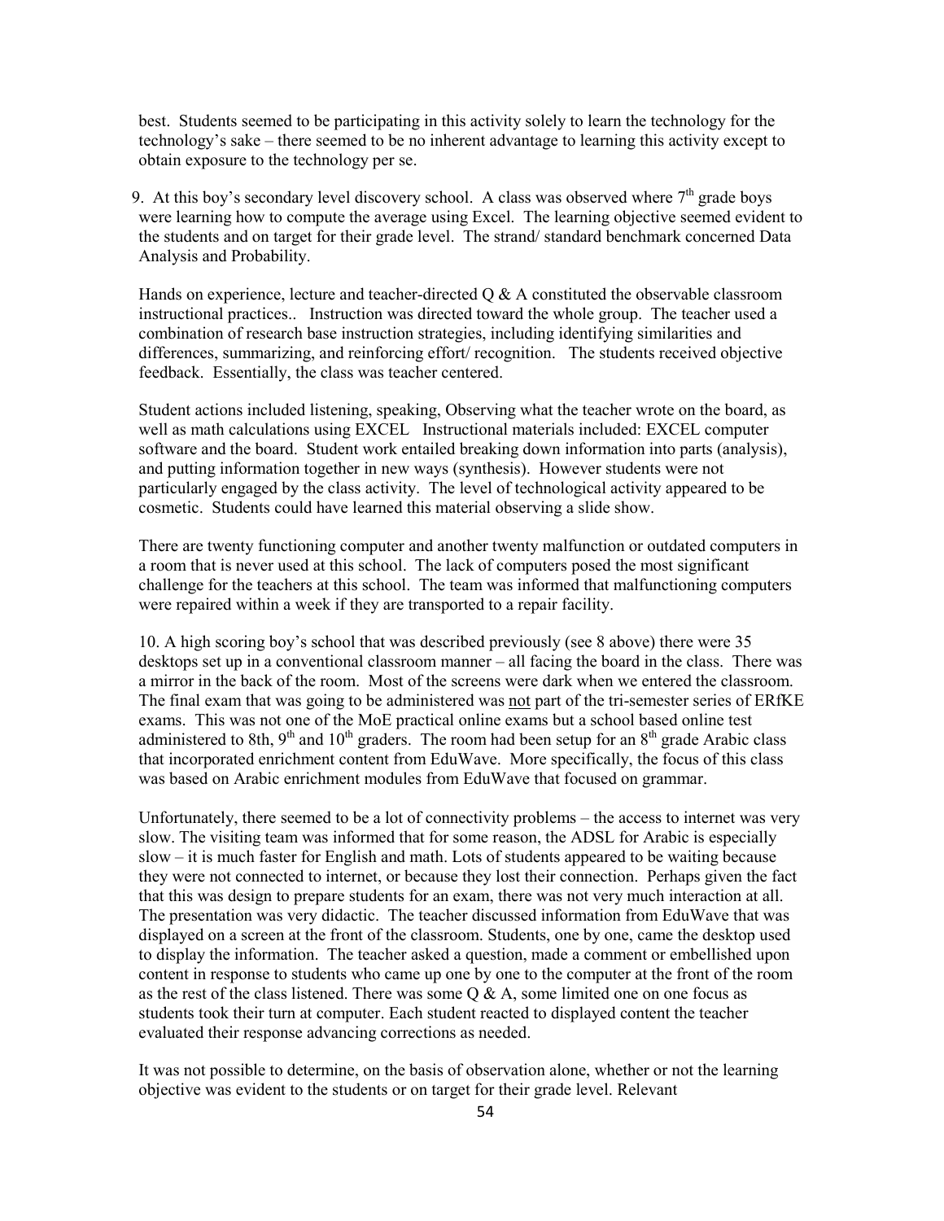best. Students seemed to be participating in this activity solely to learn the technology for the technology's sake – there seemed to be no inherent advantage to learning this activity except to obtain exposure to the technology per se.

9. At this boy's secondary level discovery school. A class was observed where 7th grade boys were learning how to compute the average using Excel. The learning objective seemed evident to the students and on target for their grade level. The strand/ standard benchmark concerned Data Analysis and Probability.

Hands on experience, lecture and teacher-directed Q & A constituted the observable classroom instructional practices.. Instruction was directed toward the whole group. The teacher used a combination of research base instruction strategies, including identifying similarities and differences, summarizing, and reinforcing effort/ recognition. The students received objective feedback. Essentially, the class was teacher centered.

Student actions included listening, speaking, Observing what the teacher wrote on the board, as well as math calculations using EXCEL Instructional materials included: EXCEL computer software and the board. Student work entailed breaking down information into parts (analysis), and putting information together in new ways (synthesis). However students were not particularly engaged by the class activity. The level of technological activity appeared to be cosmetic. Students could have learned this material observing a slide show.

There are twenty functioning computer and another twenty malfunction or outdated computers in a room that is never used at this school. The lack of computers posed the most significant challenge for the teachers at this school. The team was informed that malfunctioning computers were repaired within a week if they are transported to a repair facility.

10. A high scoring boy's school that was described previously (see 8 above) there were 35 desktops set up in a conventional classroom manner – all facing the board in the class. There was a mirror in the back of the room. Most of the screens were dark when we entered the classroom. The final exam that was going to be administered was not part of the tri-semester series of ERfKE exams. This was not one of the MoE practical online exams but a school based online test administered to 8th, 9th and 10th graders. The room had been setup for an 8th grade Arabic class that incorporated enrichment content from EduWave. More specifically, the focus of this class was based on Arabic enrichment modules from EduWave that focused on grammar.

Unfortunately, there seemed to be a lot of connectivity problems – the access to internet was very slow. The visiting team was informed that for some reason, the ADSL for Arabic is especially slow – it is much faster for English and math. Lots of students appeared to be waiting because they were not connected to internet, or because they lost their connection. Perhaps given the fact that this was design to prepare students for an exam, there was not very much interaction at all. The presentation was very didactic. The teacher discussed information from EduWave that was displayed on a screen at the front of the classroom. Students, one by one, came the desktop used to display the information. The teacher asked a question, made a comment or embellished upon content in response to students who came up one by one to the computer at the front of the room as the rest of the class listened. There was some Q & A, some limited one on one focus as students took their turn at computer. Each student reacted to displayed content the teacher evaluated their response advancing corrections as needed.

It was not possible to determine, on the basis of observation alone, whether or not the learning objective was evident to the students or on target for their grade level. Relevant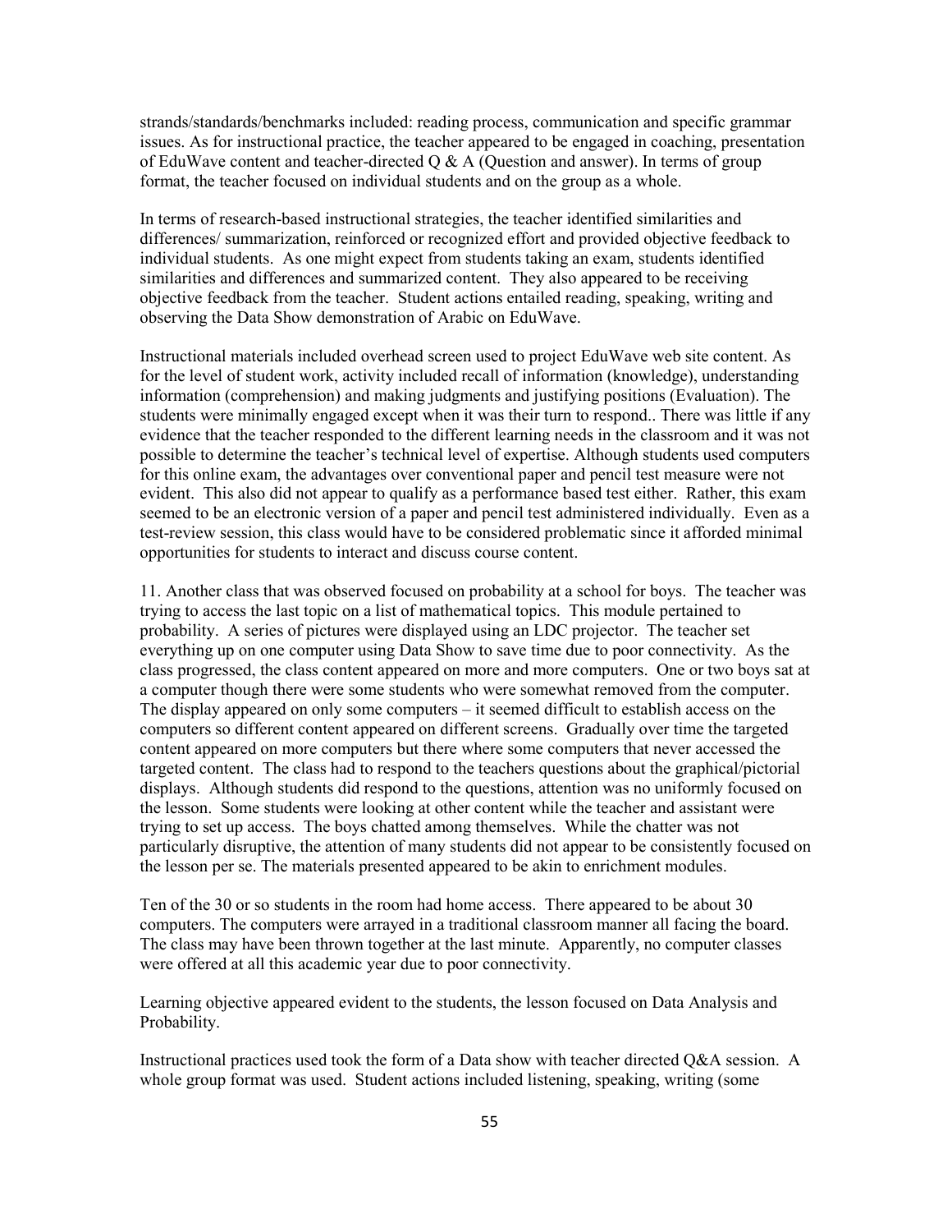strands/standards/benchmarks included: reading process, communication and specific grammar issues. As for instructional practice, the teacher appeared to be engaged in coaching, presentation of EduWave content and teacher-directed Q & A (Question and answer). In terms of group format, the teacher focused on individual students and on the group as a whole.

In terms of research-based instructional strategies, the teacher identified similarities and differences/ summarization, reinforced or recognized effort and provided objective feedback to individual students. As one might expect from students taking an exam, students identified similarities and differences and summarized content. They also appeared to be receiving objective feedback from the teacher. Student actions entailed reading, speaking, writing and observing the Data Show demonstration of Arabic on EduWave.

Instructional materials included overhead screen used to project EduWave web site content. As for the level of student work, activity included recall of information (knowledge), understanding information (comprehension) and making judgments and justifying positions (Evaluation). The students were minimally engaged except when it was their turn to respond.. There was little if any evidence that the teacher responded to the different learning needs in the classroom and it was not possible to determine the teacher's technical level of expertise. Although students used computers for this online exam, the advantages over conventional paper and pencil test measure were not evident. This also did not appear to qualify as a performance based test either. Rather, this exam seemed to be an electronic version of a paper and pencil test administered individually. Even as a test-review session, this class would have to be considered problematic since it afforded minimal opportunities for students to interact and discuss course content.

11. Another class that was observed focused on probability at a school for boys. The teacher was trying to access the last topic on a list of mathematical topics. This module pertained to probability. A series of pictures were displayed using an LDC projector. The teacher set everything up on one computer using Data Show to save time due to poor connectivity. As the class progressed, the class content appeared on more and more computers. One or two boys sat at a computer though there were some students who were somewhat removed from the computer. The display appeared on only some computers – it seemed difficult to establish access on the computers so different content appeared on different screens. Gradually over time the targeted content appeared on more computers but there where some computers that never accessed the targeted content. The class had to respond to the teachers questions about the graphical/pictorial displays. Although students did respond to the questions, attention was no uniformly focused on the lesson. Some students were looking at other content while the teacher and assistant were trying to set up access. The boys chatted among themselves. While the chatter was not particularly disruptive, the attention of many students did not appear to be consistently focused on the lesson per se. The materials presented appeared to be akin to enrichment modules.

Ten of the 30 or so students in the room had home access. There appeared to be about 30 computers. The computers were arrayed in a traditional classroom manner all facing the board. The class may have been thrown together at the last minute. Apparently, no computer classes were offered at all this academic year due to poor connectivity.

Learning objective appeared evident to the students, the lesson focused on Data Analysis and Probability.

Instructional practices used took the form of a Data show with teacher directed Q&A session. A whole group format was used. Student actions included listening, speaking, writing (some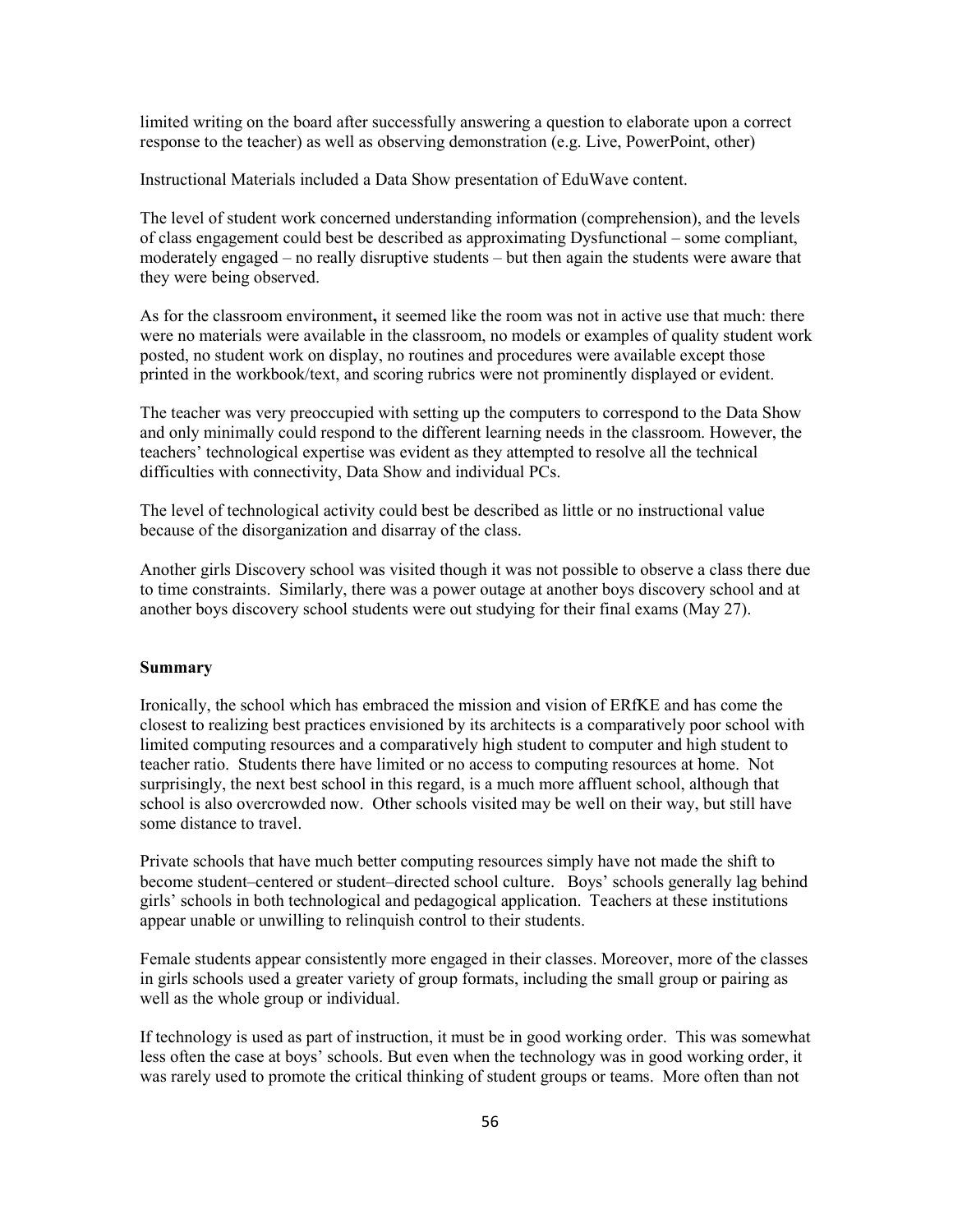limited writing on the board after successfully answering a question to elaborate upon a correct response to the teacher) as well as observing demonstration (e.g. Live, PowerPoint, other)

Instructional Materials included a Data Show presentation of EduWave content.

The level of student work concerned understanding information (comprehension), and the levels of class engagement could best be described as approximating Dysfunctional – some compliant, moderately engaged – no really disruptive students – but then again the students were aware that they were being observed.

As for the classroom environment**,** it seemed like the room was not in active use that much: there were no materials were available in the classroom, no models or examples of quality student work posted, no student work on display, no routines and procedures were available except those printed in the workbook/text, and scoring rubrics were not prominently displayed or evident.

The teacher was very preoccupied with setting up the computers to correspond to the Data Show and only minimally could respond to the different learning needs in the classroom. However, the teachers' technological expertise was evident as they attempted to resolve all the technical difficulties with connectivity, Data Show and individual PCs.

The level of technological activity could best be described as little or no instructional value because of the disorganization and disarray of the class.

Another girls Discovery school was visited though it was not possible to observe a class there due to time constraints. Similarly, there was a power outage at another boys discovery school and at another boys discovery school students were out studying for their final exams (May 27).

**Summary**

Ironically, the school which has embraced the mission and vision of ERfKE and has come the closest to realizing best practices envisioned by its architects is a comparatively poor school with limited computing resources and a comparatively high student to computer and high student to teacher ratio. Students there have limited or no access to computing resources at home. Not surprisingly, the next best school in this regard, is a much more affluent school, although that school is also overcrowded now. Other schools visited may be well on their way, but still have some distance to travel.

Private schools that have much better computing resources simply have not made the shift to become student–centered or student–directed school culture. Boys' schools generally lag behind girls' schools in both technological and pedagogical application. Teachers at these institutions appear unable or unwilling to relinquish control to their students.

Female students appear consistently more engaged in their classes. Moreover, more of the classes in girls schools used a greater variety of group formats, including the small group or pairing as well as the whole group or individual.

If technology is used as part of instruction, it must be in good working order. This was somewhat less often the case at boys' schools. But even when the technology was in good working order, it was rarely used to promote the critical thinking of student groups or teams. More often than not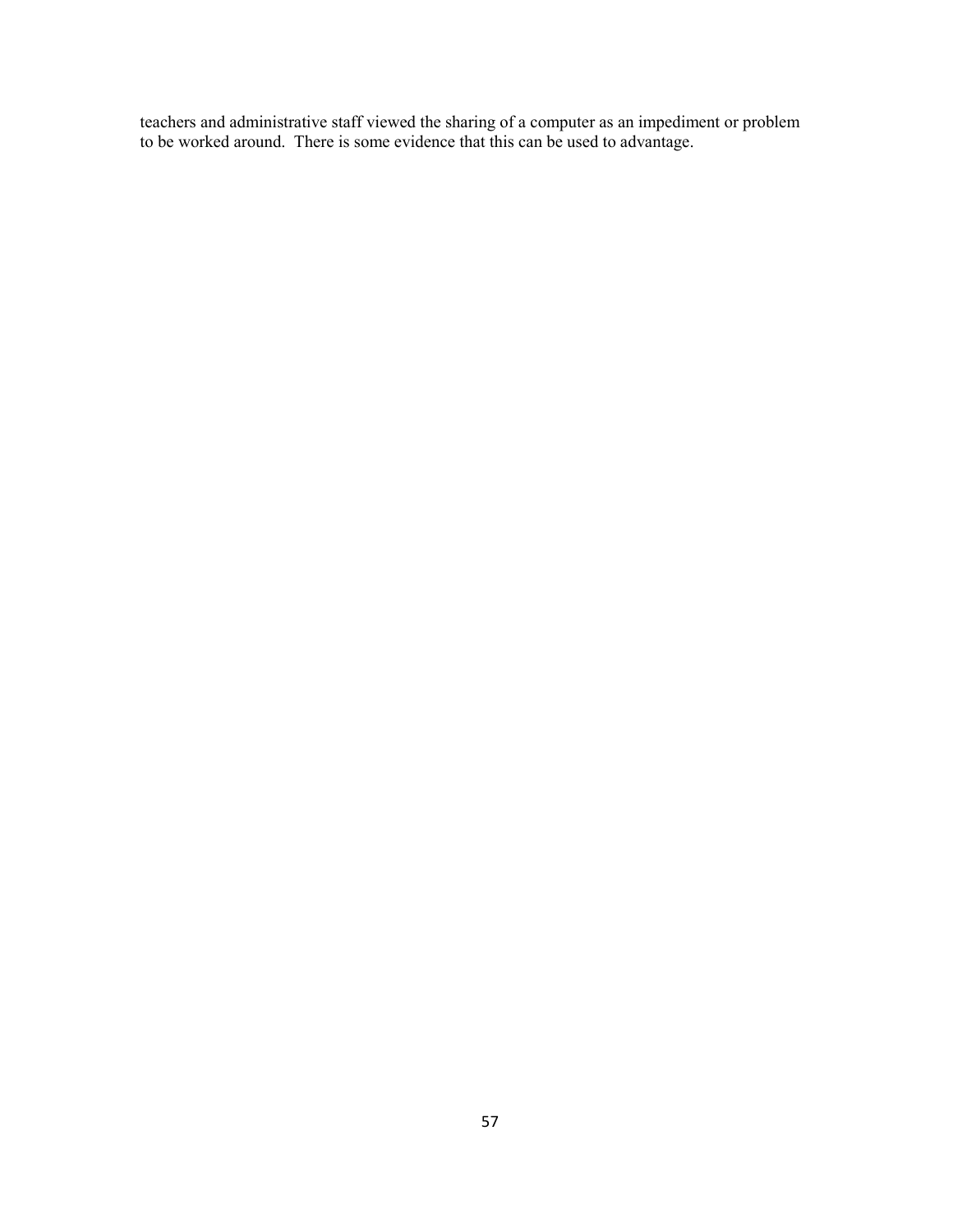teachers and administrative staff viewed the sharing of a computer as an impediment or problem to be worked around. There is some evidence that this can be used to advantage.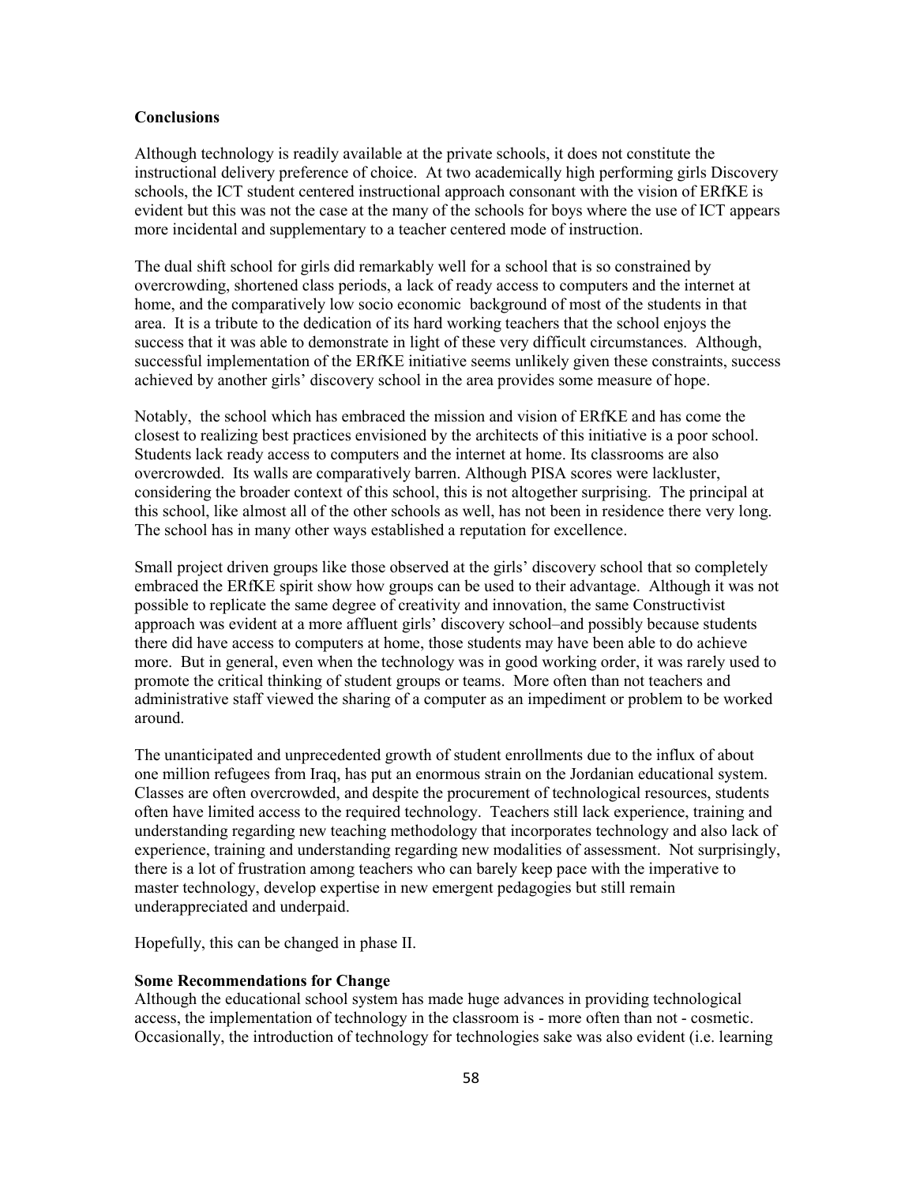**Conclusions**

Although technology is readily available at the private schools, it does not constitute the instructional delivery preference of choice. At two academically high performing girls Discovery schools, the ICT student centered instructional approach consonant with the vision of ERfKE is evident but this was not the case at the many of the schools for boys where the use of ICT appears more incidental and supplementary to a teacher centered mode of instruction.

The dual shift school for girls did remarkably well for a school that is so constrained by overcrowding, shortened class periods, a lack of ready access to computers and the internet at home, and the comparatively low socio economic background of most of the students in that area. It is a tribute to the dedication of its hard working teachers that the school enjoys the success that it was able to demonstrate in light of these very difficult circumstances. Although, successful implementation of the ERfKE initiative seems unlikely given these constraints, success achieved by another girls' discovery school in the area provides some measure of hope.

Notably, the school which has embraced the mission and vision of ERfKE and has come the closest to realizing best practices envisioned by the architects of this initiative is a poor school. Students lack ready access to computers and the internet at home. Its classrooms are also overcrowded. Its walls are comparatively barren. Although PISA scores were lackluster, considering the broader context of this school, this is not altogether surprising. The principal at this school, like almost all of the other schools as well, has not been in residence there very long. The school has in many other ways established a reputation for excellence.

Small project driven groups like those observed at the girls' discovery school that so completely embraced the ERfKE spirit show how groups can be used to their advantage. Although it was not possible to replicate the same degree of creativity and innovation, the same Constructivist approach was evident at a more affluent girls' discovery school–and possibly because students there did have access to computers at home, those students may have been able to do achieve more. But in general, even when the technology was in good working order, it was rarely used to promote the critical thinking of student groups or teams. More often than not teachers and administrative staff viewed the sharing of a computer as an impediment or problem to be worked around.

The unanticipated and unprecedented growth of student enrollments due to the influx of about one million refugees from Iraq, has put an enormous strain on the Jordanian educational system. Classes are often overcrowded, and despite the procurement of technological resources, students often have limited access to the required technology. Teachers still lack experience, training and understanding regarding new teaching methodology that incorporates technology and also lack of experience, training and understanding regarding new modalities of assessment. Not surprisingly, there is a lot of frustration among teachers who can barely keep pace with the imperative to master technology, develop expertise in new emergent pedagogies but still remain underappreciated and underpaid.

Hopefully, this can be changed in phase II.

**Some Recommendations for Change**

Although the educational school system has made huge advances in providing technological access, the implementation of technology in the classroom is - more often than not - cosmetic. Occasionally, the introduction of technology for technologies sake was also evident (i.e. learning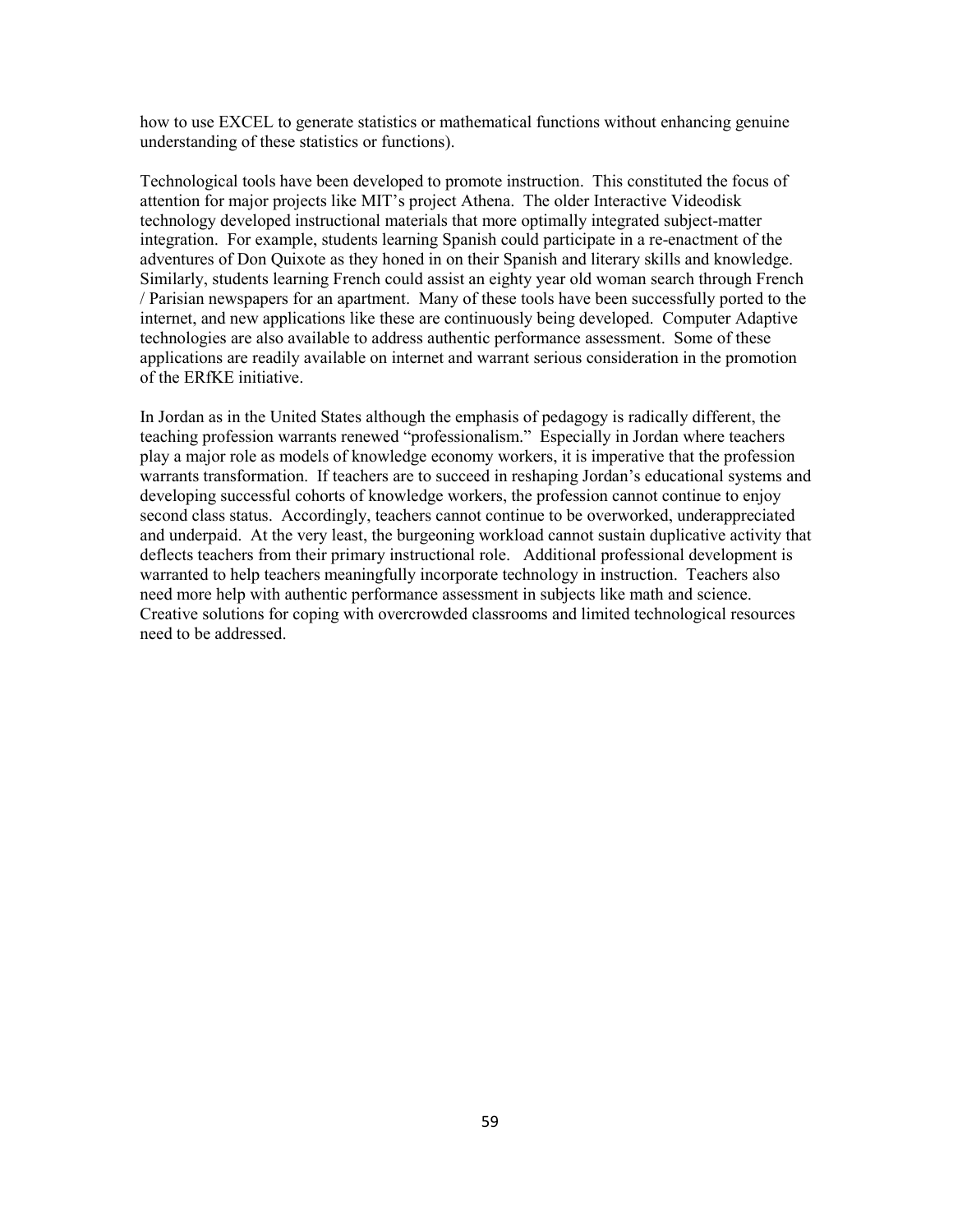how to use EXCEL to generate statistics or mathematical functions without enhancing genuine understanding of these statistics or functions).

Technological tools have been developed to promote instruction. This constituted the focus of attention for major projects like MIT's project Athena. The older Interactive Videodisk technology developed instructional materials that more optimally integrated subject-matter integration. For example, students learning Spanish could participate in a re-enactment of the adventures of Don Quixote as they honed in on their Spanish and literary skills and knowledge. Similarly, students learning French could assist an eighty year old woman search through French / Parisian newspapers for an apartment. Many of these tools have been successfully ported to the internet, and new applications like these are continuously being developed. Computer Adaptive technologies are also available to address authentic performance assessment. Some of these applications are readily available on internet and warrant serious consideration in the promotion of the ERfKE initiative.

In Jordan as in the United States although the emphasis of pedagogy is radically different, the teaching profession warrants renewed "professionalism." Especially in Jordan where teachers play a major role as models of knowledge economy workers, it is imperative that the profession warrants transformation. If teachers are to succeed in reshaping Jordan's educational systems and developing successful cohorts of knowledge workers, the profession cannot continue to enjoy second class status. Accordingly, teachers cannot continue to be overworked, underappreciated and underpaid. At the very least, the burgeoning workload cannot sustain duplicative activity that deflects teachers from their primary instructional role. Additional professional development is warranted to help teachers meaningfully incorporate technology in instruction. Teachers also need more help with authentic performance assessment in subjects like math and science. Creative solutions for coping with overcrowded classrooms and limited technological resources need to be addressed.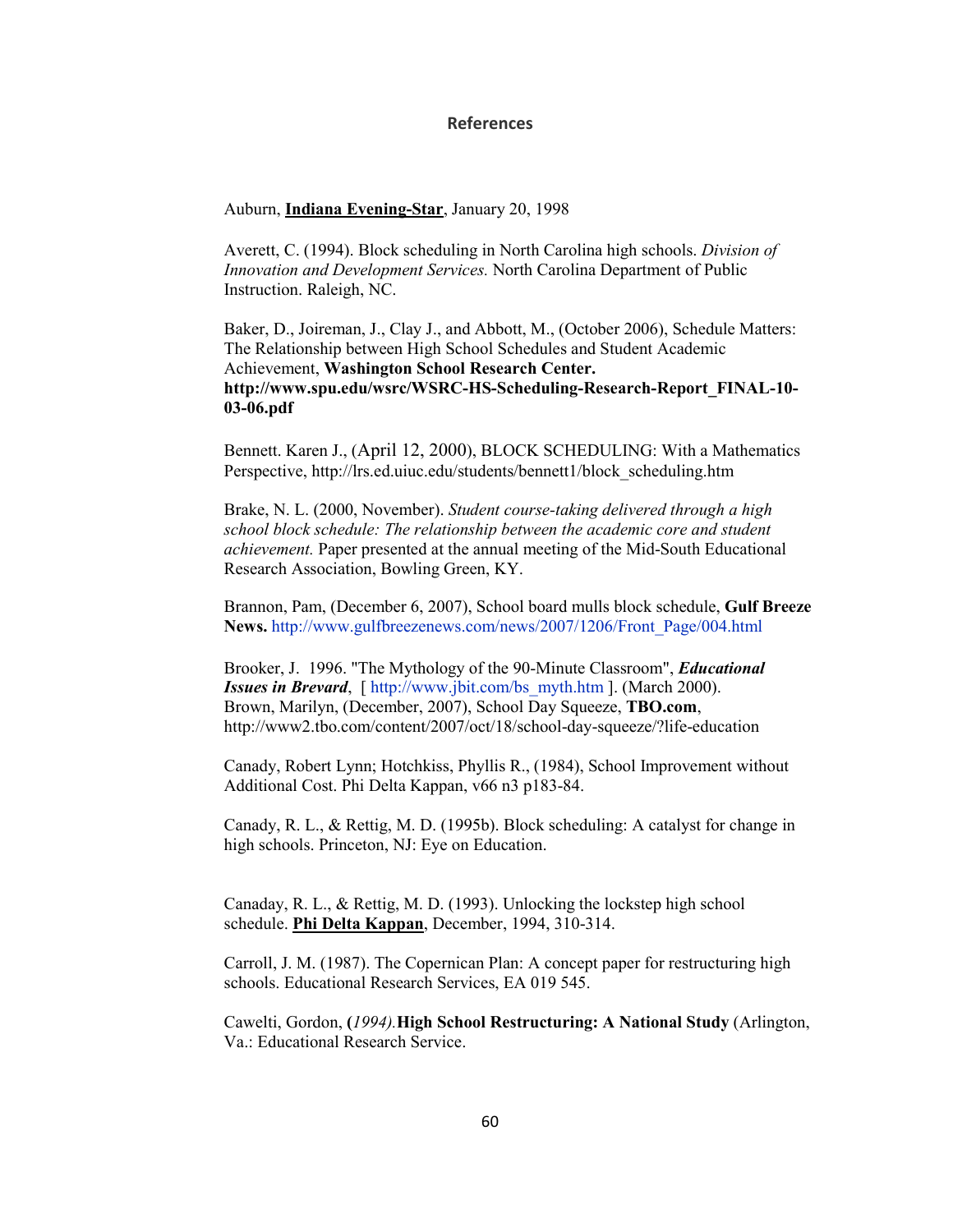## References

Auburn, **Indiana Evening-Star**, January 20, 1998

Averett, C. (1994). Block scheduling in North Carolina high schools. *Division of Innovation and Development Services.* North Carolina Department of Public Instruction. Raleigh, NC.

Baker, D., Joireman, J., Clay J., and Abbott, M., (October 2006), Schedule Matters: The Relationship between High School Schedules and Student Academic Achievement, **Washington School Research Center. http://www.spu.edu/wsrc/WSRC-HS-Scheduling-Research-Report_FINAL-10-03-06.pdf**

Bennett. Karen J., (April 12, 2000), BLOCK SCHEDULING: With a Mathematics Perspective, http://lrs.ed.uiuc.edu/students/bennett1/block_scheduling.htm

Brake, N. L. (2000, November). *Student course-taking delivered through a high school block schedule: The relationship between the academic core and student achievement.* Paper presented at the annual meeting of the Mid-South Educational Research Association, Bowling Green, KY.

Brannon, Pam, (December 6, 2007), School board mulls block schedule, **Gulf Breeze News.** http://www.gulfbreezenews.com/news/2007/1206/Front_Page/004.html

Brooker, J. 1996. "The Mythology of the 90-Minute Classroom", ***Educational Issues in Brevard***, [ http://www.jbit.com/bs_myth.htm ]. (March 2000).
Brown, Marilyn, (December, 2007), School Day Squeeze, **TBO.com**, http://www2.tbo.com/content/2007/oct/18/school-day-squeeze/?life-education

Canady, Robert Lynn; Hotchkiss, Phyllis R., (1984), School Improvement without Additional Cost. Phi Delta Kappan, v66 n3 p183-84.

Canady, R. L., & Rettig, M. D. (1995b). Block scheduling: A catalyst for change in high schools. Princeton, NJ: Eye on Education.

Canaday, R. L., & Rettig, M. D. (1993). Unlocking the lockstep high school schedule. **Phi Delta Kappan**, December, 1994, 310-314.

Carroll, J. M. (1987). The Copernican Plan: A concept paper for restructuring high schools. Educational Research Services, EA 019 545.

Cawelti, Gordon, **(***1994).***High School Restructuring: A National Study** (Arlington, Va.: Educational Research Service.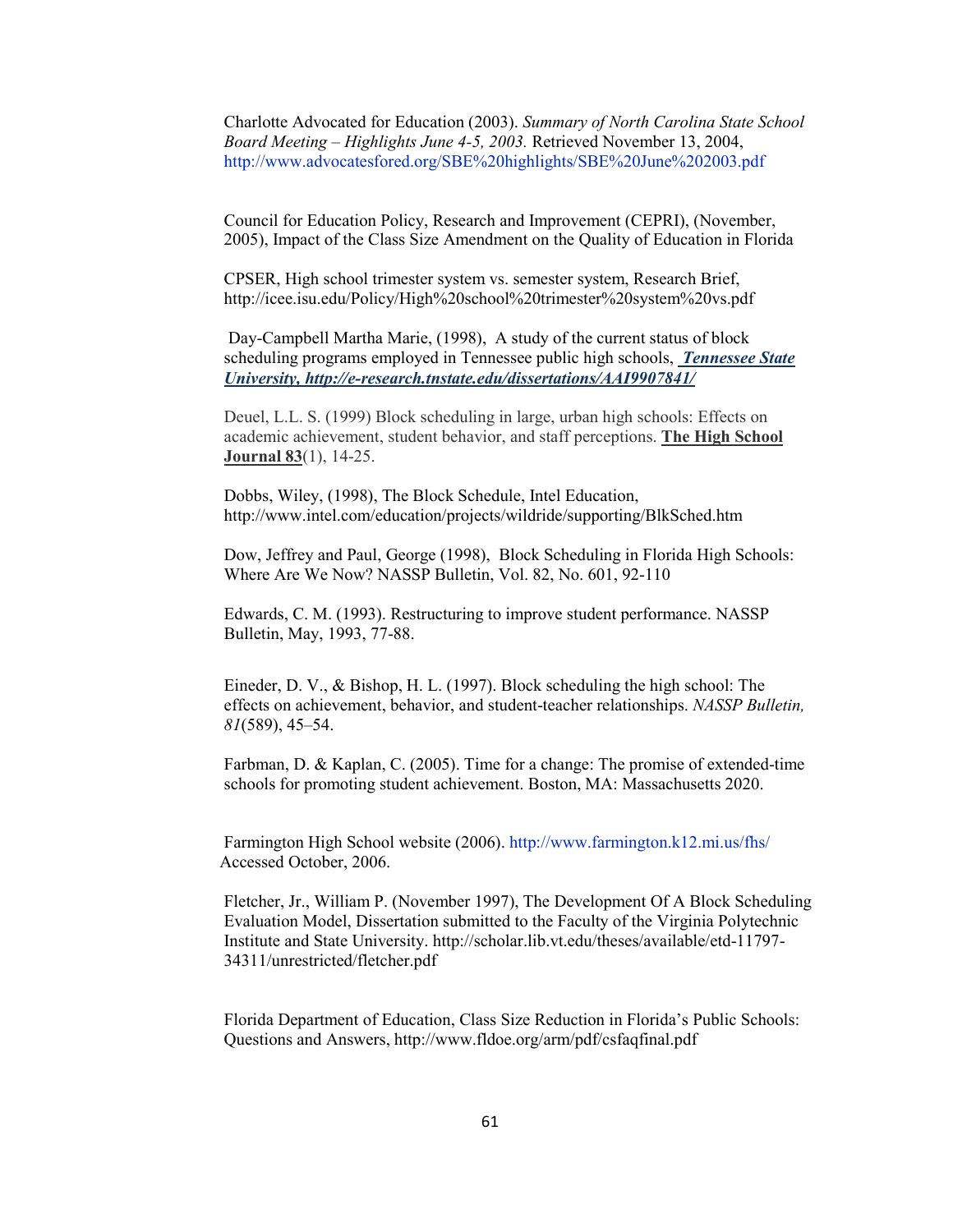Charlotte Advocated for Education (2003). *Summary of North Carolina State School Board Meeting – Highlights June 4-5, 2003.* Retrieved November 13, 2004, http://www.advocatesfored.org/SBE%20highlights/SBE%20June%202003.pdf

Council for Education Policy, Research and Improvement (CEPRI), (November, 2005), Impact of the Class Size Amendment on the Quality of Education in Florida

CPSER, High school trimester system vs. semester system, Research Brief, http://icee.isu.edu/Policy/High%20school%20trimester%20system%20vs.pdf

Day-Campbell Martha Marie, (1998), A study of the current status of block scheduling programs employed in Tennessee public high schools, ***Tennessee State University, http://e-research.tnstate.edu/dissertations/AAI9907841/***

Deuel, L.L. S. (1999) Block scheduling in large, urban high schools: Effects on academic achievement, student behavior, and staff perceptions. **The High School Journal 83**(1), 14-25.

Dobbs, Wiley, (1998), The Block Schedule, Intel Education, http://www.intel.com/education/projects/wildride/supporting/BlkSched.htm

Dow, Jeffrey and Paul, George (1998), Block Scheduling in Florida High Schools: Where Are We Now? NASSP Bulletin, Vol. 82, No. 601, 92-110

Edwards, C. M. (1993). Restructuring to improve student performance. NASSP Bulletin, May, 1993, 77-88.

Eineder, D. V., & Bishop, H. L. (1997). Block scheduling the high school: The effects on achievement, behavior, and student-teacher relationships. *NASSP Bulletin, 81*(589), 45–54.

Farbman, D. & Kaplan, C. (2005). Time for a change: The promise of extended-time schools for promoting student achievement. Boston, MA: Massachusetts 2020.

Farmington High School website (2006). http://www.farmington.k12.mi.us/fhs/ Accessed October, 2006.

Fletcher, Jr., William P. (November 1997), The Development Of A Block Scheduling Evaluation Model, Dissertation submitted to the Faculty of the Virginia Polytechnic Institute and State University. http://scholar.lib.vt.edu/theses/available/etd-11797-34311/unrestricted/fletcher.pdf

Florida Department of Education, Class Size Reduction in Florida's Public Schools: Questions and Answers, http://www.fldoe.org/arm/pdf/csfaqfinal.pdf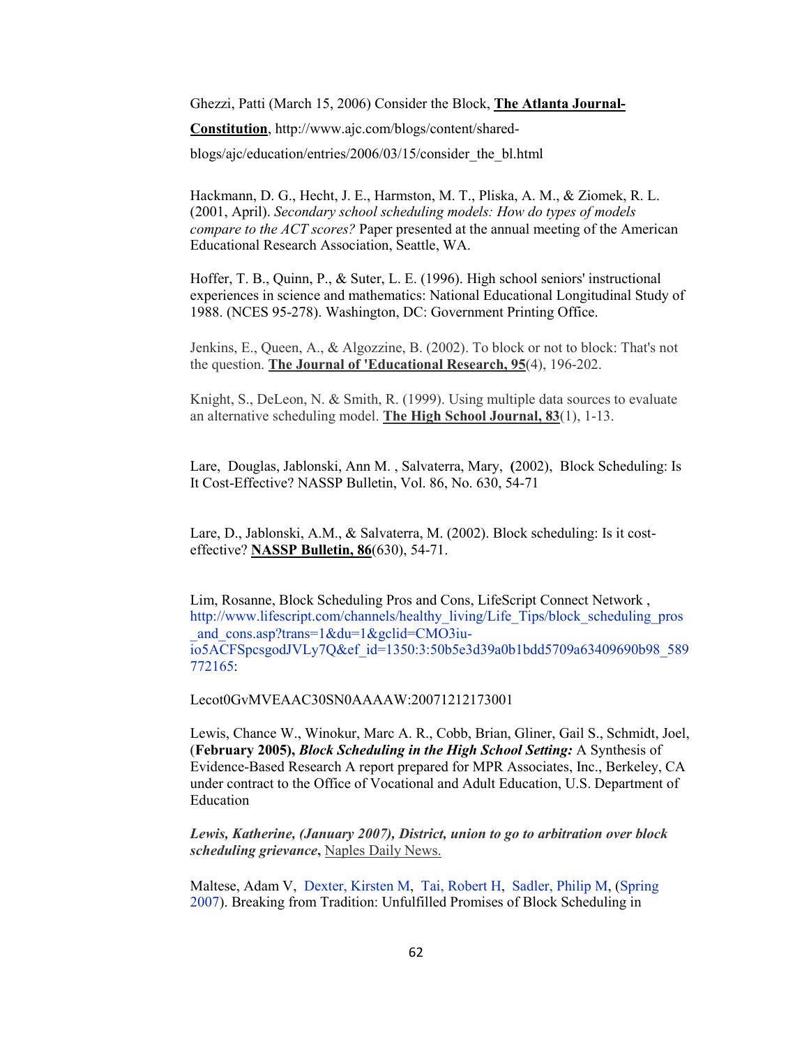Ghezzi, Patti (March 15, 2006) Consider the Block, **The Atlanta Journal-Constitution**, http://www.ajc.com/blogs/content/shared-blogs/ajc/education/entries/2006/03/15/consider_the_bl.html

Hackmann, D. G., Hecht, J. E., Harmston, M. T., Pliska, A. M., & Ziomek, R. L. (2001, April). *Secondary school scheduling models: How do types of models compare to the ACT scores?* Paper presented at the annual meeting of the American Educational Research Association, Seattle, WA.

Hoffer, T. B., Quinn, P., & Suter, L. E. (1996). High school seniors' instructional experiences in science and mathematics: National Educational Longitudinal Study of 1988. (NCES 95-278). Washington, DC: Government Printing Office.

Jenkins, E., Queen, A., & Algozzine, B. (2002). To block or not to block: That's not the question. **The Journal of 'Educational Research, 95**(4), 196-202.

Knight, S., DeLeon, N. & Smith, R. (1999). Using multiple data sources to evaluate an alternative scheduling model. **The High School Journal, 83**(1), 1-13.

Lare, Douglas, Jablonski, Ann M. , Salvaterra, Mary, **(**2002), Block Scheduling: Is It Cost-Effective? NASSP Bulletin, Vol. 86, No. 630, 54-71

Lare, D., Jablonski, A.M., & Salvaterra, M. (2002). Block scheduling: Is it cost-effective? **NASSP Bulletin, 86**(630), 54-71.

Lim, Rosanne, Block Scheduling Pros and Cons, LifeScript Connect Network , http://www.lifescript.com/channels/healthy_living/Life_Tips/block_scheduling_pros_and_cons.asp?trans=1&du=1&gclid=CMO3iu-io5ACFSpcsgodJVLy7Q&ef_id=1350:3:50b5e3d39a0b1bdd5709a63409690b98_589772165:

Lecot0GvMVEAAC30SN0AAAAW:20071212173001

Lewis, Chance W., Winokur, Marc A. R., Cobb, Brian, Gliner, Gail S., Schmidt, Joel, (**February 2005),** ***Block Scheduling in the High School Setting:*** A Synthesis of Evidence-Based Research A report prepared for MPR Associates, Inc., Berkeley, CA under contract to the Office of Vocational and Adult Education, U.S. Department of Education

***Lewis, Katherine, (January 2007), District, union to go to arbitration over block scheduling grievance*****,** Naples Daily News.

Maltese, Adam V, Dexter, Kirsten M, Tai, Robert H, Sadler, Philip M, (Spring 2007). Breaking from Tradition: Unfulfilled Promises of Block Scheduling in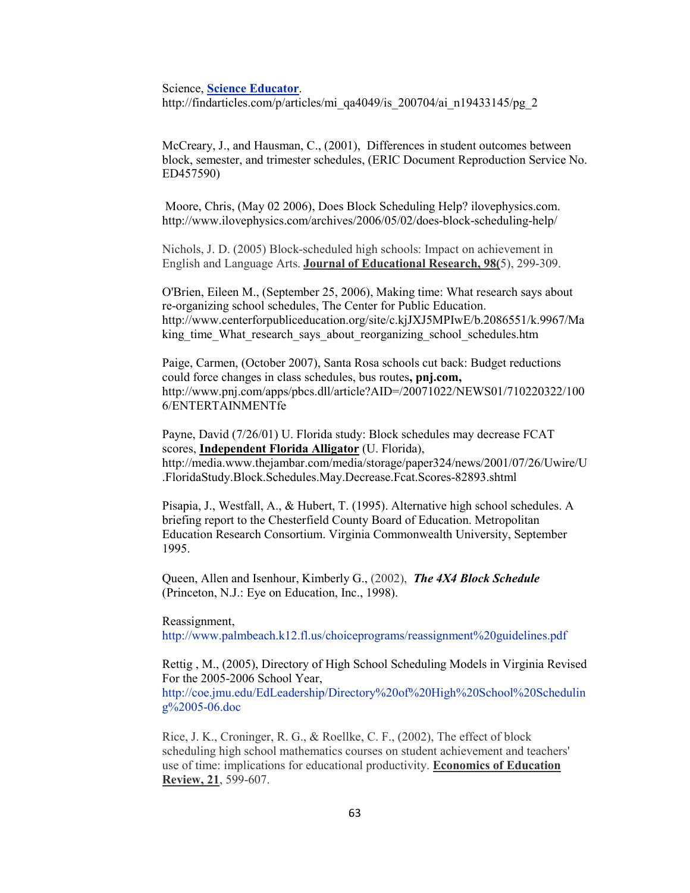Science, **Science Educator**.
http://findarticles.com/p/articles/mi_qa4049/is_200704/ai_n19433145/pg_2

McCreary, J., and Hausman, C., (2001), Differences in student outcomes between block, semester, and trimester schedules, (ERIC Document Reproduction Service No. ED457590)

Moore, Chris, (May 02 2006), Does Block Scheduling Help? ilovephysics.com. http://www.ilovephysics.com/archives/2006/05/02/does-block-scheduling-help/

Nichols, J. D. (2005) Block-scheduled high schools: Impact on achievement in English and Language Arts. **Journal of Educational Research, 98(**5), 299-309.

O'Brien, Eileen M., (September 25, 2006), Making time: What research says about re-organizing school schedules, The Center for Public Education. http://www.centerforpubliceducation.org/site/c.kjJXJ5MPIwE/b.2086551/k.9967/Making_time_What_research_says_about_reorganizing_school_schedules.htm

Paige, Carmen, (October 2007), Santa Rosa schools cut back: Budget reductions could force changes in class schedules, bus routes**, pnj.com,** http://www.pnj.com/apps/pbcs.dll/article?AID=/20071022/NEWS01/710220322/1006/ENTERTAINMENTfe

Payne, David (7/26/01) U. Florida study: Block schedules may decrease FCAT scores, **Independent Florida Alligator** (U. Florida), http://media.www.thejambar.com/media/storage/paper324/news/2001/07/26/Uwire/U.FloridaStudy.Block.Schedules.May.Decrease.Fcat.Scores-82893.shtml

Pisapia, J., Westfall, A., & Hubert, T. (1995). Alternative high school schedules. A briefing report to the Chesterfield County Board of Education. Metropolitan Education Research Consortium. Virginia Commonwealth University, September 1995.

Queen, Allen and Isenhour, Kimberly G., (2002), ***The 4X4 Block Schedule*** (Princeton, N.J.: Eye on Education, Inc., 1998).

Reassignment,
http://www.palmbeach.k12.fl.us/choiceprograms/reassignment%20guidelines.pdf

Rettig , M., (2005), Directory of High School Scheduling Models in Virginia Revised For the 2005-2006 School Year,
http://coe.jmu.edu/EdLeadership/Directory%20of%20High%20School%20Scheduling%2005-06.doc

Rice, J. K., Croninger, R. G., & Roellke, C. F., (2002), The effect of block scheduling high school mathematics courses on student achievement and teachers' use of time: implications for educational productivity. **Economics of Education Review, 21**, 599-607.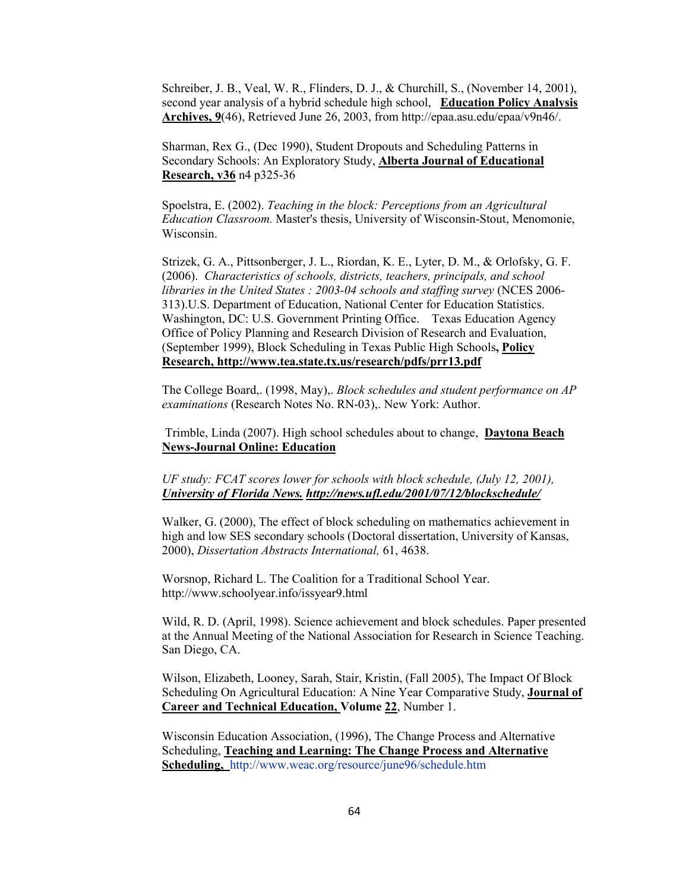Schreiber, J. B., Veal, W. R., Flinders, D. J., & Churchill, S., (November 14, 2001), second year analysis of a hybrid schedule high school, **Education Policy Analysis Archives, 9**(46), Retrieved June 26, 2003, from http://epaa.asu.edu/epaa/v9n46/.

Sharman, Rex G., (Dec 1990), Student Dropouts and Scheduling Patterns in Secondary Schools: An Exploratory Study, **Alberta Journal of Educational Research, v36** n4 p325-36

Spoelstra, E. (2002). *Teaching in the block: Perceptions from an Agricultural Education Classroom.* Master's thesis, University of Wisconsin-Stout, Menomonie, Wisconsin.

Strizek, G. A., Pittsonberger, J. L., Riordan, K. E., Lyter, D. M., & Orlofsky, G. F. (2006). *Characteristics of schools, districts, teachers, principals, and school libraries in the United States : 2003-04 schools and staffing survey* (NCES 2006-313).U.S. Department of Education, National Center for Education Statistics. Washington, DC: U.S. Government Printing Office. Texas Education Agency Office of Policy Planning and Research Division of Research and Evaluation, (September 1999), Block Scheduling in Texas Public High Schools**, Policy Research, http://www.tea.state.tx.us/research/pdfs/prr13.pdf**

The College Board,. (1998, May),. *Block schedules and student performance on AP examinations* (Research Notes No. RN-03),. New York: Author.

Trimble, Linda (2007). High school schedules about to change, **Daytona Beach News-Journal Online: Education**

*UF study: FCAT scores lower for schools with block schedule, (July 12, 2001),* ***University of Florida News. http://news.ufl.edu/2001/07/12/blockschedule/***

Walker, G. (2000), The effect of block scheduling on mathematics achievement in high and low SES secondary schools (Doctoral dissertation, University of Kansas, 2000), *Dissertation Abstracts International,* 61, 4638.

Worsnop, Richard L. The Coalition for a Traditional School Year. http://www.schoolyear.info/issyear9.html

Wild, R. D. (April, 1998). Science achievement and block schedules. Paper presented at the Annual Meeting of the National Association for Research in Science Teaching. San Diego, CA.

Wilson, Elizabeth, Looney, Sarah, Stair, Kristin, (Fall 2005), The Impact Of Block Scheduling On Agricultural Education: A Nine Year Comparative Study, **Journal of Career and Technical Education, Volume 22**, Number 1.

Wisconsin Education Association, (1996), The Change Process and Alternative Scheduling, **Teaching and Learning: The Change Process and Alternative Scheduling,** http://www.weac.org/resource/june96/schedule.htm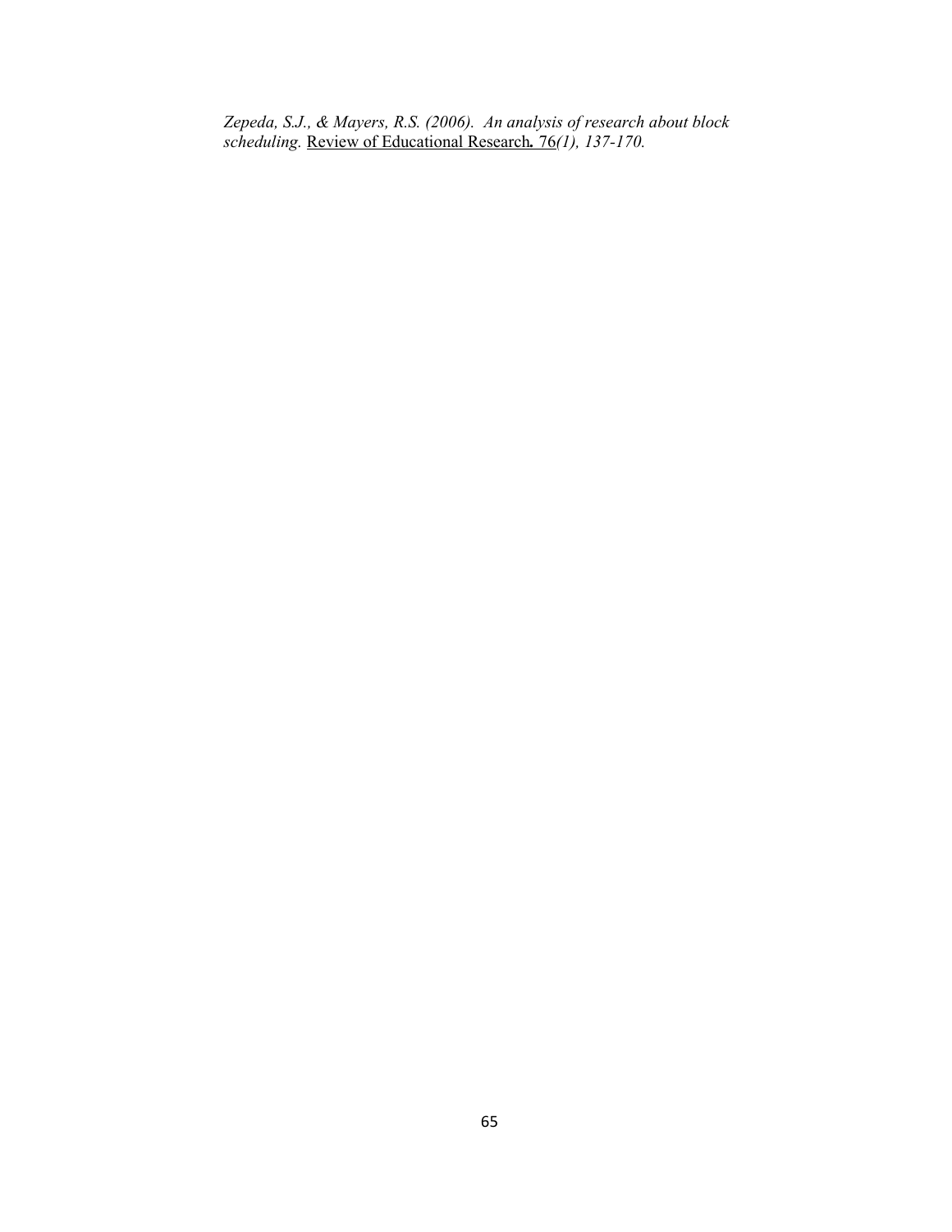*Zepeda, S.J., & Mayers, R.S. (2006). An analysis of research about block scheduling.* Review of Educational Research**.** 76*(1), 137-170.*